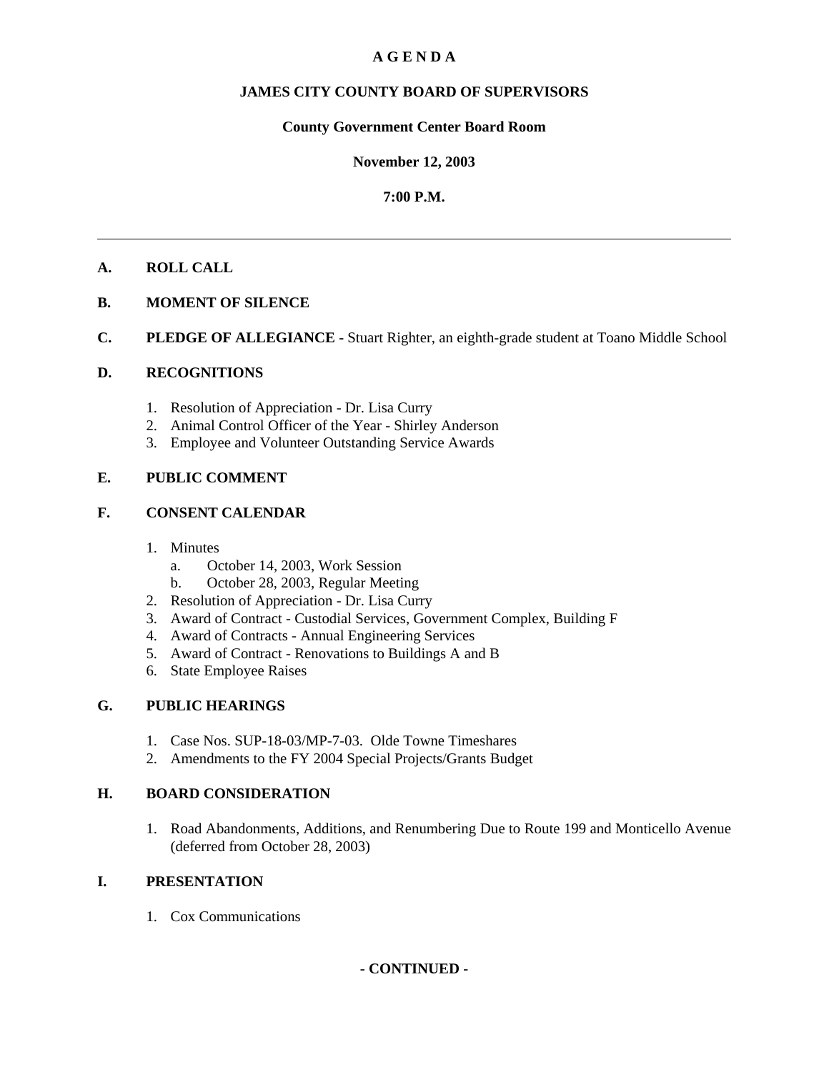# A G E N D A

## JAMES CITY COUNTY BOARD OF SUPERVISORS

### County Government Center Board Room

### November 12, 2003

### 7:00 P.M.

---

**A. ROLL CALL**

**B. MOMENT OF SILENCE**

**C. PLEDGE OF ALLEGIANCE -** Stuart Righter, an eighth-grade student at Toano Middle School

**D. RECOGNITIONS**

1. Resolution of Appreciation - Dr. Lisa Curry
2. Animal Control Officer of the Year - Shirley Anderson
3. Employee and Volunteer Outstanding Service Awards

**E. PUBLIC COMMENT**

**F. CONSENT CALENDAR**

1. Minutes
   a. October 14, 2003, Work Session
   b. October 28, 2003, Regular Meeting
2. Resolution of Appreciation - Dr. Lisa Curry
3. Award of Contract - Custodial Services, Government Complex, Building F
4. Award of Contracts - Annual Engineering Services
5. Award of Contract - Renovations to Buildings A and B
6. State Employee Raises

**G. PUBLIC HEARINGS**

1. Case Nos. SUP-18-03/MP-7-03. Olde Towne Timeshares
2. Amendments to the FY 2004 Special Projects/Grants Budget

**H. BOARD CONSIDERATION**

1. Road Abandonments, Additions, and Renumbering Due to Route 199 and Monticello Avenue (deferred from October 28, 2003)

**I. PRESENTATION**

1. Cox Communications

**- CONTINUED -**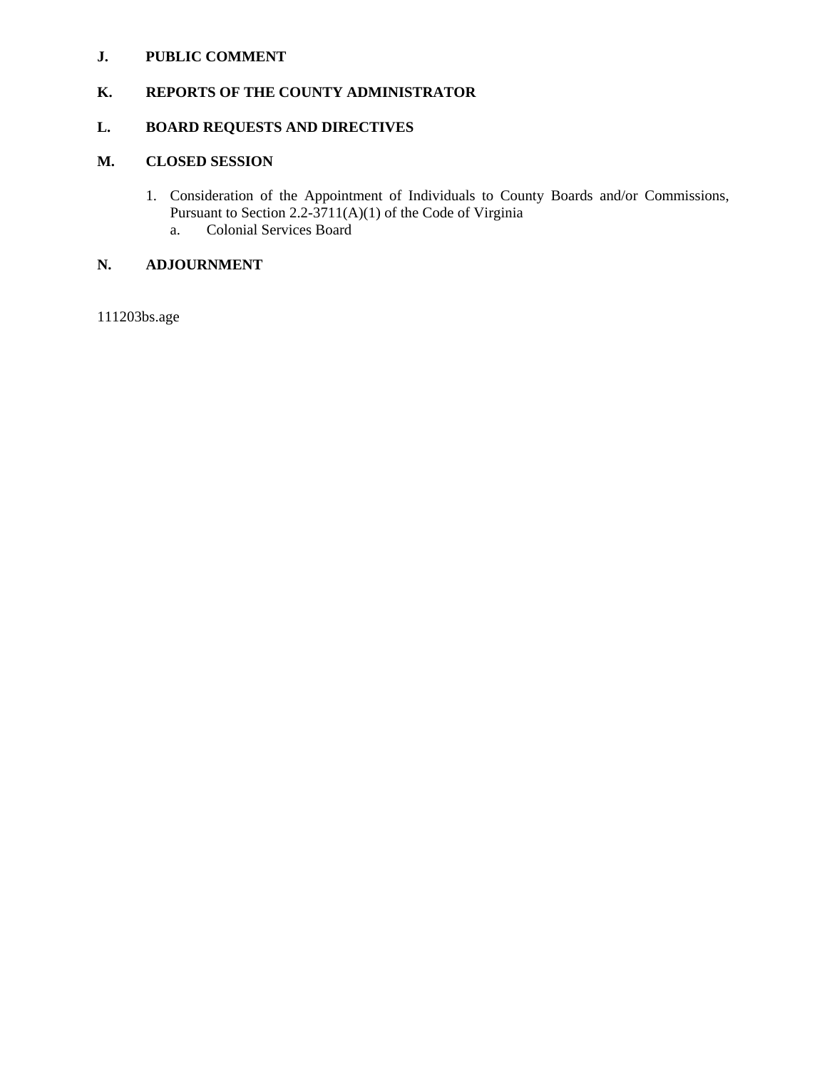**J. PUBLIC COMMENT**

**K. REPORTS OF THE COUNTY ADMINISTRATOR**

**L. BOARD REQUESTS AND DIRECTIVES**

**M. CLOSED SESSION**

1. Consideration of the Appointment of Individuals to County Boards and/or Commissions, Pursuant to Section 2.2-3711(A)(1) of the Code of Virginia
   a. Colonial Services Board

**N. ADJOURNMENT**

111203bs.age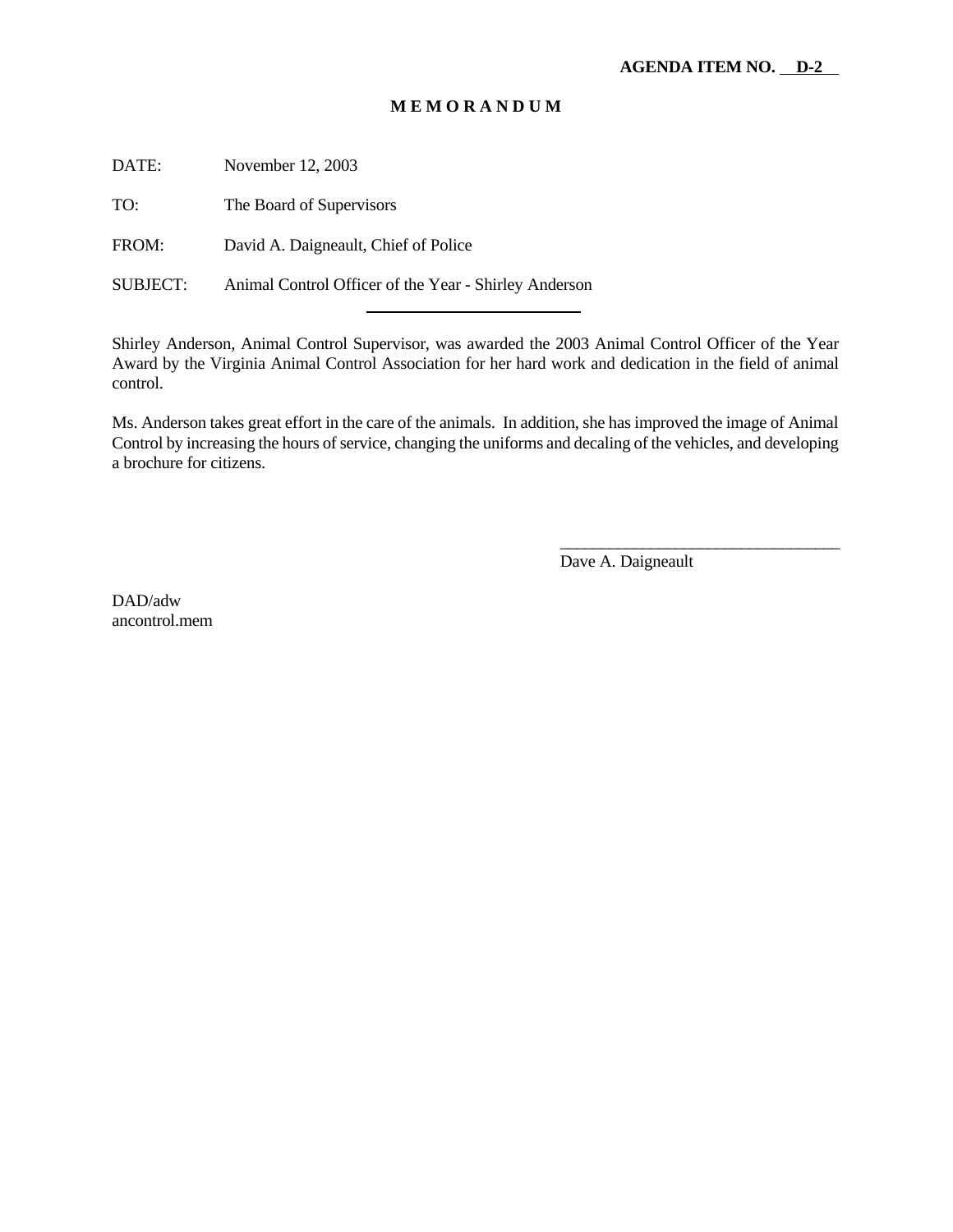**AGENDA ITEM NO. D-2**

# M E M O R A N D U M

DATE: November 12, 2003

TO: The Board of Supervisors

FROM: David A. Daigneault, Chief of Police

SUBJECT: Animal Control Officer of the Year - Shirley Anderson

---

Shirley Anderson, Animal Control Supervisor, was awarded the 2003 Animal Control Officer of the Year Award by the Virginia Animal Control Association for her hard work and dedication in the field of animal control.

Ms. Anderson takes great effort in the care of the animals. In addition, she has improved the image of Animal Control by increasing the hours of service, changing the uniforms and decaling of the vehicles, and developing a brochure for citizens.

\_\_\_\_\_\_\_\_\_\_\_\_\_\_\_\_\_\_\_\_\_\_\_\_\_\_\_\_\_\_\_\_\_\_
Dave A. Daigneault

DAD/adw
ancontrol.mem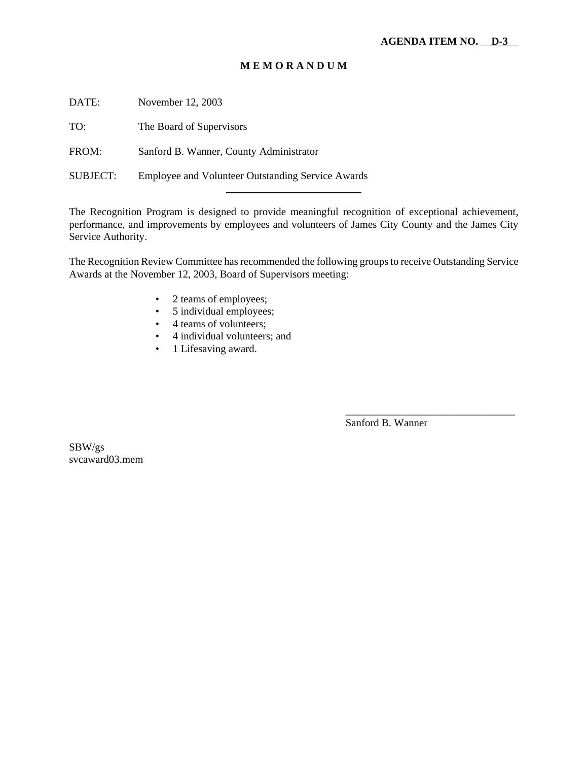**AGENDA ITEM NO. D-3**

# M E M O R A N D U M

DATE: November 12, 2003

TO: The Board of Supervisors

FROM: Sanford B. Wanner, County Administrator

SUBJECT: Employee and Volunteer Outstanding Service Awards

---

The Recognition Program is designed to provide meaningful recognition of exceptional achievement, performance, and improvements by employees and volunteers of James City County and the James City Service Authority.

The Recognition Review Committee has recommended the following groups to receive Outstanding Service Awards at the November 12, 2003, Board of Supervisors meeting:

- 2 teams of employees;
- 5 individual employees;
- 4 teams of volunteers;
- 4 individual volunteers; and
- 1 Lifesaving award.

\_\_\_\_\_\_\_\_\_\_\_\_\_\_\_\_\_\_\_\_\_\_\_\_\_\_\_\_\_\_\_\_

Sanford B. Wanner

SBW/gs
svcaward03.mem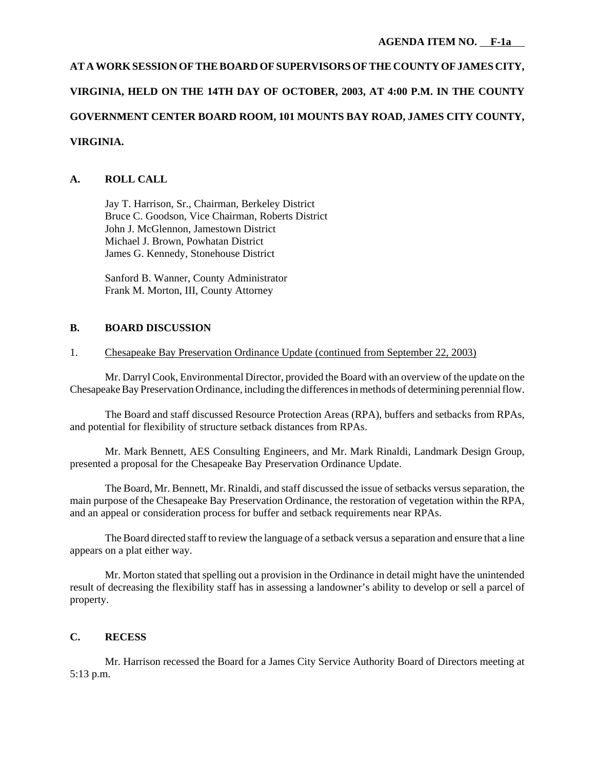**AGENDA ITEM NO. F-1a**

**AT A WORK SESSION OF THE BOARD OF SUPERVISORS OF THE COUNTY OF JAMES CITY, VIRGINIA, HELD ON THE 14TH DAY OF OCTOBER, 2003, AT 4:00 P.M. IN THE COUNTY GOVERNMENT CENTER BOARD ROOM, 101 MOUNTS BAY ROAD, JAMES CITY COUNTY, VIRGINIA.**

## A. ROLL CALL

Jay T. Harrison, Sr., Chairman, Berkeley District
Bruce C. Goodson, Vice Chairman, Roberts District
John J. McGlennon, Jamestown District
Michael J. Brown, Powhatan District
James G. Kennedy, Stonehouse District

Sanford B. Wanner, County Administrator
Frank M. Morton, III, County Attorney

## B. BOARD DISCUSSION

1. Chesapeake Bay Preservation Ordinance Update (continued from September 22, 2003)

Mr. Darryl Cook, Environmental Director, provided the Board with an overview of the update on the Chesapeake Bay Preservation Ordinance, including the differences in methods of determining perennial flow.

The Board and staff discussed Resource Protection Areas (RPA), buffers and setbacks from RPAs, and potential for flexibility of structure setback distances from RPAs.

Mr. Mark Bennett, AES Consulting Engineers, and Mr. Mark Rinaldi, Landmark Design Group, presented a proposal for the Chesapeake Bay Preservation Ordinance Update.

The Board, Mr. Bennett, Mr. Rinaldi, and staff discussed the issue of setbacks versus separation, the main purpose of the Chesapeake Bay Preservation Ordinance, the restoration of vegetation within the RPA, and an appeal or consideration process for buffer and setback requirements near RPAs.

The Board directed staff to review the language of a setback versus a separation and ensure that a line appears on a plat either way.

Mr. Morton stated that spelling out a provision in the Ordinance in detail might have the unintended result of decreasing the flexibility staff has in assessing a landowner's ability to develop or sell a parcel of property.

## C. RECESS

Mr. Harrison recessed the Board for a James City Service Authority Board of Directors meeting at 5:13 p.m.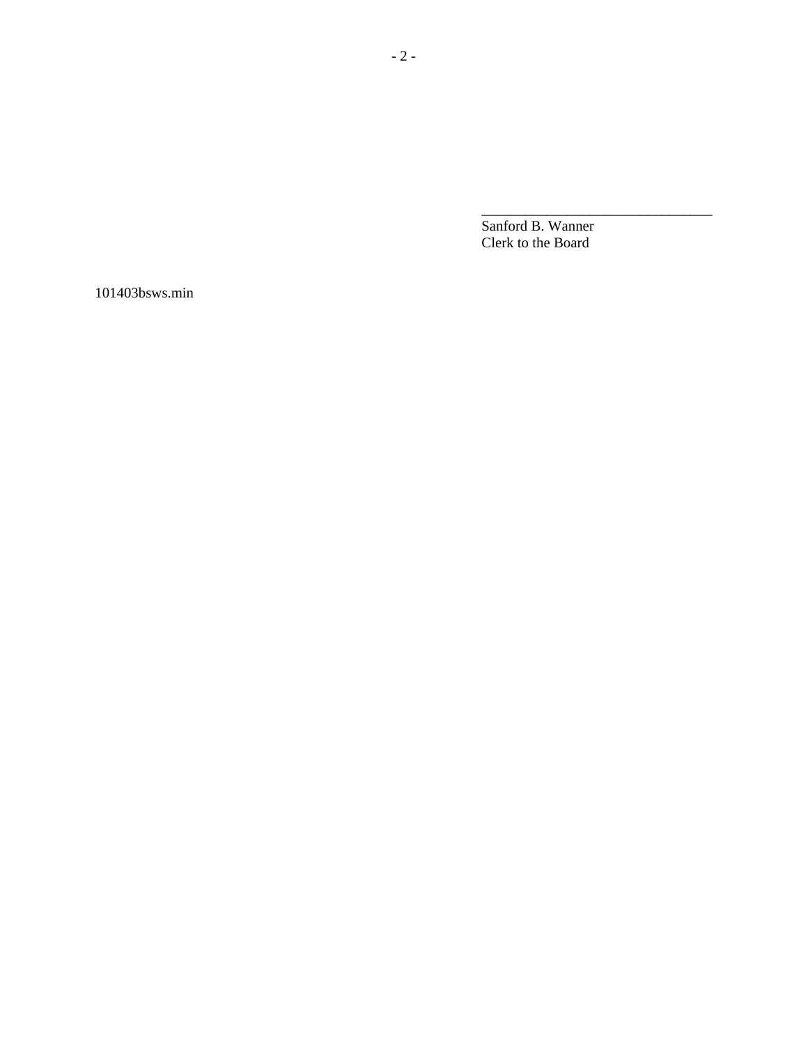\_\_\_\_\_\_\_\_\_\_\_\_\_\_\_\_\_\_\_\_\_\_\_\_\_\_\_\_\_\_\_\_
Sanford B. Wanner
Clerk to the Board

101403bsws.min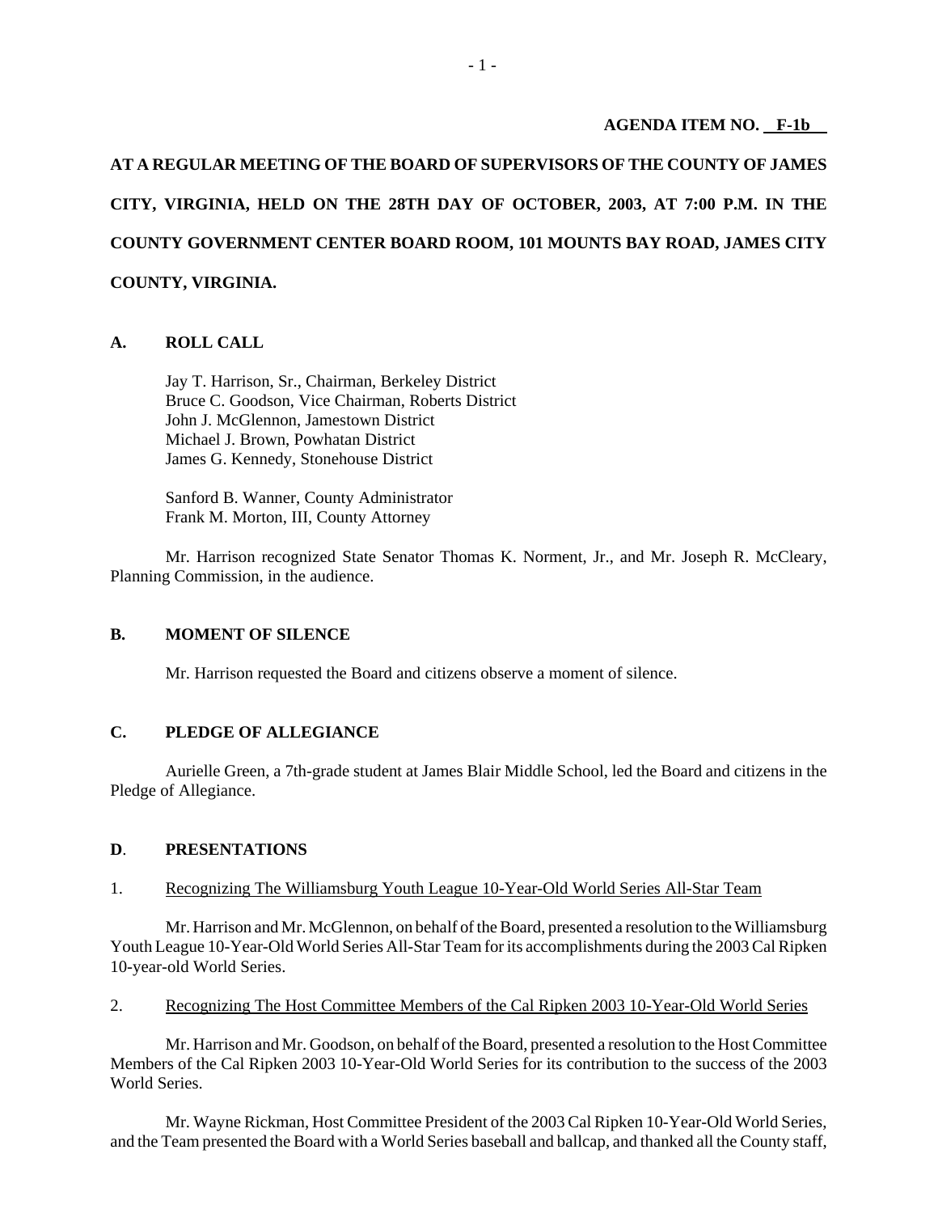**AGENDA ITEM NO. F-1b**

**AT A REGULAR MEETING OF THE BOARD OF SUPERVISORS OF THE COUNTY OF JAMES CITY, VIRGINIA, HELD ON THE 28TH DAY OF OCTOBER, 2003, AT 7:00 P.M. IN THE COUNTY GOVERNMENT CENTER BOARD ROOM, 101 MOUNTS BAY ROAD, JAMES CITY COUNTY, VIRGINIA.**

## A. ROLL CALL

Jay T. Harrison, Sr., Chairman, Berkeley District
Bruce C. Goodson, Vice Chairman, Roberts District
John J. McGlennon, Jamestown District
Michael J. Brown, Powhatan District
James G. Kennedy, Stonehouse District

Sanford B. Wanner, County Administrator
Frank M. Morton, III, County Attorney

Mr. Harrison recognized State Senator Thomas K. Norment, Jr., and Mr. Joseph R. McCleary, Planning Commission, in the audience.

## B. MOMENT OF SILENCE

Mr. Harrison requested the Board and citizens observe a moment of silence.

## C. PLEDGE OF ALLEGIANCE

Aurielle Green, a 7th-grade student at James Blair Middle School, led the Board and citizens in the Pledge of Allegiance.

## D. PRESENTATIONS

1. Recognizing The Williamsburg Youth League 10-Year-Old World Series All-Star Team

Mr. Harrison and Mr. McGlennon, on behalf of the Board, presented a resolution to the Williamsburg Youth League 10-Year-Old World Series All-Star Team for its accomplishments during the 2003 Cal Ripken 10-year-old World Series.

2. Recognizing The Host Committee Members of the Cal Ripken 2003 10-Year-Old World Series

Mr. Harrison and Mr. Goodson, on behalf of the Board, presented a resolution to the Host Committee Members of the Cal Ripken 2003 10-Year-Old World Series for its contribution to the success of the 2003 World Series.

Mr. Wayne Rickman, Host Committee President of the 2003 Cal Ripken 10-Year-Old World Series, and the Team presented the Board with a World Series baseball and ballcap, and thanked all the County staff,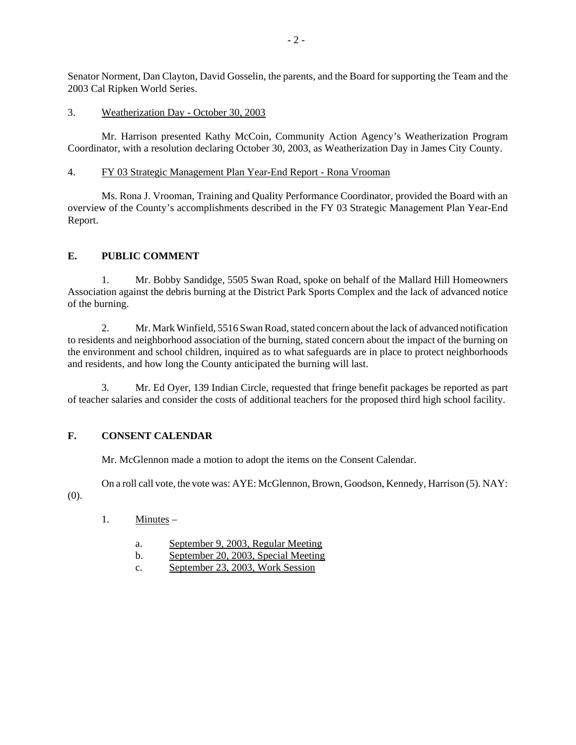Senator Norment, Dan Clayton, David Gosselin, the parents, and the Board for supporting the Team and the 2003 Cal Ripken World Series.

3. Weatherization Day - October 30, 2003

Mr. Harrison presented Kathy McCoin, Community Action Agency's Weatherization Program Coordinator, with a resolution declaring October 30, 2003, as Weatherization Day in James City County.

4. FY 03 Strategic Management Plan Year-End Report - Rona Vrooman

Ms. Rona J. Vrooman, Training and Quality Performance Coordinator, provided the Board with an overview of the County's accomplishments described in the FY 03 Strategic Management Plan Year-End Report.

## E. PUBLIC COMMENT

1. Mr. Bobby Sandidge, 5505 Swan Road, spoke on behalf of the Mallard Hill Homeowners Association against the debris burning at the District Park Sports Complex and the lack of advanced notice of the burning.

2. Mr. Mark Winfield, 5516 Swan Road, stated concern about the lack of advanced notification to residents and neighborhood association of the burning, stated concern about the impact of the burning on the environment and school children, inquired as to what safeguards are in place to protect neighborhoods and residents, and how long the County anticipated the burning will last.

3. Mr. Ed Oyer, 139 Indian Circle, requested that fringe benefit packages be reported as part of teacher salaries and consider the costs of additional teachers for the proposed third high school facility.

## F. CONSENT CALENDAR

Mr. McGlennon made a motion to adopt the items on the Consent Calendar.

On a roll call vote, the vote was: AYE: McGlennon, Brown, Goodson, Kennedy, Harrison (5). NAY: (0).

1. Minutes –

   a. September 9, 2003, Regular Meeting
   b. September 20, 2003, Special Meeting
   c. September 23, 2003, Work Session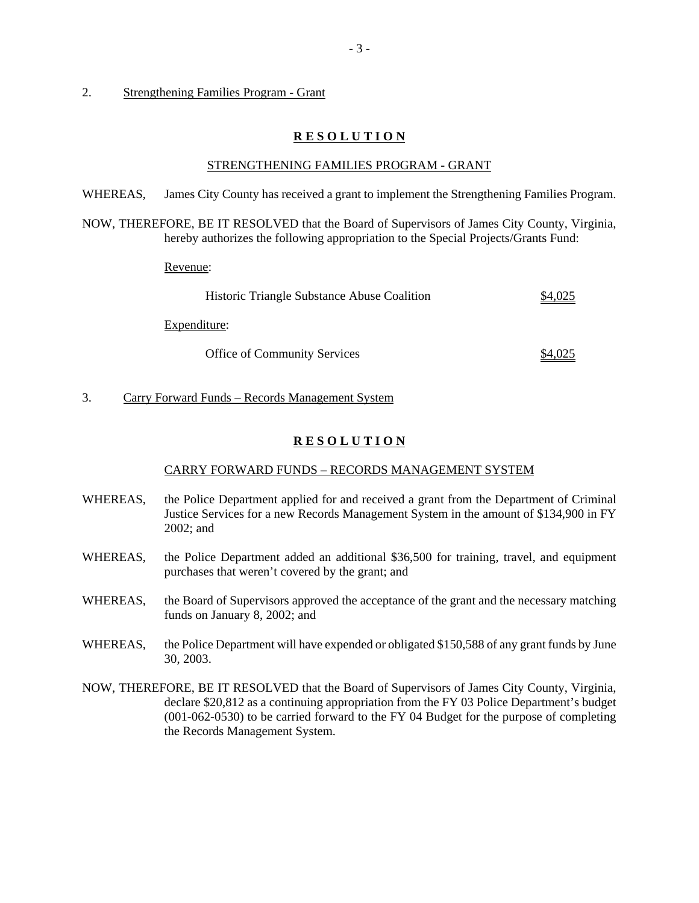2. Strengthening Families Program - Grant

**R E S O L U T I O N**

STRENGTHENING FAMILIES PROGRAM - GRANT

WHEREAS, James City County has received a grant to implement the Strengthening Families Program.

NOW, THEREFORE, BE IT RESOLVED that the Board of Supervisors of James City County, Virginia, hereby authorizes the following appropriation to the Special Projects/Grants Fund:

Revenue:

| | |
|---|---|
| Historic Triangle Substance Abuse Coalition | $4,025 |

Expenditure:

| | |
|---|---|
| Office of Community Services | $4,025 |

3. Carry Forward Funds – Records Management System

**R E S O L U T I O N**

CARRY FORWARD FUNDS – RECORDS MANAGEMENT SYSTEM

WHEREAS, the Police Department applied for and received a grant from the Department of Criminal Justice Services for a new Records Management System in the amount of $134,900 in FY 2002; and

WHEREAS, the Police Department added an additional $36,500 for training, travel, and equipment purchases that weren't covered by the grant; and

WHEREAS, the Board of Supervisors approved the acceptance of the grant and the necessary matching funds on January 8, 2002; and

WHEREAS, the Police Department will have expended or obligated $150,588 of any grant funds by June 30, 2003.

NOW, THEREFORE, BE IT RESOLVED that the Board of Supervisors of James City County, Virginia, declare $20,812 as a continuing appropriation from the FY 03 Police Department's budget (001-062-0530) to be carried forward to the FY 04 Budget for the purpose of completing the Records Management System.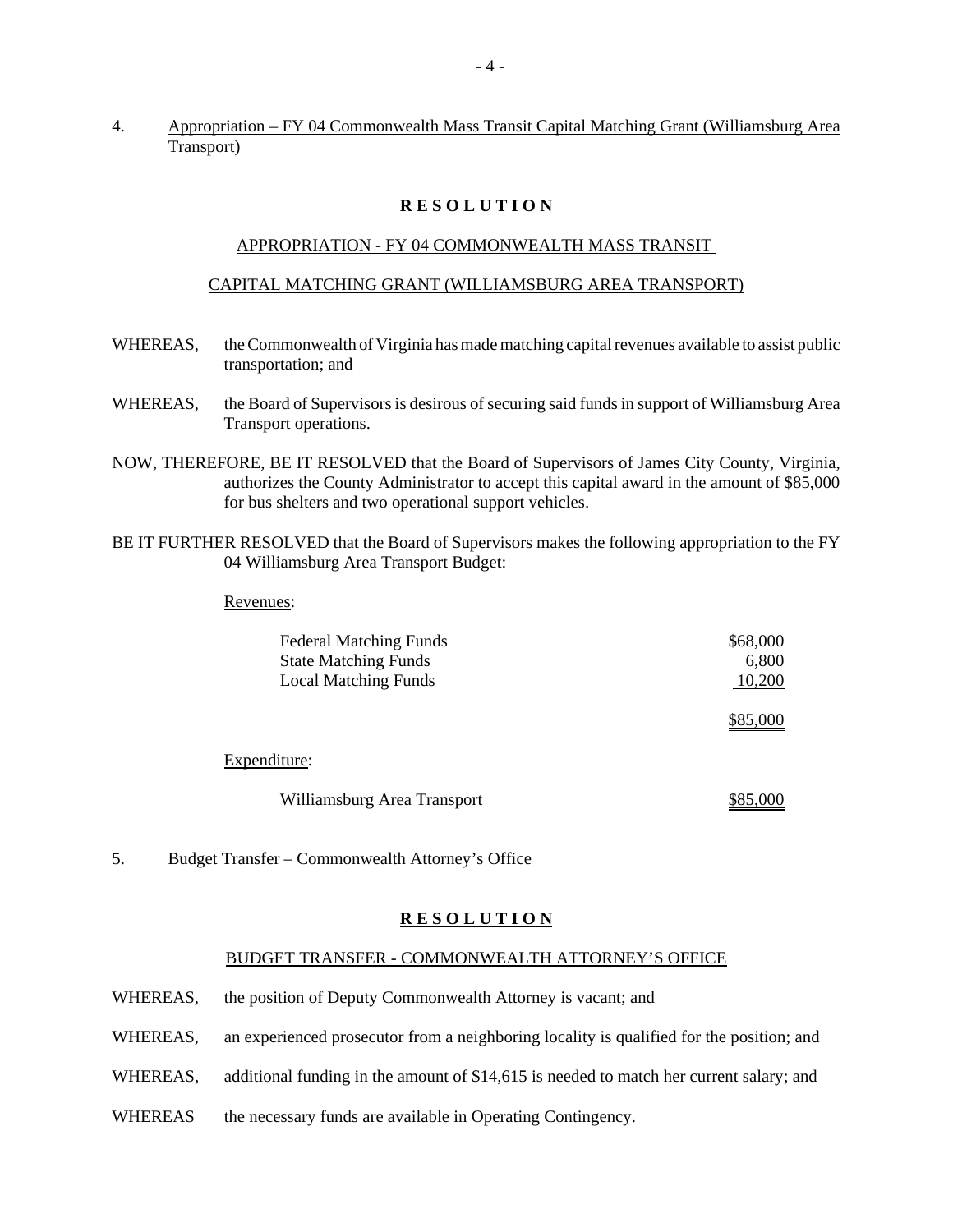4. Appropriation – FY 04 Commonwealth Mass Transit Capital Matching Grant (Williamsburg Area Transport)

## R E S O L U T I O N

### APPROPRIATION - FY 04 COMMONWEALTH MASS TRANSIT CAPITAL MATCHING GRANT (WILLIAMSBURG AREA TRANSPORT)

WHEREAS, the Commonwealth of Virginia has made matching capital revenues available to assist public transportation; and

WHEREAS, the Board of Supervisors is desirous of securing said funds in support of Williamsburg Area Transport operations.

NOW, THEREFORE, BE IT RESOLVED that the Board of Supervisors of James City County, Virginia, authorizes the County Administrator to accept this capital award in the amount of $85,000 for bus shelters and two operational support vehicles.

BE IT FURTHER RESOLVED that the Board of Supervisors makes the following appropriation to the FY 04 Williamsburg Area Transport Budget:

Revenues:

| | |
|---|---|
| Federal Matching Funds | $68,000 |
| State Matching Funds | 6,800 |
| Local Matching Funds | 10,200 |
| | $85,000 |

Expenditure:

| | |
|---|---|
| Williamsburg Area Transport | $85,000 |

5. Budget Transfer – Commonwealth Attorney's Office

## R E S O L U T I O N

### BUDGET TRANSFER - COMMONWEALTH ATTORNEY'S OFFICE

WHEREAS, the position of Deputy Commonwealth Attorney is vacant; and

WHEREAS, an experienced prosecutor from a neighboring locality is qualified for the position; and

WHEREAS, additional funding in the amount of $14,615 is needed to match her current salary; and

WHEREAS the necessary funds are available in Operating Contingency.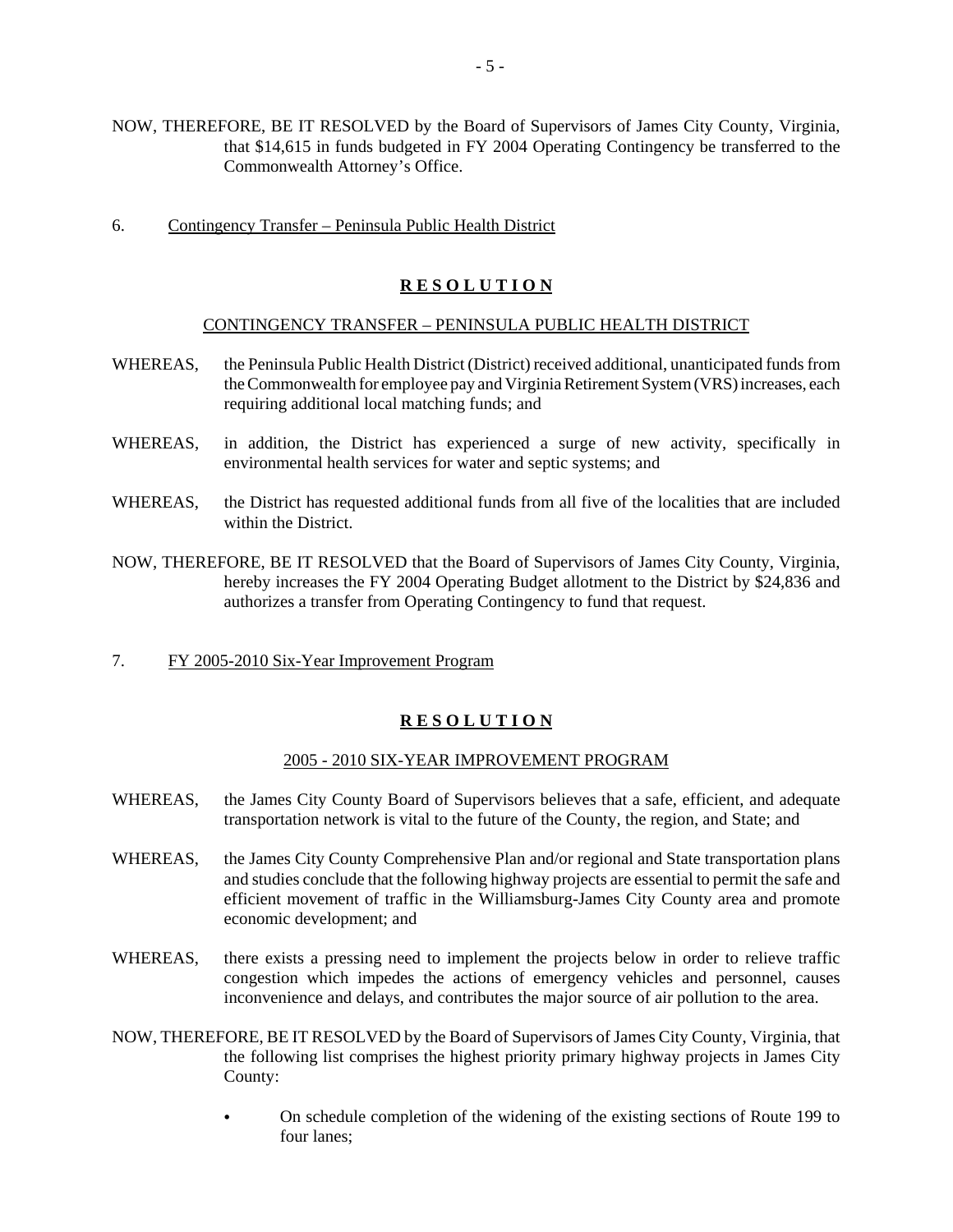NOW, THEREFORE, BE IT RESOLVED by the Board of Supervisors of James City County, Virginia, that $14,615 in funds budgeted in FY 2004 Operating Contingency be transferred to the Commonwealth Attorney's Office.

6. Contingency Transfer – Peninsula Public Health District

**R E S O L U T I O N**

CONTINGENCY TRANSFER – PENINSULA PUBLIC HEALTH DISTRICT

WHEREAS, the Peninsula Public Health District (District) received additional, unanticipated funds from the Commonwealth for employee pay and Virginia Retirement System (VRS) increases, each requiring additional local matching funds; and

WHEREAS, in addition, the District has experienced a surge of new activity, specifically in environmental health services for water and septic systems; and

WHEREAS, the District has requested additional funds from all five of the localities that are included within the District.

NOW, THEREFORE, BE IT RESOLVED that the Board of Supervisors of James City County, Virginia, hereby increases the FY 2004 Operating Budget allotment to the District by $24,836 and authorizes a transfer from Operating Contingency to fund that request.

7. FY 2005-2010 Six-Year Improvement Program

**R E S O L U T I O N**

2005 - 2010 SIX-YEAR IMPROVEMENT PROGRAM

WHEREAS, the James City County Board of Supervisors believes that a safe, efficient, and adequate transportation network is vital to the future of the County, the region, and State; and

WHEREAS, the James City County Comprehensive Plan and/or regional and State transportation plans and studies conclude that the following highway projects are essential to permit the safe and efficient movement of traffic in the Williamsburg-James City County area and promote economic development; and

WHEREAS, there exists a pressing need to implement the projects below in order to relieve traffic congestion which impedes the actions of emergency vehicles and personnel, causes inconvenience and delays, and contributes the major source of air pollution to the area.

NOW, THEREFORE, BE IT RESOLVED by the Board of Supervisors of James City County, Virginia, that the following list comprises the highest priority primary highway projects in James City County:

- On schedule completion of the widening of the existing sections of Route 199 to four lanes;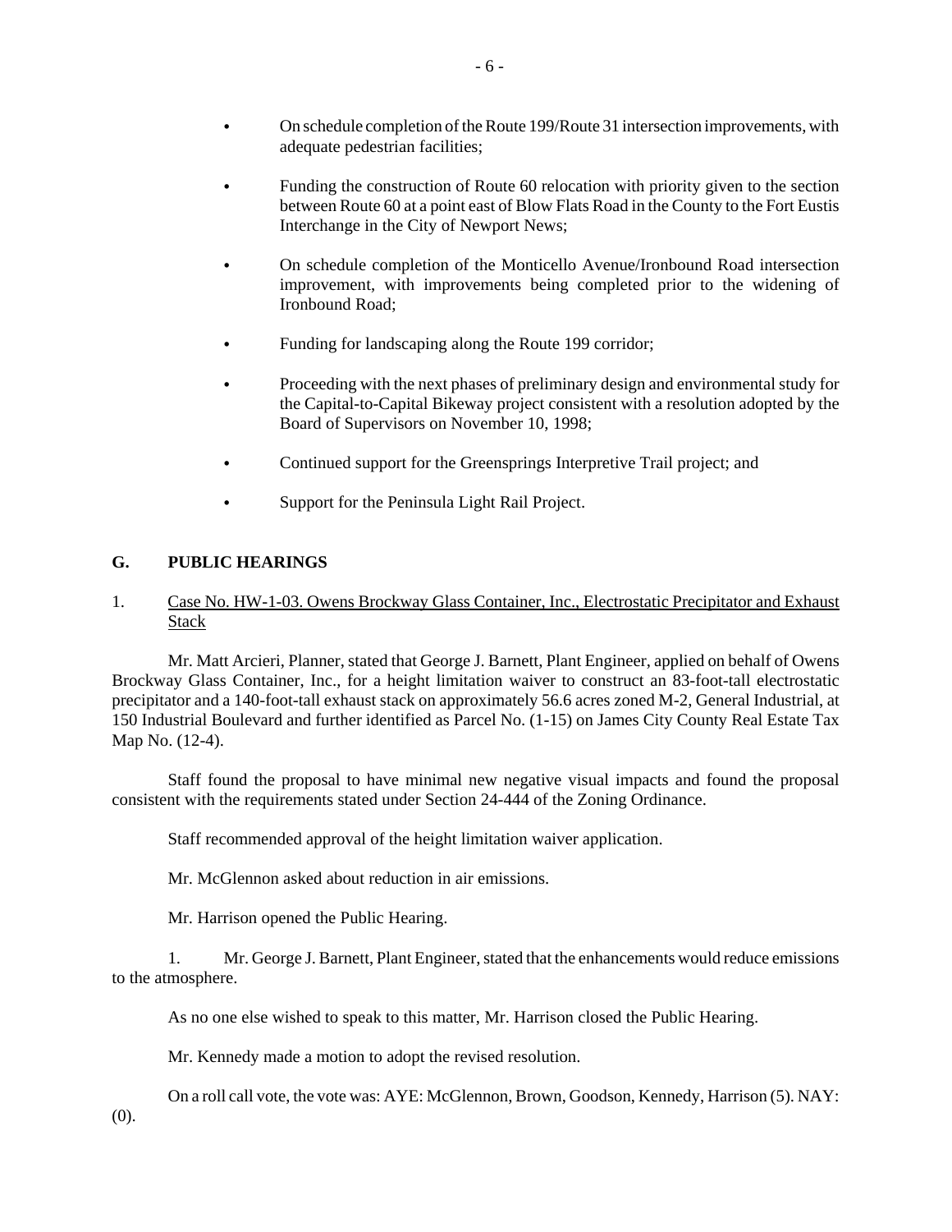- On schedule completion of the Route 199/Route 31 intersection improvements, with adequate pedestrian facilities;
- Funding the construction of Route 60 relocation with priority given to the section between Route 60 at a point east of Blow Flats Road in the County to the Fort Eustis Interchange in the City of Newport News;
- On schedule completion of the Monticello Avenue/Ironbound Road intersection improvement, with improvements being completed prior to the widening of Ironbound Road;
- Funding for landscaping along the Route 199 corridor;
- Proceeding with the next phases of preliminary design and environmental study for the Capital-to-Capital Bikeway project consistent with a resolution adopted by the Board of Supervisors on November 10, 1998;
- Continued support for the Greensprings Interpretive Trail project; and
- Support for the Peninsula Light Rail Project.

## G. PUBLIC HEARINGS

1. Case No. HW-1-03. Owens Brockway Glass Container, Inc., Electrostatic Precipitator and Exhaust Stack

Mr. Matt Arcieri, Planner, stated that George J. Barnett, Plant Engineer, applied on behalf of Owens Brockway Glass Container, Inc., for a height limitation waiver to construct an 83-foot-tall electrostatic precipitator and a 140-foot-tall exhaust stack on approximately 56.6 acres zoned M-2, General Industrial, at 150 Industrial Boulevard and further identified as Parcel No. (1-15) on James City County Real Estate Tax Map No. (12-4).

Staff found the proposal to have minimal new negative visual impacts and found the proposal consistent with the requirements stated under Section 24-444 of the Zoning Ordinance.

Staff recommended approval of the height limitation waiver application.

Mr. McGlennon asked about reduction in air emissions.

Mr. Harrison opened the Public Hearing.

1. Mr. George J. Barnett, Plant Engineer, stated that the enhancements would reduce emissions to the atmosphere.

As no one else wished to speak to this matter, Mr. Harrison closed the Public Hearing.

Mr. Kennedy made a motion to adopt the revised resolution.

On a roll call vote, the vote was: AYE: McGlennon, Brown, Goodson, Kennedy, Harrison (5). NAY: (0).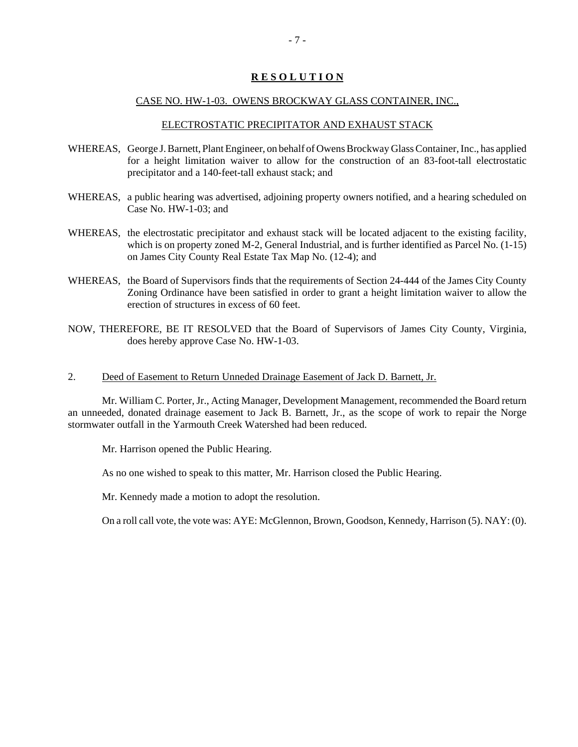**R E S O L U T I O N**

CASE NO. HW-1-03. OWENS BROCKWAY GLASS CONTAINER, INC.,

ELECTROSTATIC PRECIPITATOR AND EXHAUST STACK

WHEREAS, George J. Barnett, Plant Engineer, on behalf of Owens Brockway Glass Container, Inc., has applied for a height limitation waiver to allow for the construction of an 83-foot-tall electrostatic precipitator and a 140-feet-tall exhaust stack; and

WHEREAS, a public hearing was advertised, adjoining property owners notified, and a hearing scheduled on Case No. HW-1-03; and

WHEREAS, the electrostatic precipitator and exhaust stack will be located adjacent to the existing facility, which is on property zoned M-2, General Industrial, and is further identified as Parcel No. (1-15) on James City County Real Estate Tax Map No. (12-4); and

WHEREAS, the Board of Supervisors finds that the requirements of Section 24-444 of the James City County Zoning Ordinance have been satisfied in order to grant a height limitation waiver to allow the erection of structures in excess of 60 feet.

NOW, THEREFORE, BE IT RESOLVED that the Board of Supervisors of James City County, Virginia, does hereby approve Case No. HW-1-03.

2. Deed of Easement to Return Unneded Drainage Easement of Jack D. Barnett, Jr.

Mr. William C. Porter, Jr., Acting Manager, Development Management, recommended the Board return an unneeded, donated drainage easement to Jack B. Barnett, Jr., as the scope of work to repair the Norge stormwater outfall in the Yarmouth Creek Watershed had been reduced.

Mr. Harrison opened the Public Hearing.

As no one wished to speak to this matter, Mr. Harrison closed the Public Hearing.

Mr. Kennedy made a motion to adopt the resolution.

On a roll call vote, the vote was: AYE: McGlennon, Brown, Goodson, Kennedy, Harrison (5). NAY: (0).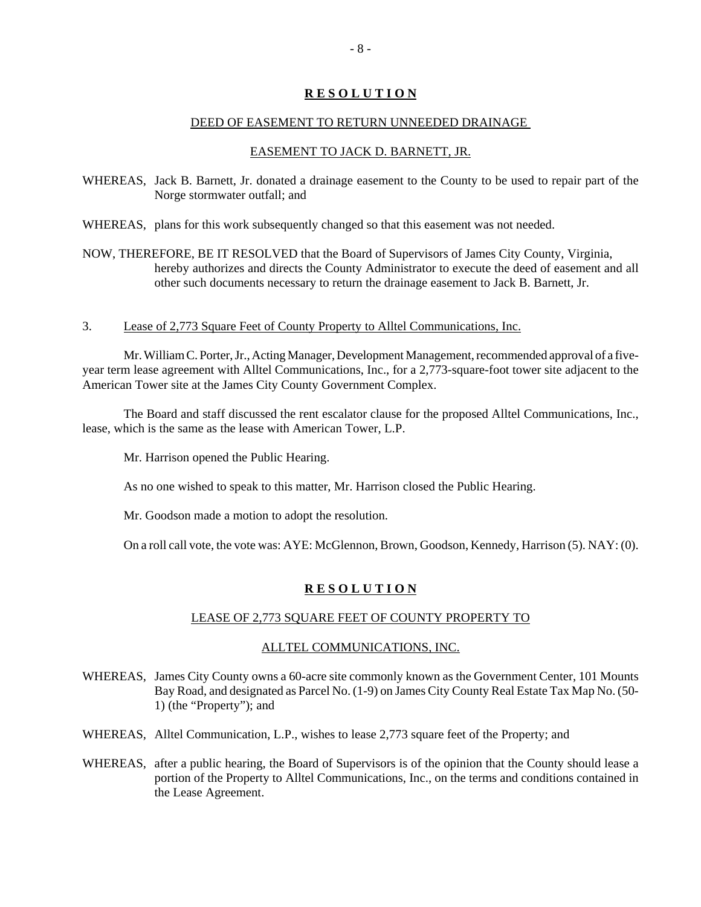**R E S O L U T I O N**

DEED OF EASEMENT TO RETURN UNNEEDED DRAINAGE

EASEMENT TO JACK D. BARNETT, JR.

WHEREAS, Jack B. Barnett, Jr. donated a drainage easement to the County to be used to repair part of the Norge stormwater outfall; and

WHEREAS, plans for this work subsequently changed so that this easement was not needed.

NOW, THEREFORE, BE IT RESOLVED that the Board of Supervisors of James City County, Virginia, hereby authorizes and directs the County Administrator to execute the deed of easement and all other such documents necessary to return the drainage easement to Jack B. Barnett, Jr.

3. Lease of 2,773 Square Feet of County Property to Alltel Communications, Inc.

Mr. William C. Porter, Jr., Acting Manager, Development Management, recommended approval of a five-year term lease agreement with Alltel Communications, Inc., for a 2,773-square-foot tower site adjacent to the American Tower site at the James City County Government Complex.

The Board and staff discussed the rent escalator clause for the proposed Alltel Communications, Inc., lease, which is the same as the lease with American Tower, L.P.

Mr. Harrison opened the Public Hearing.

As no one wished to speak to this matter, Mr. Harrison closed the Public Hearing.

Mr. Goodson made a motion to adopt the resolution.

On a roll call vote, the vote was: AYE: McGlennon, Brown, Goodson, Kennedy, Harrison (5). NAY: (0).

**R E S O L U T I O N**

LEASE OF 2,773 SQUARE FEET OF COUNTY PROPERTY TO

ALLTEL COMMUNICATIONS, INC.

WHEREAS, James City County owns a 60-acre site commonly known as the Government Center, 101 Mounts Bay Road, and designated as Parcel No. (1-9) on James City County Real Estate Tax Map No. (50-1) (the "Property"); and

WHEREAS, Alltel Communication, L.P., wishes to lease 2,773 square feet of the Property; and

WHEREAS, after a public hearing, the Board of Supervisors is of the opinion that the County should lease a portion of the Property to Alltel Communications, Inc., on the terms and conditions contained in the Lease Agreement.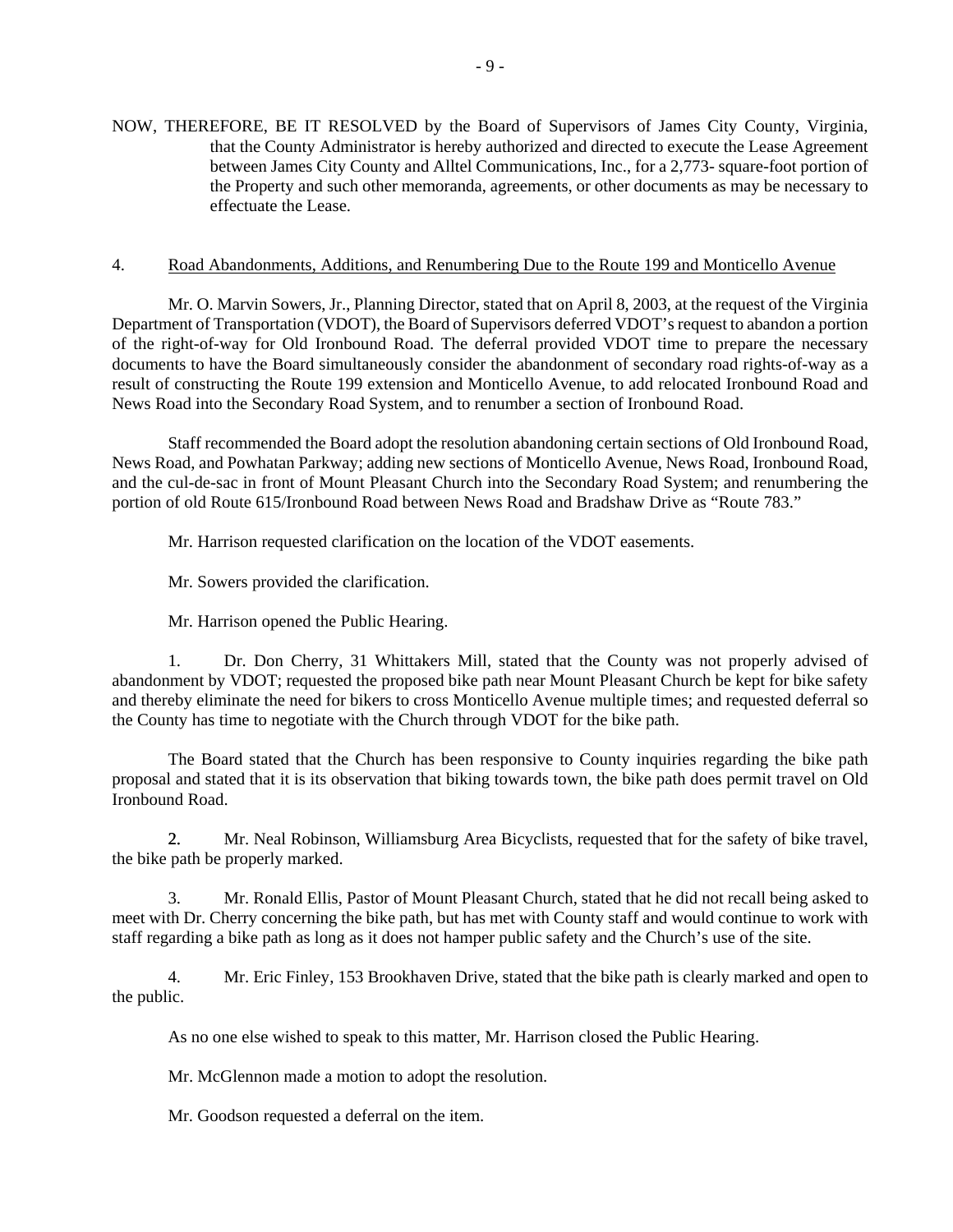NOW, THEREFORE, BE IT RESOLVED by the Board of Supervisors of James City County, Virginia, that the County Administrator is hereby authorized and directed to execute the Lease Agreement between James City County and Alltel Communications, Inc., for a 2,773- square-foot portion of the Property and such other memoranda, agreements, or other documents as may be necessary to effectuate the Lease.

4. Road Abandonments, Additions, and Renumbering Due to the Route 199 and Monticello Avenue

Mr. O. Marvin Sowers, Jr., Planning Director, stated that on April 8, 2003, at the request of the Virginia Department of Transportation (VDOT), the Board of Supervisors deferred VDOT's request to abandon a portion of the right-of-way for Old Ironbound Road. The deferral provided VDOT time to prepare the necessary documents to have the Board simultaneously consider the abandonment of secondary road rights-of-way as a result of constructing the Route 199 extension and Monticello Avenue, to add relocated Ironbound Road and News Road into the Secondary Road System, and to renumber a section of Ironbound Road.

Staff recommended the Board adopt the resolution abandoning certain sections of Old Ironbound Road, News Road, and Powhatan Parkway; adding new sections of Monticello Avenue, News Road, Ironbound Road, and the cul-de-sac in front of Mount Pleasant Church into the Secondary Road System; and renumbering the portion of old Route 615/Ironbound Road between News Road and Bradshaw Drive as "Route 783."

Mr. Harrison requested clarification on the location of the VDOT easements.

Mr. Sowers provided the clarification.

Mr. Harrison opened the Public Hearing.

1. Dr. Don Cherry, 31 Whittakers Mill, stated that the County was not properly advised of abandonment by VDOT; requested the proposed bike path near Mount Pleasant Church be kept for bike safety and thereby eliminate the need for bikers to cross Monticello Avenue multiple times; and requested deferral so the County has time to negotiate with the Church through VDOT for the bike path.

The Board stated that the Church has been responsive to County inquiries regarding the bike path proposal and stated that it is its observation that biking towards town, the bike path does permit travel on Old Ironbound Road.

2. Mr. Neal Robinson, Williamsburg Area Bicyclists, requested that for the safety of bike travel, the bike path be properly marked.

3. Mr. Ronald Ellis, Pastor of Mount Pleasant Church, stated that he did not recall being asked to meet with Dr. Cherry concerning the bike path, but has met with County staff and would continue to work with staff regarding a bike path as long as it does not hamper public safety and the Church's use of the site.

4. Mr. Eric Finley, 153 Brookhaven Drive, stated that the bike path is clearly marked and open to the public.

As no one else wished to speak to this matter, Mr. Harrison closed the Public Hearing.

Mr. McGlennon made a motion to adopt the resolution.

Mr. Goodson requested a deferral on the item.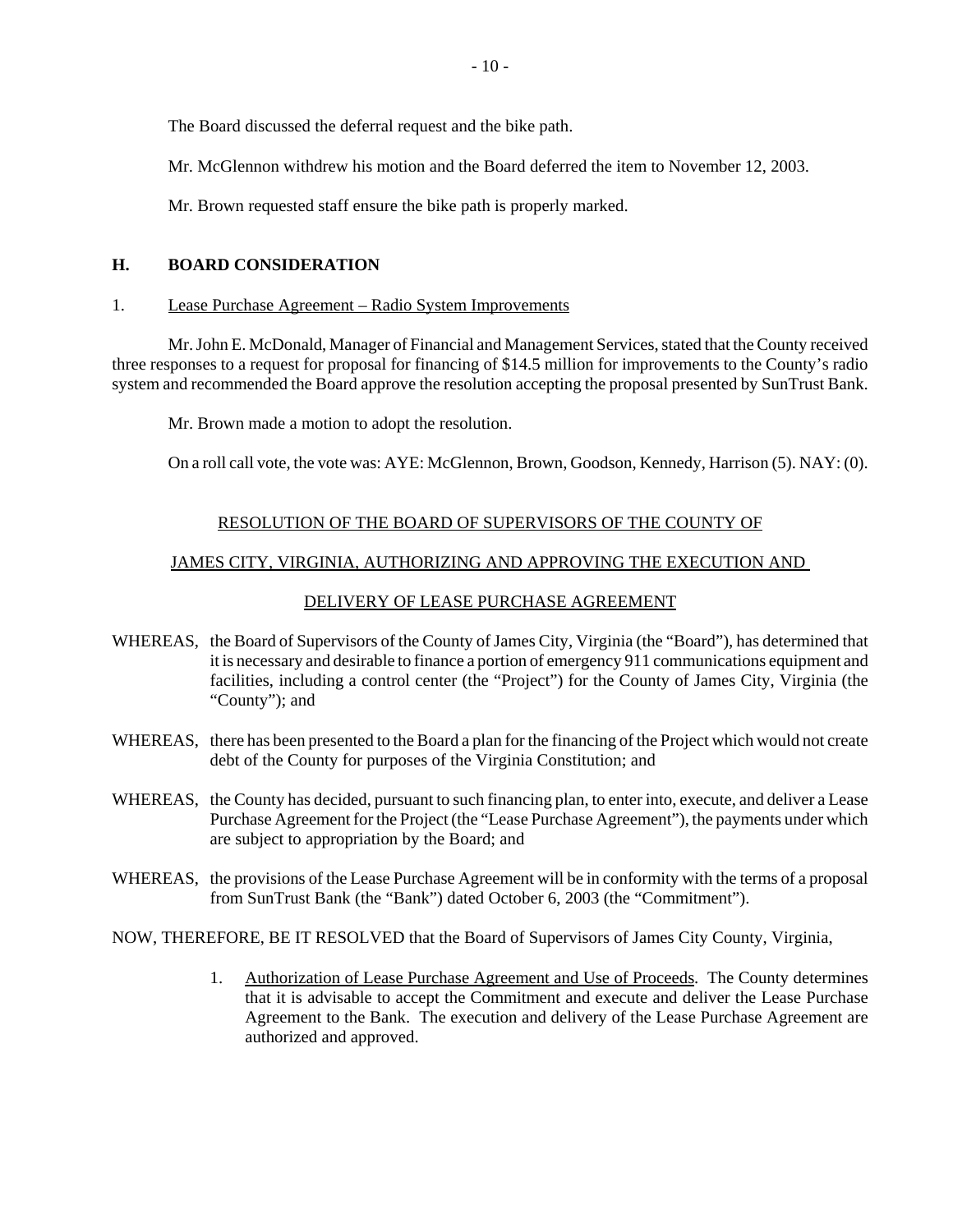The Board discussed the deferral request and the bike path.

Mr. McGlennon withdrew his motion and the Board deferred the item to November 12, 2003.

Mr. Brown requested staff ensure the bike path is properly marked.

## H. BOARD CONSIDERATION

1. Lease Purchase Agreement – Radio System Improvements

Mr. John E. McDonald, Manager of Financial and Management Services, stated that the County received three responses to a request for proposal for financing of $14.5 million for improvements to the County's radio system and recommended the Board approve the resolution accepting the proposal presented by SunTrust Bank.

Mr. Brown made a motion to adopt the resolution.

On a roll call vote, the vote was: AYE: McGlennon, Brown, Goodson, Kennedy, Harrison (5). NAY: (0).

RESOLUTION OF THE BOARD OF SUPERVISORS OF THE COUNTY OF

JAMES CITY, VIRGINIA, AUTHORIZING AND APPROVING THE EXECUTION AND

DELIVERY OF LEASE PURCHASE AGREEMENT

WHEREAS, the Board of Supervisors of the County of James City, Virginia (the "Board"), has determined that it is necessary and desirable to finance a portion of emergency 911 communications equipment and facilities, including a control center (the "Project") for the County of James City, Virginia (the "County"); and

WHEREAS, there has been presented to the Board a plan for the financing of the Project which would not create debt of the County for purposes of the Virginia Constitution; and

WHEREAS, the County has decided, pursuant to such financing plan, to enter into, execute, and deliver a Lease Purchase Agreement for the Project (the "Lease Purchase Agreement"), the payments under which are subject to appropriation by the Board; and

WHEREAS, the provisions of the Lease Purchase Agreement will be in conformity with the terms of a proposal from SunTrust Bank (the "Bank") dated October 6, 2003 (the "Commitment").

NOW, THEREFORE, BE IT RESOLVED that the Board of Supervisors of James City County, Virginia,

1. Authorization of Lease Purchase Agreement and Use of Proceeds. The County determines that it is advisable to accept the Commitment and execute and deliver the Lease Purchase Agreement to the Bank. The execution and delivery of the Lease Purchase Agreement are authorized and approved.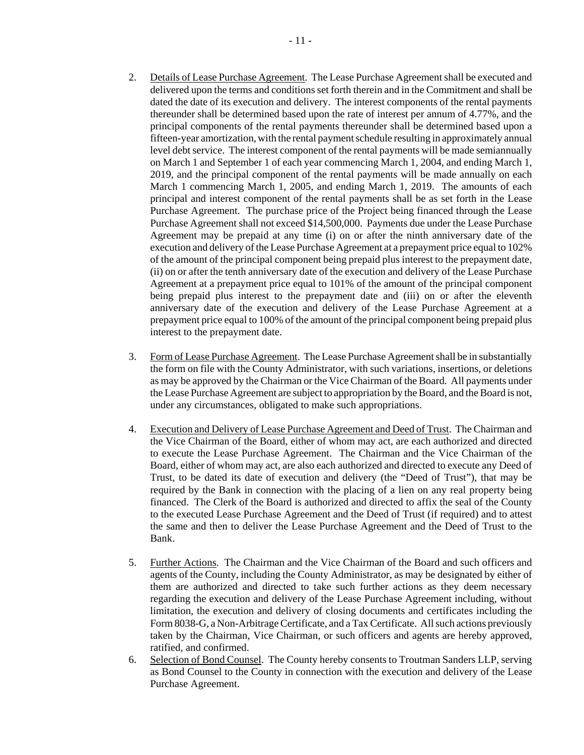2. Details of Lease Purchase Agreement. The Lease Purchase Agreement shall be executed and delivered upon the terms and conditions set forth therein and in the Commitment and shall be dated the date of its execution and delivery. The interest components of the rental payments thereunder shall be determined based upon the rate of interest per annum of 4.77%, and the principal components of the rental payments thereunder shall be determined based upon a fifteen-year amortization, with the rental payment schedule resulting in approximately annual level debt service. The interest component of the rental payments will be made semiannually on March 1 and September 1 of each year commencing March 1, 2004, and ending March 1, 2019, and the principal component of the rental payments will be made annually on each March 1 commencing March 1, 2005, and ending March 1, 2019. The amounts of each principal and interest component of the rental payments shall be as set forth in the Lease Purchase Agreement. The purchase price of the Project being financed through the Lease Purchase Agreement shall not exceed $14,500,000. Payments due under the Lease Purchase Agreement may be prepaid at any time (i) on or after the ninth anniversary date of the execution and delivery of the Lease Purchase Agreement at a prepayment price equal to 102% of the amount of the principal component being prepaid plus interest to the prepayment date, (ii) on or after the tenth anniversary date of the execution and delivery of the Lease Purchase Agreement at a prepayment price equal to 101% of the amount of the principal component being prepaid plus interest to the prepayment date and (iii) on or after the eleventh anniversary date of the execution and delivery of the Lease Purchase Agreement at a prepayment price equal to 100% of the amount of the principal component being prepaid plus interest to the prepayment date.

3. Form of Lease Purchase Agreement. The Lease Purchase Agreement shall be in substantially the form on file with the County Administrator, with such variations, insertions, or deletions as may be approved by the Chairman or the Vice Chairman of the Board. All payments under the Lease Purchase Agreement are subject to appropriation by the Board, and the Board is not, under any circumstances, obligated to make such appropriations.

4. Execution and Delivery of Lease Purchase Agreement and Deed of Trust. The Chairman and the Vice Chairman of the Board, either of whom may act, are each authorized and directed to execute the Lease Purchase Agreement. The Chairman and the Vice Chairman of the Board, either of whom may act, are also each authorized and directed to execute any Deed of Trust, to be dated its date of execution and delivery (the "Deed of Trust"), that may be required by the Bank in connection with the placing of a lien on any real property being financed. The Clerk of the Board is authorized and directed to affix the seal of the County to the executed Lease Purchase Agreement and the Deed of Trust (if required) and to attest the same and then to deliver the Lease Purchase Agreement and the Deed of Trust to the Bank.

5. Further Actions. The Chairman and the Vice Chairman of the Board and such officers and agents of the County, including the County Administrator, as may be designated by either of them are authorized and directed to take such further actions as they deem necessary regarding the execution and delivery of the Lease Purchase Agreement including, without limitation, the execution and delivery of closing documents and certificates including the Form 8038-G, a Non-Arbitrage Certificate, and a Tax Certificate. All such actions previously taken by the Chairman, Vice Chairman, or such officers and agents are hereby approved, ratified, and confirmed.

6. Selection of Bond Counsel. The County hereby consents to Troutman Sanders LLP, serving as Bond Counsel to the County in connection with the execution and delivery of the Lease Purchase Agreement.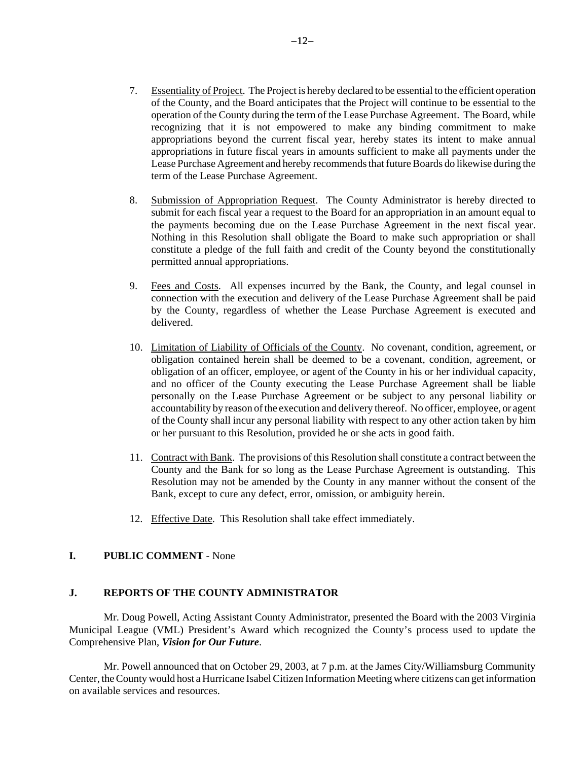7. Essentiality of Project. The Project is hereby declared to be essential to the efficient operation of the County, and the Board anticipates that the Project will continue to be essential to the operation of the County during the term of the Lease Purchase Agreement. The Board, while recognizing that it is not empowered to make any binding commitment to make appropriations beyond the current fiscal year, hereby states its intent to make annual appropriations in future fiscal years in amounts sufficient to make all payments under the Lease Purchase Agreement and hereby recommends that future Boards do likewise during the term of the Lease Purchase Agreement.

8. Submission of Appropriation Request. The County Administrator is hereby directed to submit for each fiscal year a request to the Board for an appropriation in an amount equal to the payments becoming due on the Lease Purchase Agreement in the next fiscal year. Nothing in this Resolution shall obligate the Board to make such appropriation or shall constitute a pledge of the full faith and credit of the County beyond the constitutionally permitted annual appropriations.

9. Fees and Costs. All expenses incurred by the Bank, the County, and legal counsel in connection with the execution and delivery of the Lease Purchase Agreement shall be paid by the County, regardless of whether the Lease Purchase Agreement is executed and delivered.

10. Limitation of Liability of Officials of the County. No covenant, condition, agreement, or obligation contained herein shall be deemed to be a covenant, condition, agreement, or obligation of an officer, employee, or agent of the County in his or her individual capacity, and no officer of the County executing the Lease Purchase Agreement shall be liable personally on the Lease Purchase Agreement or be subject to any personal liability or accountability by reason of the execution and delivery thereof. No officer, employee, or agent of the County shall incur any personal liability with respect to any other action taken by him or her pursuant to this Resolution, provided he or she acts in good faith.

11. Contract with Bank. The provisions of this Resolution shall constitute a contract between the County and the Bank for so long as the Lease Purchase Agreement is outstanding. This Resolution may not be amended by the County in any manner without the consent of the Bank, except to cure any defect, error, omission, or ambiguity herein.

12. Effective Date. This Resolution shall take effect immediately.

**I. PUBLIC COMMENT** - None

**J. REPORTS OF THE COUNTY ADMINISTRATOR**

Mr. Doug Powell, Acting Assistant County Administrator, presented the Board with the 2003 Virginia Municipal League (VML) President's Award which recognized the County's process used to update the Comprehensive Plan, ***Vision for Our Future***.

Mr. Powell announced that on October 29, 2003, at 7 p.m. at the James City/Williamsburg Community Center, the County would host a Hurricane Isabel Citizen Information Meeting where citizens can get information on available services and resources.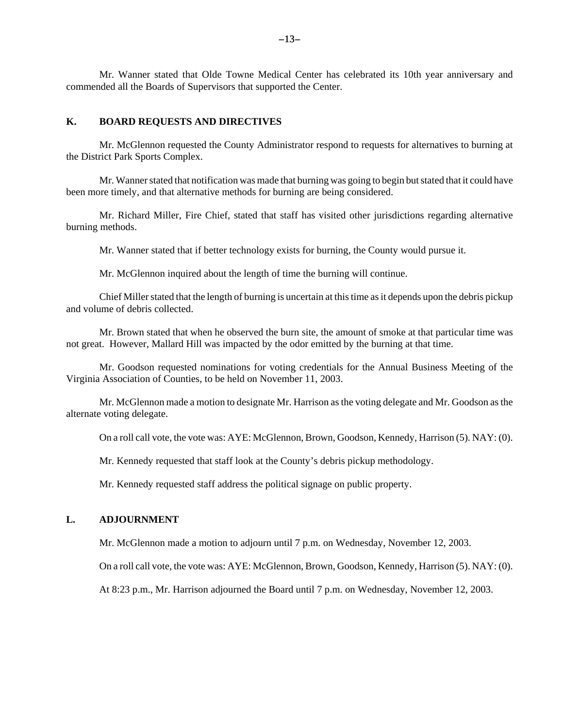Mr. Wanner stated that Olde Towne Medical Center has celebrated its 10th year anniversary and commended all the Boards of Supervisors that supported the Center.

## K. BOARD REQUESTS AND DIRECTIVES

Mr. McGlennon requested the County Administrator respond to requests for alternatives to burning at the District Park Sports Complex.

Mr. Wanner stated that notification was made that burning was going to begin but stated that it could have been more timely, and that alternative methods for burning are being considered.

Mr. Richard Miller, Fire Chief, stated that staff has visited other jurisdictions regarding alternative burning methods.

Mr. Wanner stated that if better technology exists for burning, the County would pursue it.

Mr. McGlennon inquired about the length of time the burning will continue.

Chief Miller stated that the length of burning is uncertain at this time as it depends upon the debris pickup and volume of debris collected.

Mr. Brown stated that when he observed the burn site, the amount of smoke at that particular time was not great. However, Mallard Hill was impacted by the odor emitted by the burning at that time.

Mr. Goodson requested nominations for voting credentials for the Annual Business Meeting of the Virginia Association of Counties, to be held on November 11, 2003.

Mr. McGlennon made a motion to designate Mr. Harrison as the voting delegate and Mr. Goodson as the alternate voting delegate.

On a roll call vote, the vote was: AYE: McGlennon, Brown, Goodson, Kennedy, Harrison (5). NAY: (0).

Mr. Kennedy requested that staff look at the County's debris pickup methodology.

Mr. Kennedy requested staff address the political signage on public property.

## L. ADJOURNMENT

Mr. McGlennon made a motion to adjourn until 7 p.m. on Wednesday, November 12, 2003.

On a roll call vote, the vote was: AYE: McGlennon, Brown, Goodson, Kennedy, Harrison (5). NAY: (0).

At 8:23 p.m., Mr. Harrison adjourned the Board until 7 p.m. on Wednesday, November 12, 2003.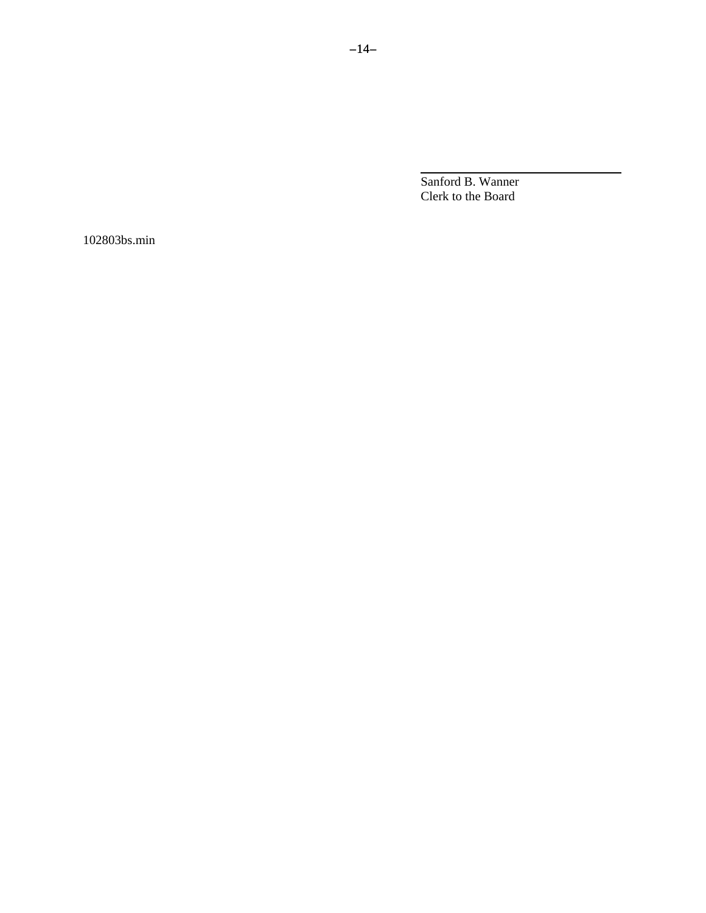\_\_\_\_\_\_\_\_\_\_\_\_\_\_\_\_\_\_\_\_\_\_\_\_\_\_\_\_\_\_\_\_\_\_\_\_

Sanford B. Wanner
Clerk to the Board

102803bs.min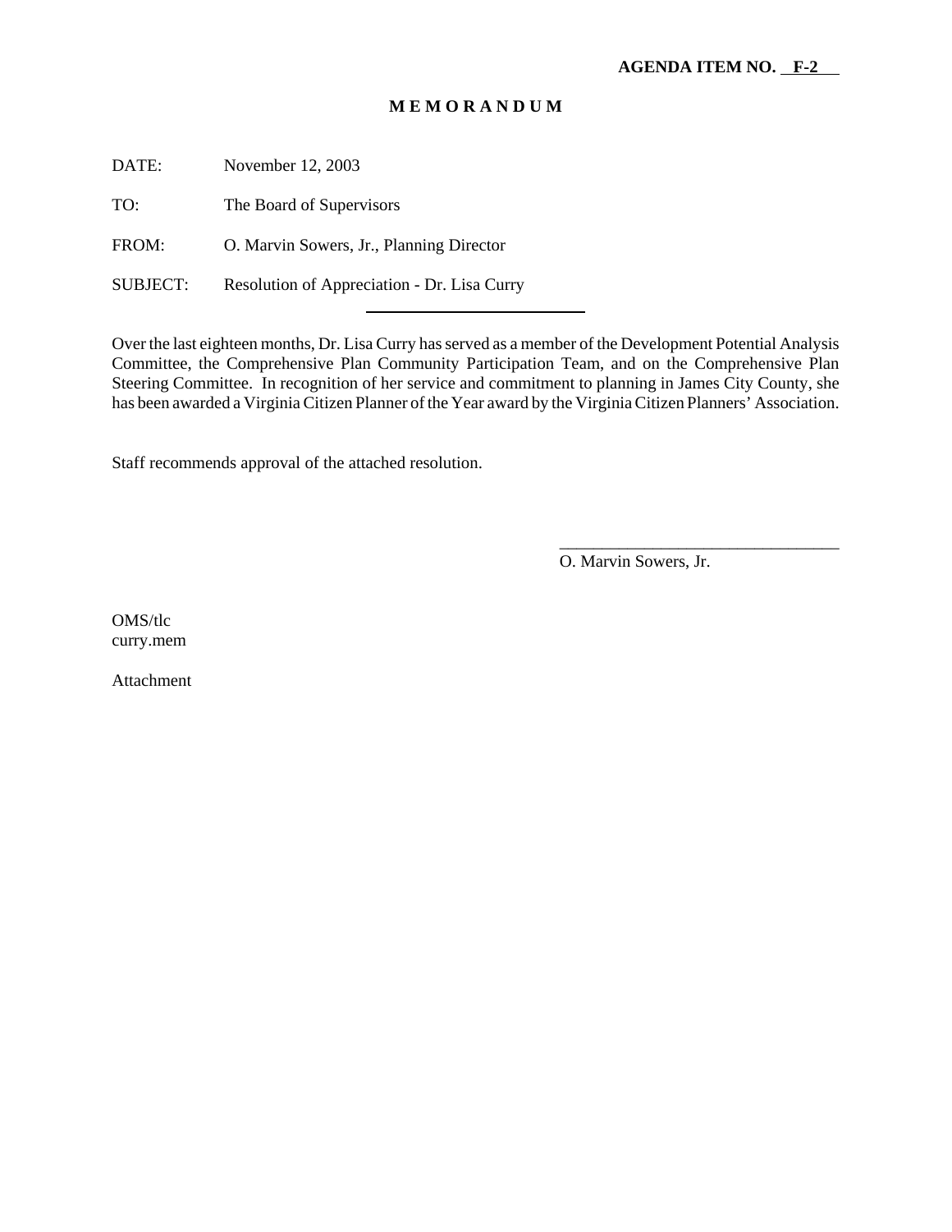**AGENDA ITEM NO. F-2**

**M E M O R A N D U M**

DATE: November 12, 2003

TO: The Board of Supervisors

FROM: O. Marvin Sowers, Jr., Planning Director

SUBJECT: Resolution of Appreciation - Dr. Lisa Curry

Over the last eighteen months, Dr. Lisa Curry has served as a member of the Development Potential Analysis Committee, the Comprehensive Plan Community Participation Team, and on the Comprehensive Plan Steering Committee. In recognition of her service and commitment to planning in James City County, she has been awarded a Virginia Citizen Planner of the Year award by the Virginia Citizen Planners' Association.

Staff recommends approval of the attached resolution.

O. Marvin Sowers, Jr.

OMS/tlc
curry.mem

Attachment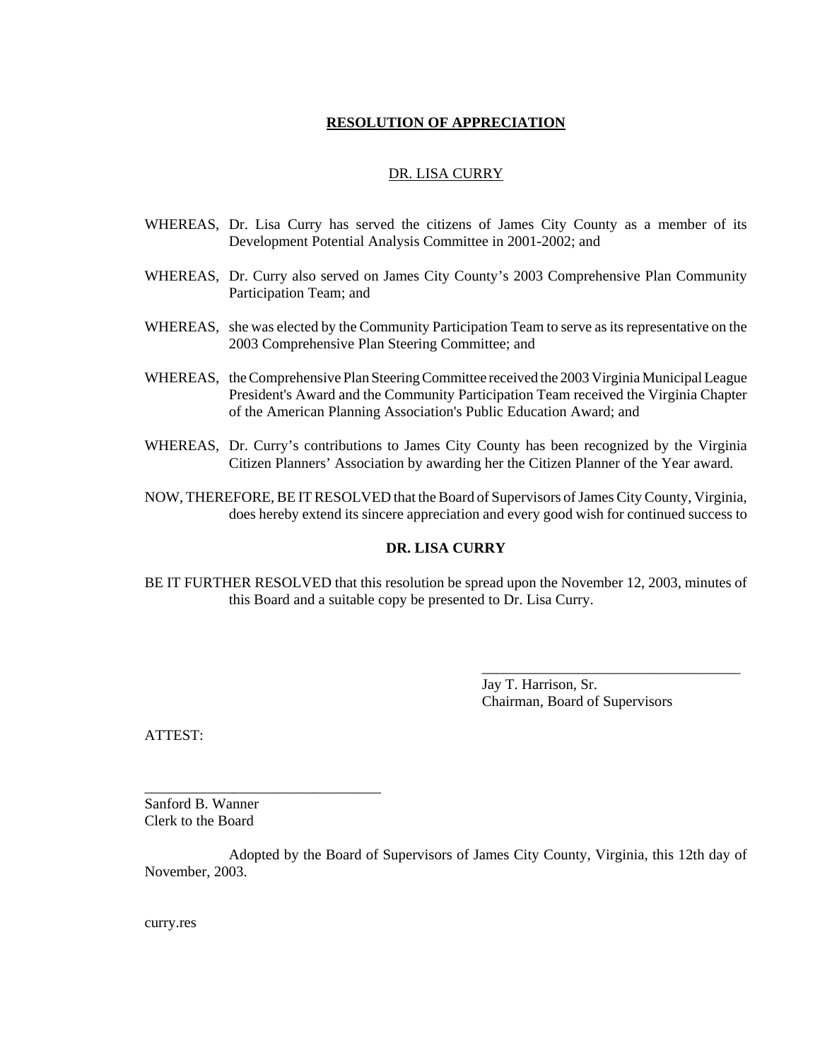**<u>RESOLUTION OF APPRECIATION</u>**

<u>DR. LISA CURRY</u>

WHEREAS, Dr. Lisa Curry has served the citizens of James City County as a member of its Development Potential Analysis Committee in 2001-2002; and

WHEREAS, Dr. Curry also served on James City County's 2003 Comprehensive Plan Community Participation Team; and

WHEREAS, she was elected by the Community Participation Team to serve as its representative on the 2003 Comprehensive Plan Steering Committee; and

WHEREAS, the Comprehensive Plan Steering Committee received the 2003 Virginia Municipal League President's Award and the Community Participation Team received the Virginia Chapter of the American Planning Association's Public Education Award; and

WHEREAS, Dr. Curry's contributions to James City County has been recognized by the Virginia Citizen Planners' Association by awarding her the Citizen Planner of the Year award.

NOW, THEREFORE, BE IT RESOLVED that the Board of Supervisors of James City County, Virginia, does hereby extend its sincere appreciation and every good wish for continued success to

**DR. LISA CURRY**

BE IT FURTHER RESOLVED that this resolution be spread upon the November 12, 2003, minutes of this Board and a suitable copy be presented to Dr. Lisa Curry.

\_\_\_\_\_\_\_\_\_\_\_\_\_\_\_\_\_\_\_\_\_\_\_\_\_\_\_\_\_\_\_\_\_\_\_\_
Jay T. Harrison, Sr.
Chairman, Board of Supervisors

ATTEST:

\_\_\_\_\_\_\_\_\_\_\_\_\_\_\_\_\_\_\_\_\_\_\_\_\_\_\_\_\_\_\_\_
Sanford B. Wanner
Clerk to the Board

Adopted by the Board of Supervisors of James City County, Virginia, this 12th day of November, 2003.

curry.res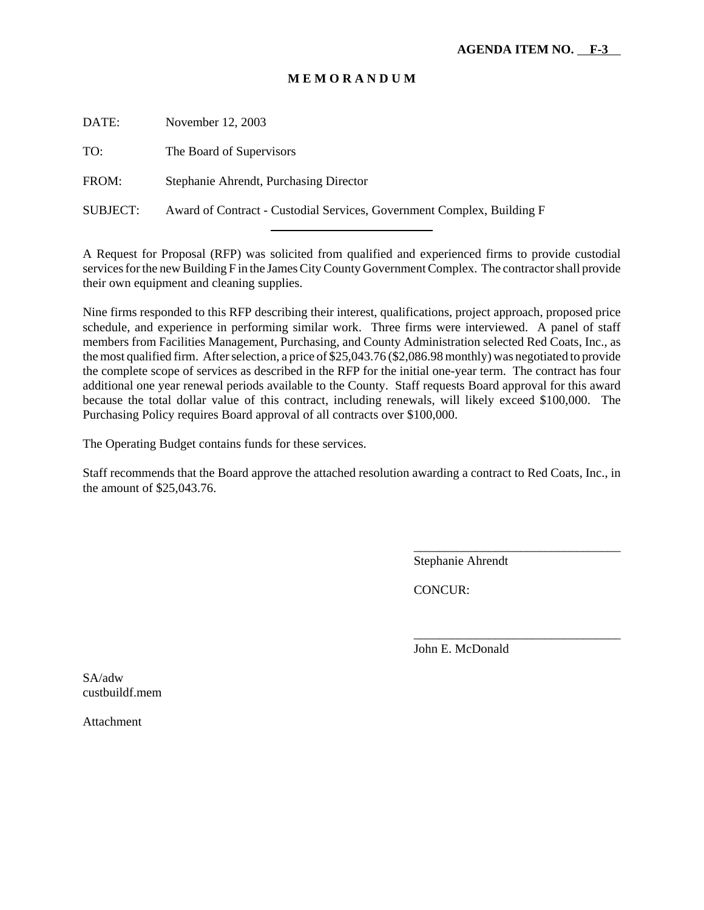**AGENDA ITEM NO. F-3**

# M E M O R A N D U M

DATE: November 12, 2003

TO: The Board of Supervisors

FROM: Stephanie Ahrendt, Purchasing Director

SUBJECT: Award of Contract - Custodial Services, Government Complex, Building F

---

A Request for Proposal (RFP) was solicited from qualified and experienced firms to provide custodial services for the new Building F in the James City County Government Complex. The contractor shall provide their own equipment and cleaning supplies.

Nine firms responded to this RFP describing their interest, qualifications, project approach, proposed price schedule, and experience in performing similar work. Three firms were interviewed. A panel of staff members from Facilities Management, Purchasing, and County Administration selected Red Coats, Inc., as the most qualified firm. After selection, a price of $25,043.76 ($2,086.98 monthly) was negotiated to provide the complete scope of services as described in the RFP for the initial one-year term. The contract has four additional one year renewal periods available to the County. Staff requests Board approval for this award because the total dollar value of this contract, including renewals, will likely exceed $100,000. The Purchasing Policy requires Board approval of all contracts over $100,000.

The Operating Budget contains funds for these services.

Staff recommends that the Board approve the attached resolution awarding a contract to Red Coats, Inc., in the amount of $25,043.76.

_________________________________
Stephanie Ahrendt

CONCUR:

_________________________________
John E. McDonald

SA/adw
custbuildf.mem

Attachment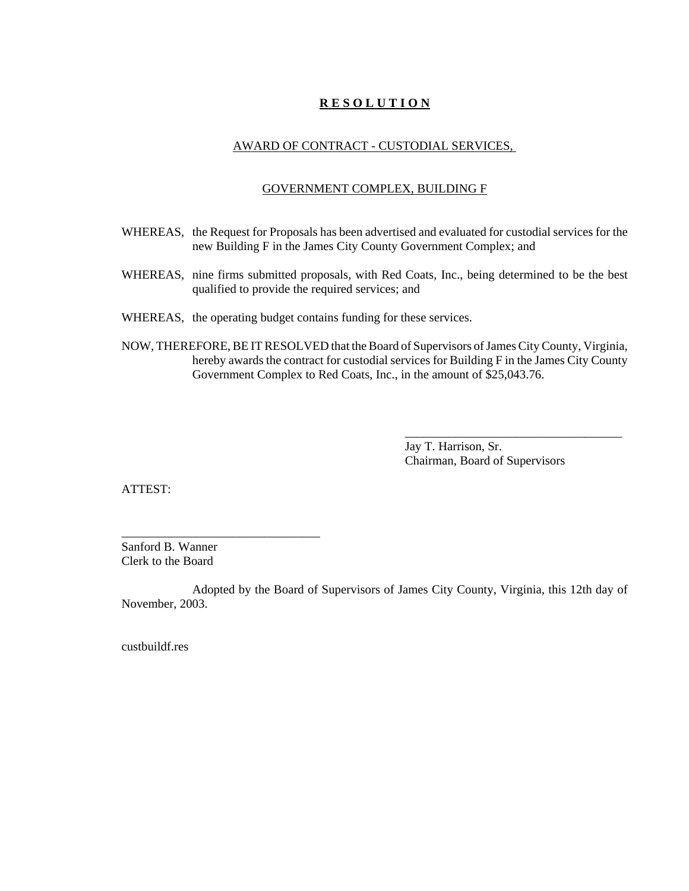# **R E S O L U T I O N**

AWARD OF CONTRACT - CUSTODIAL SERVICES,

GOVERNMENT COMPLEX, BUILDING F

WHEREAS, the Request for Proposals has been advertised and evaluated for custodial services for the new Building F in the James City County Government Complex; and

WHEREAS, nine firms submitted proposals, with Red Coats, Inc., being determined to be the best qualified to provide the required services; and

WHEREAS, the operating budget contains funding for these services.

NOW, THEREFORE, BE IT RESOLVED that the Board of Supervisors of James City County, Virginia, hereby awards the contract for custodial services for Building F in the James City County Government Complex to Red Coats, Inc., in the amount of $25,043.76.

____________________________________
Jay T. Harrison, Sr.
Chairman, Board of Supervisors

ATTEST:

________________________________
Sanford B. Wanner
Clerk to the Board

Adopted by the Board of Supervisors of James City County, Virginia, this 12th day of November, 2003.

custbuildf.res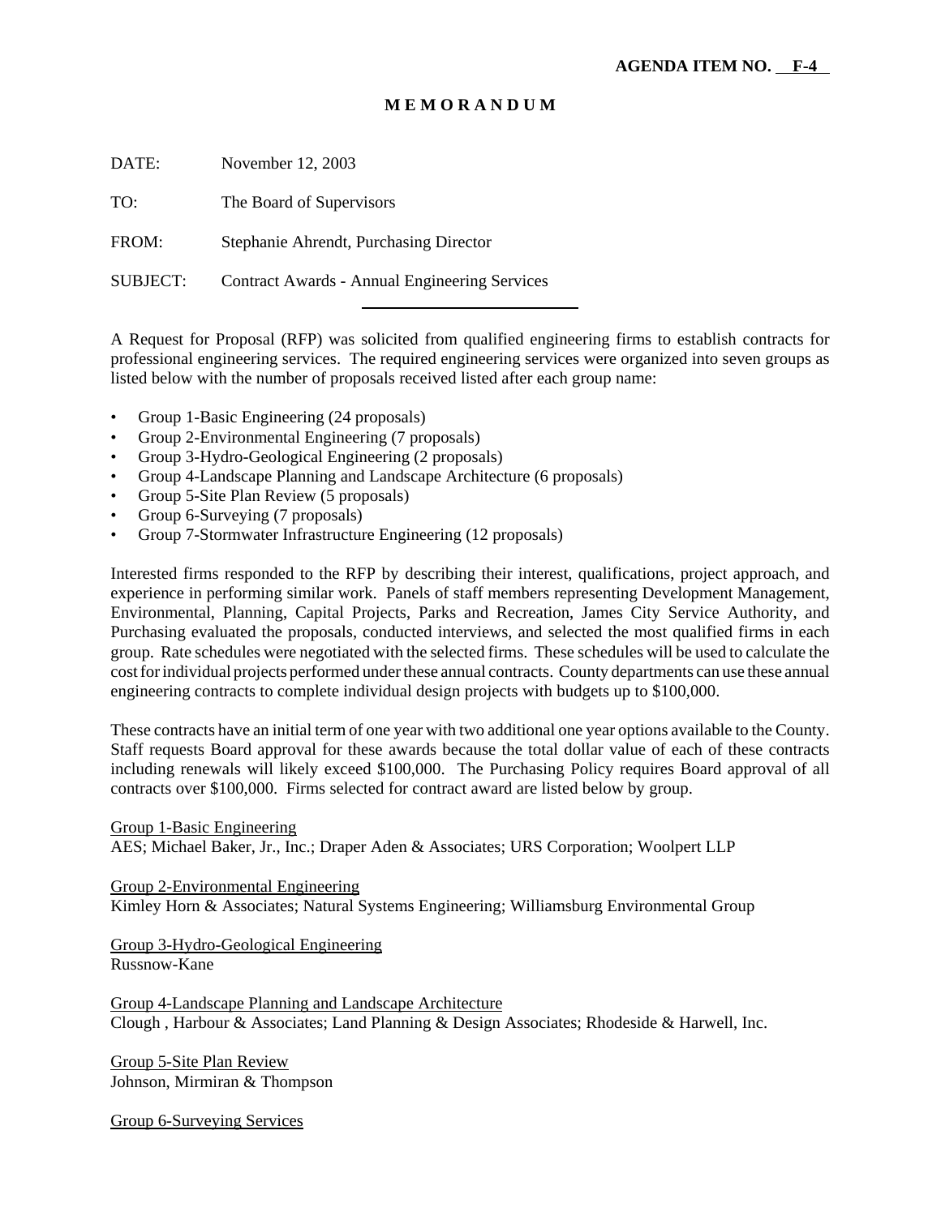**AGENDA ITEM NO. F-4**

**M E M O R A N D U M**

DATE: November 12, 2003

TO: The Board of Supervisors

FROM: Stephanie Ahrendt, Purchasing Director

SUBJECT: Contract Awards - Annual Engineering Services

---

A Request for Proposal (RFP) was solicited from qualified engineering firms to establish contracts for professional engineering services. The required engineering services were organized into seven groups as listed below with the number of proposals received listed after each group name:

- Group 1-Basic Engineering (24 proposals)
- Group 2-Environmental Engineering (7 proposals)
- Group 3-Hydro-Geological Engineering (2 proposals)
- Group 4-Landscape Planning and Landscape Architecture (6 proposals)
- Group 5-Site Plan Review (5 proposals)
- Group 6-Surveying (7 proposals)
- Group 7-Stormwater Infrastructure Engineering (12 proposals)

Interested firms responded to the RFP by describing their interest, qualifications, project approach, and experience in performing similar work. Panels of staff members representing Development Management, Environmental, Planning, Capital Projects, Parks and Recreation, James City Service Authority, and Purchasing evaluated the proposals, conducted interviews, and selected the most qualified firms in each group. Rate schedules were negotiated with the selected firms. These schedules will be used to calculate the cost for individual projects performed under these annual contracts. County departments can use these annual engineering contracts to complete individual design projects with budgets up to $100,000.

These contracts have an initial term of one year with two additional one year options available to the County. Staff requests Board approval for these awards because the total dollar value of each of these contracts including renewals will likely exceed $100,000. The Purchasing Policy requires Board approval of all contracts over $100,000. Firms selected for contract award are listed below by group.

<u>Group 1-Basic Engineering</u>
AES; Michael Baker, Jr., Inc.; Draper Aden & Associates; URS Corporation; Woolpert LLP

<u>Group 2-Environmental Engineering</u>
Kimley Horn & Associates; Natural Systems Engineering; Williamsburg Environmental Group

<u>Group 3-Hydro-Geological Engineering</u>
Russnow-Kane

<u>Group 4-Landscape Planning and Landscape Architecture</u>
Clough , Harbour & Associates; Land Planning & Design Associates; Rhodeside & Harwell, Inc.

<u>Group 5-Site Plan Review</u>
Johnson, Mirmiran & Thompson

<u>Group 6-Surveying Services</u>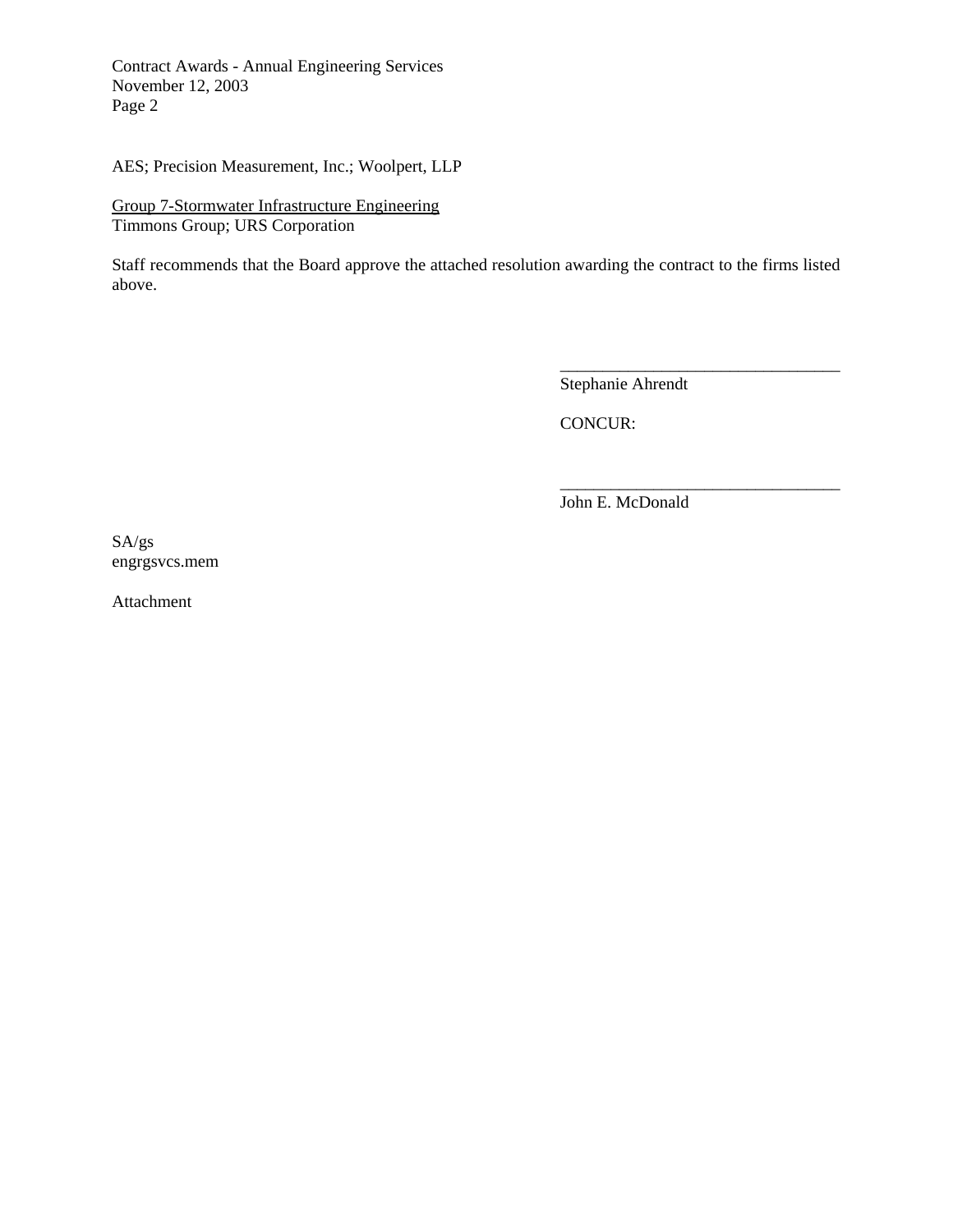AES; Precision Measurement, Inc.; Woolpert, LLP

Group 7-Stormwater Infrastructure Engineering
Timmons Group; URS Corporation

Staff recommends that the Board approve the attached resolution awarding the contract to the firms listed above.

\_\_\_\_\_\_\_\_\_\_\_\_\_\_\_\_\_\_\_\_\_\_\_\_\_\_\_\_\_\_\_\_\_\_
Stephanie Ahrendt

CONCUR:

\_\_\_\_\_\_\_\_\_\_\_\_\_\_\_\_\_\_\_\_\_\_\_\_\_\_\_\_\_\_\_\_\_\_
John E. McDonald

SA/gs
engrgsvcs.mem

Attachment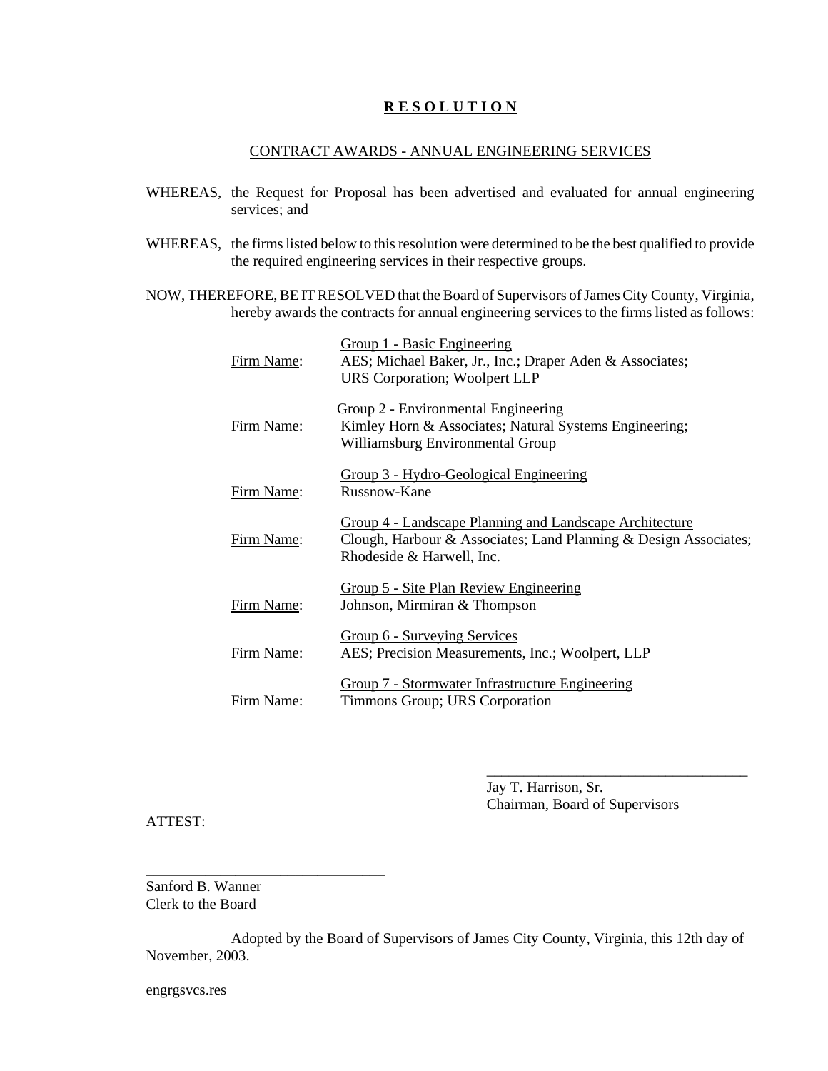# **R E S O L U T I O N**

CONTRACT AWARDS - ANNUAL ENGINEERING SERVICES

WHEREAS, the Request for Proposal has been advertised and evaluated for annual engineering services; and

WHEREAS, the firms listed below to this resolution were determined to be the best qualified to provide the required engineering services in their respective groups.

NOW, THEREFORE, BE IT RESOLVED that the Board of Supervisors of James City County, Virginia, hereby awards the contracts for annual engineering services to the firms listed as follows:

Group 1 - Basic Engineering
Firm Name: AES; Michael Baker, Jr., Inc.; Draper Aden & Associates; URS Corporation; Woolpert LLP

Group 2 - Environmental Engineering
Firm Name: Kimley Horn & Associates; Natural Systems Engineering; Williamsburg Environmental Group

Group 3 - Hydro-Geological Engineering
Firm Name: Russnow-Kane

Group 4 - Landscape Planning and Landscape Architecture
Firm Name: Clough, Harbour & Associates; Land Planning & Design Associates; Rhodeside & Harwell, Inc.

Group 5 - Site Plan Review Engineering
Firm Name: Johnson, Mirmiran & Thompson

Group 6 - Surveying Services
Firm Name: AES; Precision Measurements, Inc.; Woolpert, LLP

Group 7 - Stormwater Infrastructure Engineering
Firm Name: Timmons Group; URS Corporation

____________________________________
Jay T. Harrison, Sr.
Chairman, Board of Supervisors

ATTEST:

________________________________
Sanford B. Wanner
Clerk to the Board

Adopted by the Board of Supervisors of James City County, Virginia, this 12th day of November, 2003.

engrgsvcs.res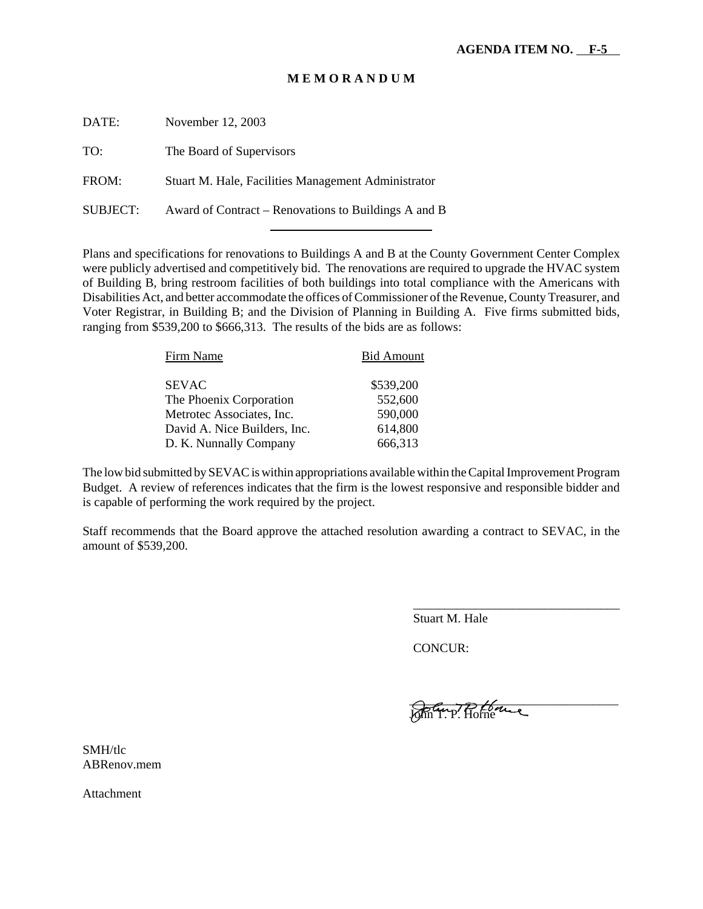**AGENDA ITEM NO. F-5**

# M E M O R A N D U M

DATE: November 12, 2003

TO: The Board of Supervisors

FROM: Stuart M. Hale, Facilities Management Administrator

SUBJECT: Award of Contract – Renovations to Buildings A and B

Plans and specifications for renovations to Buildings A and B at the County Government Center Complex were publicly advertised and competitively bid. The renovations are required to upgrade the HVAC system of Building B, bring restroom facilities of both buildings into total compliance with the Americans with Disabilities Act, and better accommodate the offices of Commissioner of the Revenue, County Treasurer, and Voter Registrar, in Building B; and the Division of Planning in Building A. Five firms submitted bids, ranging from $539,200 to $666,313. The results of the bids are as follows:

| Firm Name | Bid Amount |
|---|---|
| SEVAC | $539,200 |
| The Phoenix Corporation | 552,600 |
| Metrotec Associates, Inc. | 590,000 |
| David A. Nice Builders, Inc. | 614,800 |
| D. K. Nunnally Company | 666,313 |

The low bid submitted by SEVAC is within appropriations available within the Capital Improvement Program Budget. A review of references indicates that the firm is the lowest responsive and responsible bidder and is capable of performing the work required by the project.

Staff recommends that the Board approve the attached resolution awarding a contract to SEVAC, in the amount of $539,200.

Stuart M. Hale

CONCUR:

John T. P. Horne

SMH/tlc
ABRenov.mem

Attachment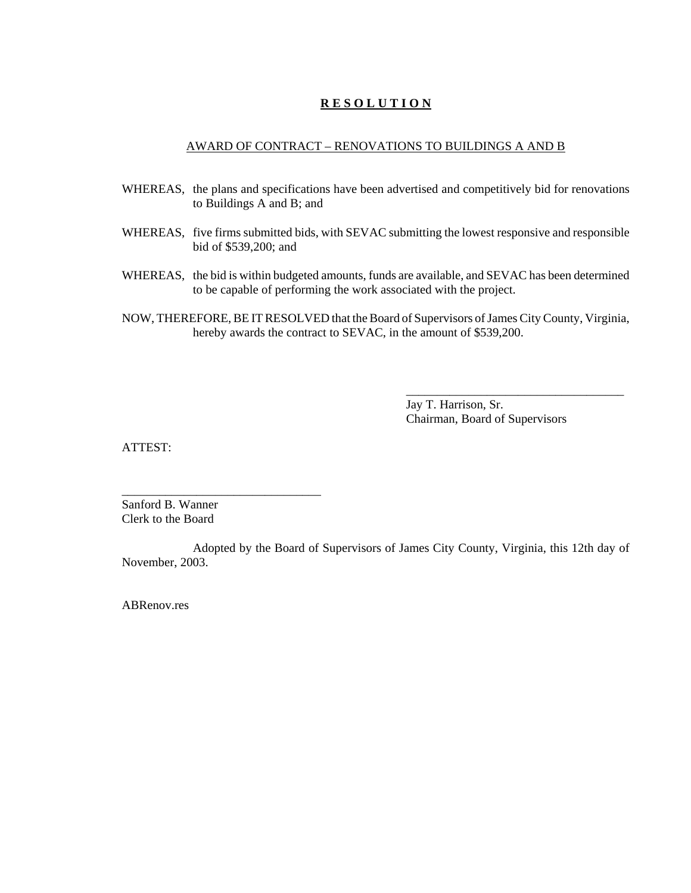# **R E S O L U T I O N**

AWARD OF CONTRACT – RENOVATIONS TO BUILDINGS A AND B

WHEREAS, the plans and specifications have been advertised and competitively bid for renovations to Buildings A and B; and

WHEREAS, five firms submitted bids, with SEVAC submitting the lowest responsive and responsible bid of $539,200; and

WHEREAS, the bid is within budgeted amounts, funds are available, and SEVAC has been determined to be capable of performing the work associated with the project.

NOW, THEREFORE, BE IT RESOLVED that the Board of Supervisors of James City County, Virginia, hereby awards the contract to SEVAC, in the amount of $539,200.

____________________________________
Jay T. Harrison, Sr.
Chairman, Board of Supervisors

ATTEST:

_________________________________
Sanford B. Wanner
Clerk to the Board

Adopted by the Board of Supervisors of James City County, Virginia, this 12th day of November, 2003.

ABRenov.res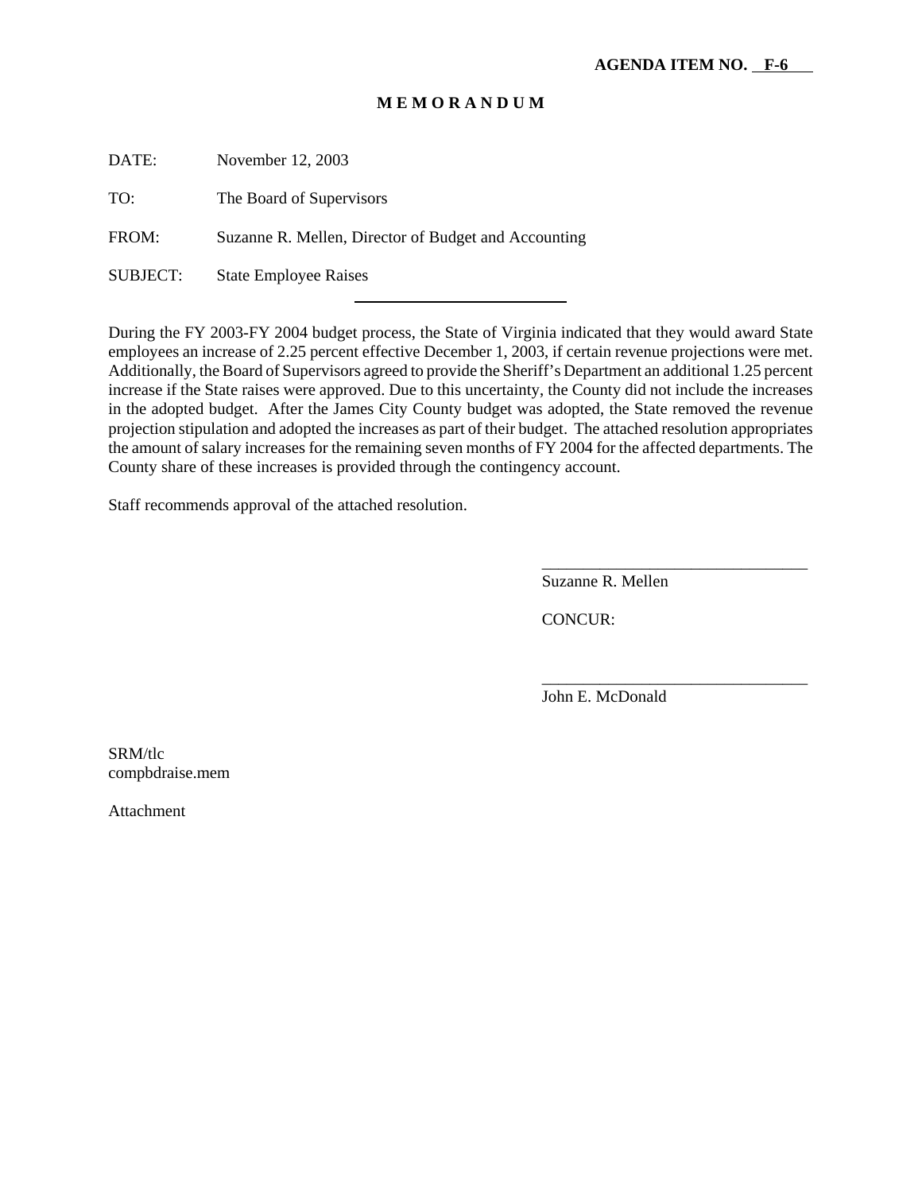**AGENDA ITEM NO. F-6**

**M E M O R A N D U M**

DATE: November 12, 2003

TO: The Board of Supervisors

FROM: Suzanne R. Mellen, Director of Budget and Accounting

SUBJECT: State Employee Raises

---

During the FY 2003-FY 2004 budget process, the State of Virginia indicated that they would award State employees an increase of 2.25 percent effective December 1, 2003, if certain revenue projections were met. Additionally, the Board of Supervisors agreed to provide the Sheriff's Department an additional 1.25 percent increase if the State raises were approved. Due to this uncertainty, the County did not include the increases in the adopted budget. After the James City County budget was adopted, the State removed the revenue projection stipulation and adopted the increases as part of their budget. The attached resolution appropriates the amount of salary increases for the remaining seven months of FY 2004 for the affected departments. The County share of these increases is provided through the contingency account.

Staff recommends approval of the attached resolution.

________________________________
Suzanne R. Mellen

CONCUR:

________________________________
John E. McDonald

SRM/tlc
compbdraise.mem

Attachment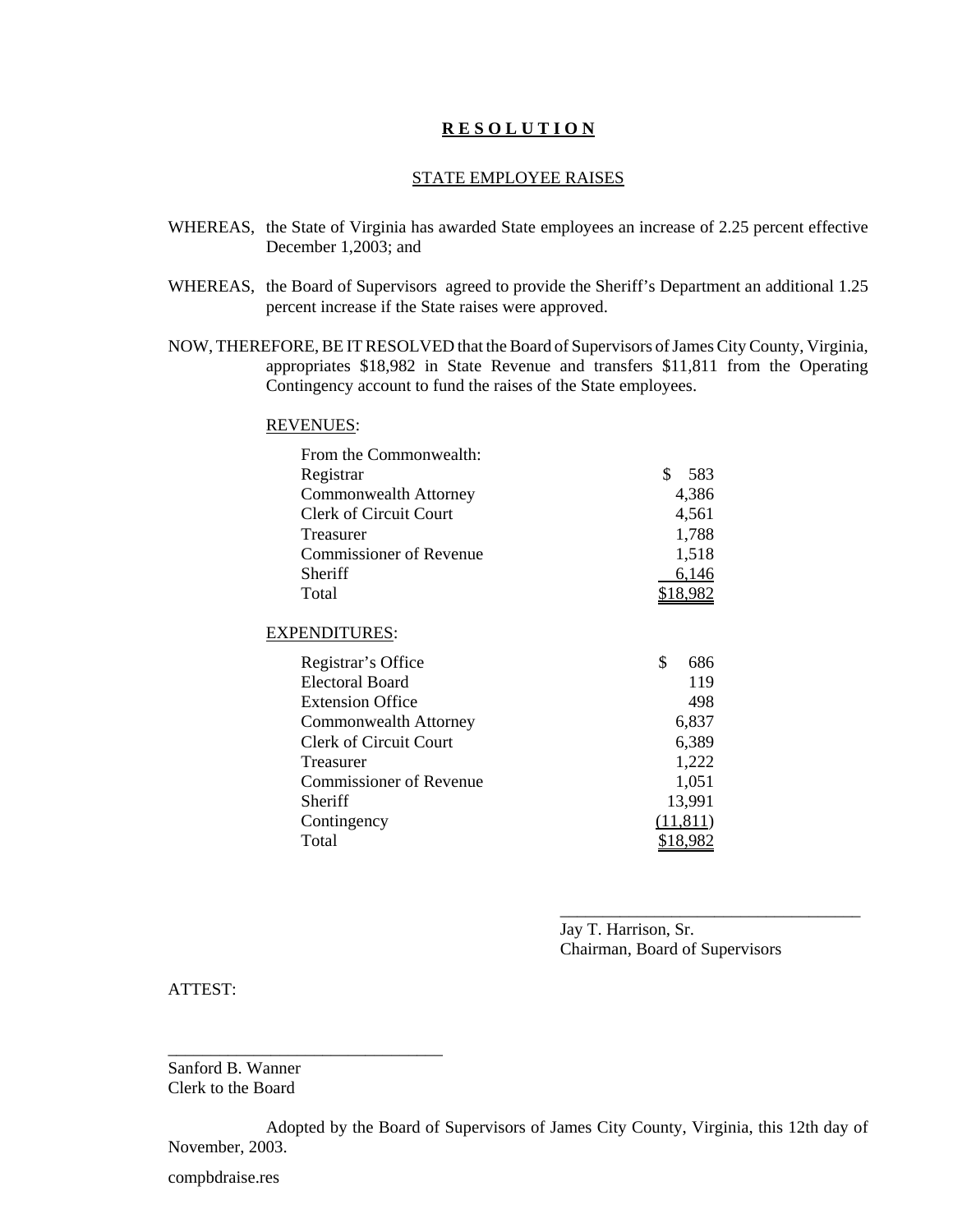# **R E S O L U T I O N**

## STATE EMPLOYEE RAISES

WHEREAS, the State of Virginia has awarded State employees an increase of 2.25 percent effective December 1,2003; and

WHEREAS, the Board of Supervisors agreed to provide the Sheriff's Department an additional 1.25 percent increase if the State raises were approved.

NOW, THEREFORE, BE IT RESOLVED that the Board of Supervisors of James City County, Virginia, appropriates $18,982 in State Revenue and transfers $11,811 from the Operating Contingency account to fund the raises of the State employees.

REVENUES:

| | |
|---|---|
| From the Commonwealth: | |
| Registrar | $ 583 |
| Commonwealth Attorney | 4,386 |
| Clerk of Circuit Court | 4,561 |
| Treasurer | 1,788 |
| Commissioner of Revenue | 1,518 |
| Sheriff | 6,146 |
| Total | $18,982 |

EXPENDITURES:

| | |
|---|---|
| Registrar's Office | $ 686 |
| Electoral Board | 119 |
| Extension Office | 498 |
| Commonwealth Attorney | 6,837 |
| Clerk of Circuit Court | 6,389 |
| Treasurer | 1,222 |
| Commissioner of Revenue | 1,051 |
| Sheriff | 13,991 |
| Contingency | (11,811) |
| Total | $18,982 |

\_\_\_\_\_\_\_\_\_\_\_\_\_\_\_\_\_\_\_\_\_\_\_\_\_\_\_\_\_\_\_\_\_\_\_

Jay T. Harrison, Sr.
Chairman, Board of Supervisors

ATTEST:

\_\_\_\_\_\_\_\_\_\_\_\_\_\_\_\_\_\_\_\_\_\_\_\_\_\_\_\_\_\_\_\_\_\_\_

Sanford B. Wanner
Clerk to the Board

Adopted by the Board of Supervisors of James City County, Virginia, this 12th day of November, 2003.

compbdraise.res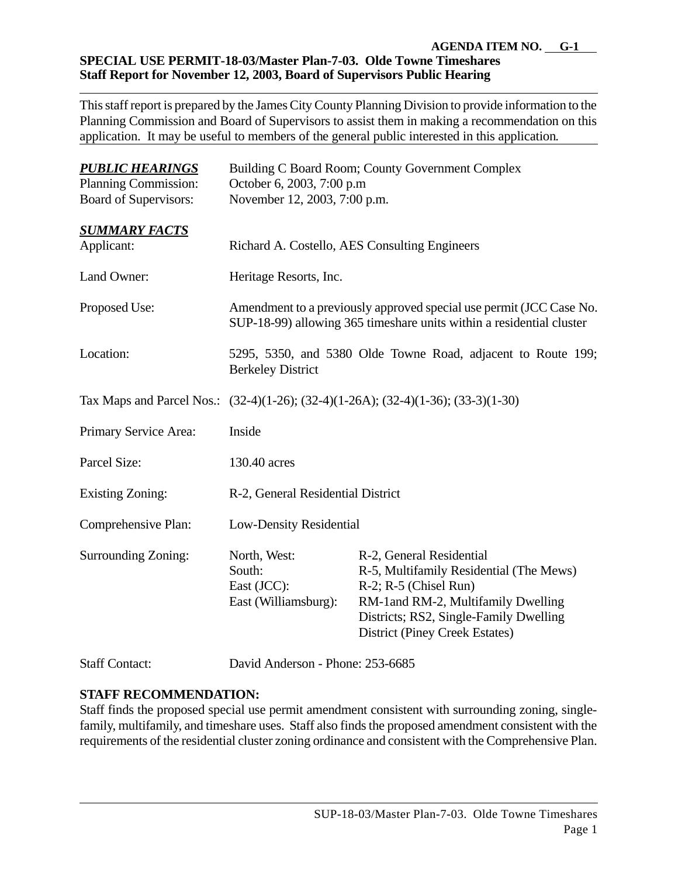**AGENDA ITEM NO. G-1**

**SPECIAL USE PERMIT-18-03/Master Plan-7-03. Olde Towne Timeshares**
**Staff Report for November 12, 2003, Board of Supervisors Public Hearing**

This staff report is prepared by the James City County Planning Division to provide information to the Planning Commission and Board of Supervisors to assist them in making a recommendation on this application. It may be useful to members of the general public interested in this application.

***PUBLIC HEARINGS*** Building C Board Room; County Government Complex
Planning Commission: October 6, 2003, 7:00 p.m
Board of Supervisors: November 12, 2003, 7:00 p.m.

***SUMMARY FACTS***

Applicant: Richard A. Costello, AES Consulting Engineers

Land Owner: Heritage Resorts, Inc.

Proposed Use: Amendment to a previously approved special use permit (JCC Case No. SUP-18-99) allowing 365 timeshare units within a residential cluster

Location: 5295, 5350, and 5380 Olde Towne Road, adjacent to Route 199; Berkeley District

Tax Maps and Parcel Nos.: (32-4)(1-26); (32-4)(1-26A); (32-4)(1-36); (33-3)(1-30)

Primary Service Area: Inside

Parcel Size: 130.40 acres

Existing Zoning: R-2, General Residential District

Comprehensive Plan: Low-Density Residential

Surrounding Zoning:

| | |
|---|---|
| North, West: | R-2, General Residential |
| South: | R-5, Multifamily Residential (The Mews) |
| East (JCC): | R-2; R-5 (Chisel Run) |
| East (Williamsburg): | RM-1and RM-2, Multifamily Dwelling Districts; RS2, Single-Family Dwelling District (Piney Creek Estates) |

Staff Contact: David Anderson - Phone: 253-6685

**STAFF RECOMMENDATION:**

Staff finds the proposed special use permit amendment consistent with surrounding zoning, single-family, multifamily, and timeshare uses. Staff also finds the proposed amendment consistent with the requirements of the residential cluster zoning ordinance and consistent with the Comprehensive Plan.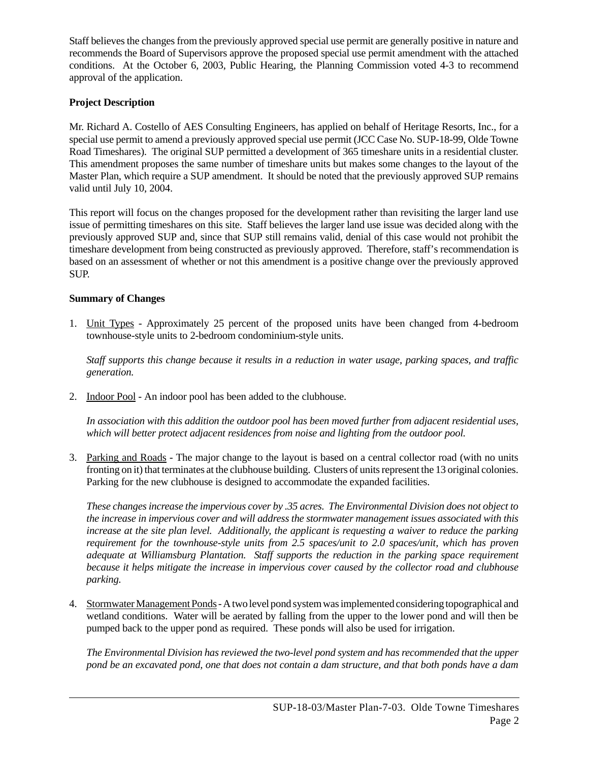Staff believes the changes from the previously approved special use permit are generally positive in nature and recommends the Board of Supervisors approve the proposed special use permit amendment with the attached conditions. At the October 6, 2003, Public Hearing, the Planning Commission voted 4-3 to recommend approval of the application.

**Project Description**

Mr. Richard A. Costello of AES Consulting Engineers, has applied on behalf of Heritage Resorts, Inc., for a special use permit to amend a previously approved special use permit (JCC Case No. SUP-18-99, Olde Towne Road Timeshares). The original SUP permitted a development of 365 timeshare units in a residential cluster. This amendment proposes the same number of timeshare units but makes some changes to the layout of the Master Plan, which require a SUP amendment. It should be noted that the previously approved SUP remains valid until July 10, 2004.

This report will focus on the changes proposed for the development rather than revisiting the larger land use issue of permitting timeshares on this site. Staff believes the larger land use issue was decided along with the previously approved SUP and, since that SUP still remains valid, denial of this case would not prohibit the timeshare development from being constructed as previously approved. Therefore, staff's recommendation is based on an assessment of whether or not this amendment is a positive change over the previously approved SUP.

**Summary of Changes**

1. Unit Types - Approximately 25 percent of the proposed units have been changed from 4-bedroom townhouse-style units to 2-bedroom condominium-style units.

   *Staff supports this change because it results in a reduction in water usage, parking spaces, and traffic generation.*

2. Indoor Pool - An indoor pool has been added to the clubhouse.

   *In association with this addition the outdoor pool has been moved further from adjacent residential uses, which will better protect adjacent residences from noise and lighting from the outdoor pool.*

3. Parking and Roads - The major change to the layout is based on a central collector road (with no units fronting on it) that terminates at the clubhouse building. Clusters of units represent the 13 original colonies. Parking for the new clubhouse is designed to accommodate the expanded facilities.

   *These changes increase the impervious cover by .35 acres. The Environmental Division does not object to the increase in impervious cover and will address the stormwater management issues associated with this increase at the site plan level. Additionally, the applicant is requesting a waiver to reduce the parking requirement for the townhouse-style units from 2.5 spaces/unit to 2.0 spaces/unit, which has proven adequate at Williamsburg Plantation. Staff supports the reduction in the parking space requirement because it helps mitigate the increase in impervious cover caused by the collector road and clubhouse parking.*

4. Stormwater Management Ponds - A two level pond system was implemented considering topographical and wetland conditions. Water will be aerated by falling from the upper to the lower pond and will then be pumped back to the upper pond as required. These ponds will also be used for irrigation.

   *The Environmental Division has reviewed the two-level pond system and has recommended that the upper pond be an excavated pond, one that does not contain a dam structure, and that both ponds have a dam*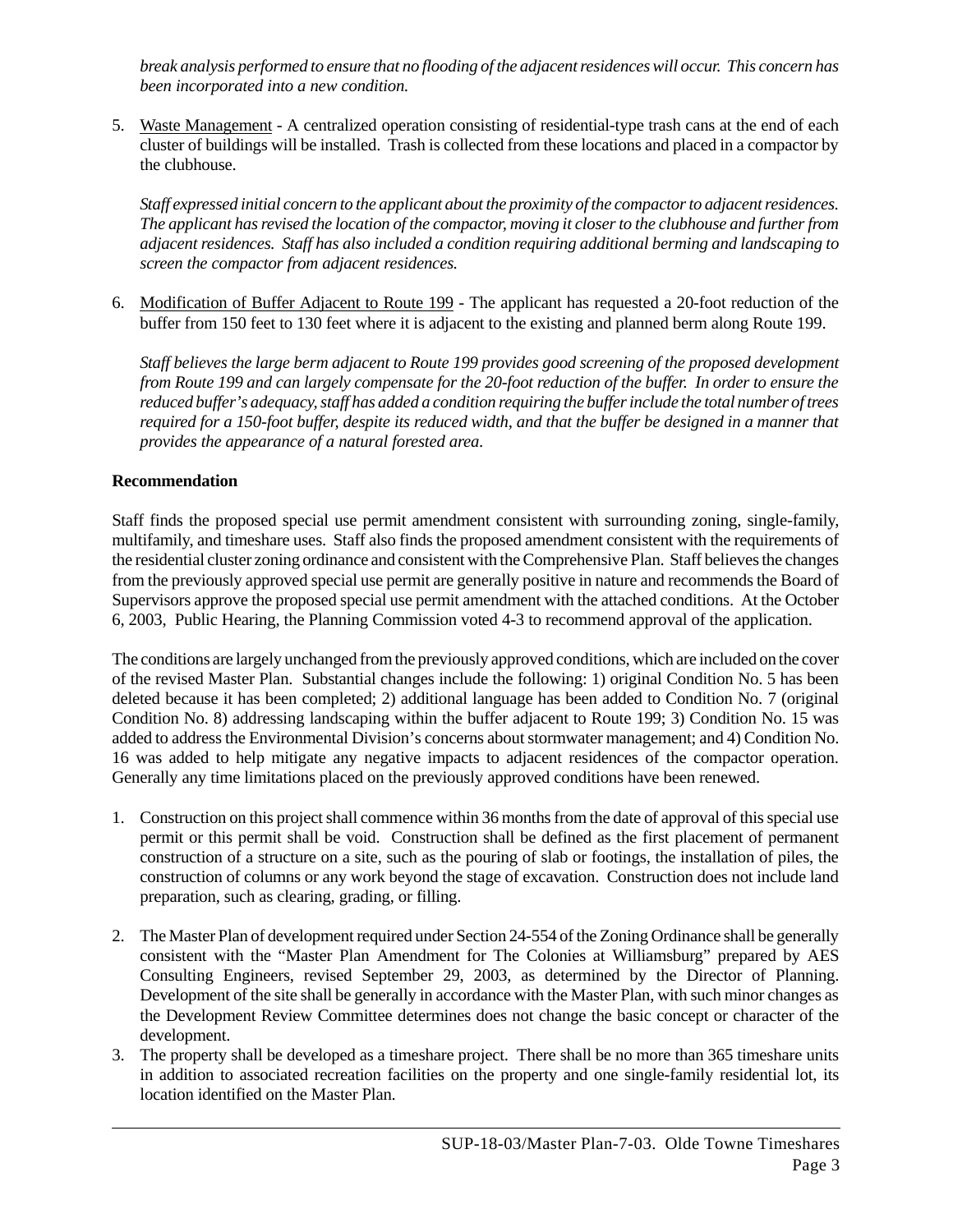*break analysis performed to ensure that no flooding of the adjacent residences will occur. This concern has been incorporated into a new condition.*

5. Waste Management - A centralized operation consisting of residential-type trash cans at the end of each cluster of buildings will be installed. Trash is collected from these locations and placed in a compactor by the clubhouse.

   *Staff expressed initial concern to the applicant about the proximity of the compactor to adjacent residences. The applicant has revised the location of the compactor, moving it closer to the clubhouse and further from adjacent residences. Staff has also included a condition requiring additional berming and landscaping to screen the compactor from adjacent residences.*

6. Modification of Buffer Adjacent to Route 199 - The applicant has requested a 20-foot reduction of the buffer from 150 feet to 130 feet where it is adjacent to the existing and planned berm along Route 199.

   *Staff believes the large berm adjacent to Route 199 provides good screening of the proposed development from Route 199 and can largely compensate for the 20-foot reduction of the buffer. In order to ensure the reduced buffer's adequacy, staff has added a condition requiring the buffer include the total number of trees required for a 150-foot buffer, despite its reduced width, and that the buffer be designed in a manner that provides the appearance of a natural forested area.*

**Recommendation**

Staff finds the proposed special use permit amendment consistent with surrounding zoning, single-family, multifamily, and timeshare uses. Staff also finds the proposed amendment consistent with the requirements of the residential cluster zoning ordinance and consistent with the Comprehensive Plan. Staff believes the changes from the previously approved special use permit are generally positive in nature and recommends the Board of Supervisors approve the proposed special use permit amendment with the attached conditions. At the October 6, 2003, Public Hearing, the Planning Commission voted 4-3 to recommend approval of the application.

The conditions are largely unchanged from the previously approved conditions, which are included on the cover of the revised Master Plan. Substantial changes include the following: 1) original Condition No. 5 has been deleted because it has been completed; 2) additional language has been added to Condition No. 7 (original Condition No. 8) addressing landscaping within the buffer adjacent to Route 199; 3) Condition No. 15 was added to address the Environmental Division's concerns about stormwater management; and 4) Condition No. 16 was added to help mitigate any negative impacts to adjacent residences of the compactor operation. Generally any time limitations placed on the previously approved conditions have been renewed.

1. Construction on this project shall commence within 36 months from the date of approval of this special use permit or this permit shall be void. Construction shall be defined as the first placement of permanent construction of a structure on a site, such as the pouring of slab or footings, the installation of piles, the construction of columns or any work beyond the stage of excavation. Construction does not include land preparation, such as clearing, grading, or filling.

2. The Master Plan of development required under Section 24-554 of the Zoning Ordinance shall be generally consistent with the "Master Plan Amendment for The Colonies at Williamsburg" prepared by AES Consulting Engineers, revised September 29, 2003, as determined by the Director of Planning. Development of the site shall be generally in accordance with the Master Plan, with such minor changes as the Development Review Committee determines does not change the basic concept or character of the development.
3. The property shall be developed as a timeshare project. There shall be no more than 365 timeshare units in addition to associated recreation facilities on the property and one single-family residential lot, its location identified on the Master Plan.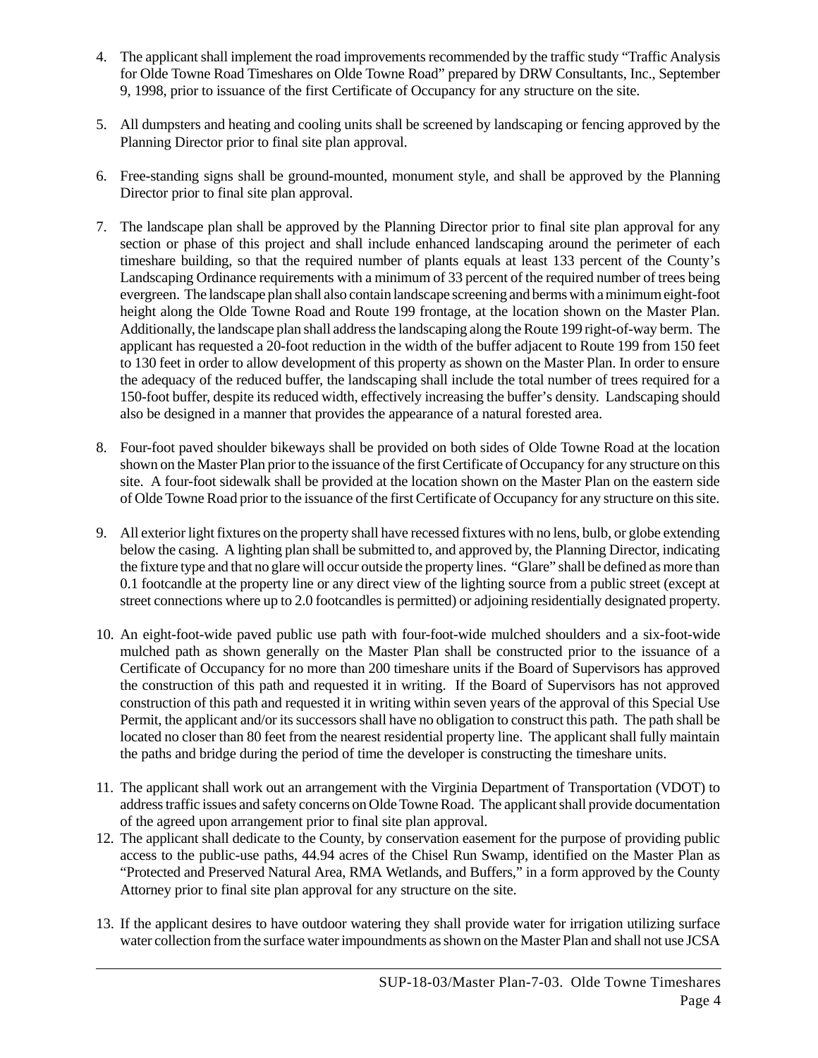4. The applicant shall implement the road improvements recommended by the traffic study "Traffic Analysis for Olde Towne Road Timeshares on Olde Towne Road" prepared by DRW Consultants, Inc., September 9, 1998, prior to issuance of the first Certificate of Occupancy for any structure on the site.

5. All dumpsters and heating and cooling units shall be screened by landscaping or fencing approved by the Planning Director prior to final site plan approval.

6. Free-standing signs shall be ground-mounted, monument style, and shall be approved by the Planning Director prior to final site plan approval.

7. The landscape plan shall be approved by the Planning Director prior to final site plan approval for any section or phase of this project and shall include enhanced landscaping around the perimeter of each timeshare building, so that the required number of plants equals at least 133 percent of the County's Landscaping Ordinance requirements with a minimum of 33 percent of the required number of trees being evergreen. The landscape plan shall also contain landscape screening and berms with a minimum eight-foot height along the Olde Towne Road and Route 199 frontage, at the location shown on the Master Plan. Additionally, the landscape plan shall address the landscaping along the Route 199 right-of-way berm. The applicant has requested a 20-foot reduction in the width of the buffer adjacent to Route 199 from 150 feet to 130 feet in order to allow development of this property as shown on the Master Plan. In order to ensure the adequacy of the reduced buffer, the landscaping shall include the total number of trees required for a 150-foot buffer, despite its reduced width, effectively increasing the buffer's density. Landscaping should also be designed in a manner that provides the appearance of a natural forested area.

8. Four-foot paved shoulder bikeways shall be provided on both sides of Olde Towne Road at the location shown on the Master Plan prior to the issuance of the first Certificate of Occupancy for any structure on this site. A four-foot sidewalk shall be provided at the location shown on the Master Plan on the eastern side of Olde Towne Road prior to the issuance of the first Certificate of Occupancy for any structure on this site.

9. All exterior light fixtures on the property shall have recessed fixtures with no lens, bulb, or globe extending below the casing. A lighting plan shall be submitted to, and approved by, the Planning Director, indicating the fixture type and that no glare will occur outside the property lines. "Glare" shall be defined as more than 0.1 footcandle at the property line or any direct view of the lighting source from a public street (except at street connections where up to 2.0 footcandles is permitted) or adjoining residentially designated property.

10. An eight-foot-wide paved public use path with four-foot-wide mulched shoulders and a six-foot-wide mulched path as shown generally on the Master Plan shall be constructed prior to the issuance of a Certificate of Occupancy for no more than 200 timeshare units if the Board of Supervisors has approved the construction of this path and requested it in writing. If the Board of Supervisors has not approved construction of this path and requested it in writing within seven years of the approval of this Special Use Permit, the applicant and/or its successors shall have no obligation to construct this path. The path shall be located no closer than 80 feet from the nearest residential property line. The applicant shall fully maintain the paths and bridge during the period of time the developer is constructing the timeshare units.

11. The applicant shall work out an arrangement with the Virginia Department of Transportation (VDOT) to address traffic issues and safety concerns on Olde Towne Road. The applicant shall provide documentation of the agreed upon arrangement prior to final site plan approval.

12. The applicant shall dedicate to the County, by conservation easement for the purpose of providing public access to the public-use paths, 44.94 acres of the Chisel Run Swamp, identified on the Master Plan as "Protected and Preserved Natural Area, RMA Wetlands, and Buffers," in a form approved by the County Attorney prior to final site plan approval for any structure on the site.

13. If the applicant desires to have outdoor watering they shall provide water for irrigation utilizing surface water collection from the surface water impoundments as shown on the Master Plan and shall not use JCSA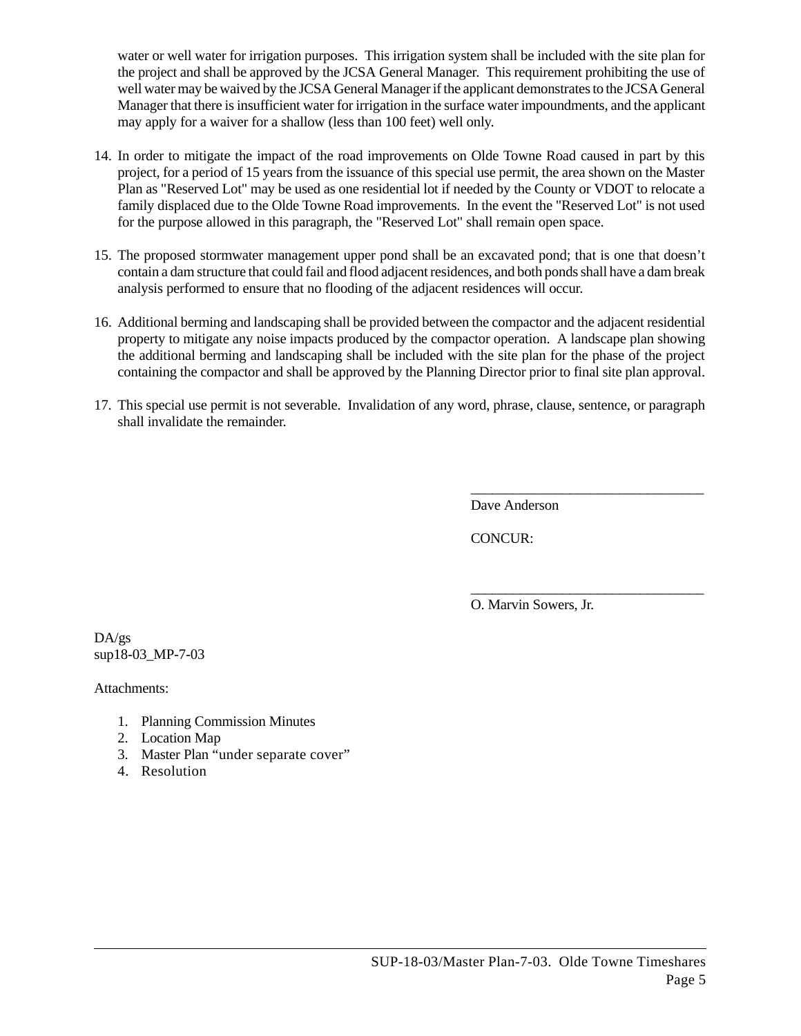water or well water for irrigation purposes. This irrigation system shall be included with the site plan for the project and shall be approved by the JCSA General Manager. This requirement prohibiting the use of well water may be waived by the JCSA General Manager if the applicant demonstrates to the JCSA General Manager that there is insufficient water for irrigation in the surface water impoundments, and the applicant may apply for a waiver for a shallow (less than 100 feet) well only.

14. In order to mitigate the impact of the road improvements on Olde Towne Road caused in part by this project, for a period of 15 years from the issuance of this special use permit, the area shown on the Master Plan as "Reserved Lot" may be used as one residential lot if needed by the County or VDOT to relocate a family displaced due to the Olde Towne Road improvements. In the event the "Reserved Lot" is not used for the purpose allowed in this paragraph, the "Reserved Lot" shall remain open space.

15. The proposed stormwater management upper pond shall be an excavated pond; that is one that doesn't contain a dam structure that could fail and flood adjacent residences, and both ponds shall have a dam break analysis performed to ensure that no flooding of the adjacent residences will occur.

16. Additional berming and landscaping shall be provided between the compactor and the adjacent residential property to mitigate any noise impacts produced by the compactor operation. A landscape plan showing the additional berming and landscaping shall be included with the site plan for the phase of the project containing the compactor and shall be approved by the Planning Director prior to final site plan approval.

17. This special use permit is not severable. Invalidation of any word, phrase, clause, sentence, or paragraph shall invalidate the remainder.

_________________________________
Dave Anderson

CONCUR:

_________________________________
O. Marvin Sowers, Jr.

DA/gs
sup18-03_MP-7-03

Attachments:

1. Planning Commission Minutes
2. Location Map
3. Master Plan "under separate cover"
4. Resolution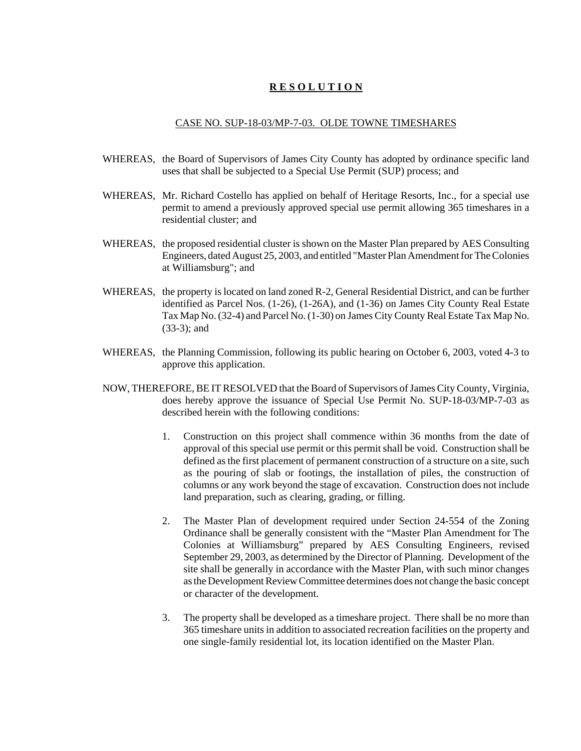# R E S O L U T I O N

## CASE NO. SUP-18-03/MP-7-03. OLDE TOWNE TIMESHARES

WHEREAS, the Board of Supervisors of James City County has adopted by ordinance specific land uses that shall be subjected to a Special Use Permit (SUP) process; and

WHEREAS, Mr. Richard Costello has applied on behalf of Heritage Resorts, Inc., for a special use permit to amend a previously approved special use permit allowing 365 timeshares in a residential cluster; and

WHEREAS, the proposed residential cluster is shown on the Master Plan prepared by AES Consulting Engineers, dated August 25, 2003, and entitled "Master Plan Amendment for The Colonies at Williamsburg"; and

WHEREAS, the property is located on land zoned R-2, General Residential District, and can be further identified as Parcel Nos. (1-26), (1-26A), and (1-36) on James City County Real Estate Tax Map No. (32-4) and Parcel No. (1-30) on James City County Real Estate Tax Map No. (33-3); and

WHEREAS, the Planning Commission, following its public hearing on October 6, 2003, voted 4-3 to approve this application.

NOW, THEREFORE, BE IT RESOLVED that the Board of Supervisors of James City County, Virginia, does hereby approve the issuance of Special Use Permit No. SUP-18-03/MP-7-03 as described herein with the following conditions:

1. Construction on this project shall commence within 36 months from the date of approval of this special use permit or this permit shall be void. Construction shall be defined as the first placement of permanent construction of a structure on a site, such as the pouring of slab or footings, the installation of piles, the construction of columns or any work beyond the stage of excavation. Construction does not include land preparation, such as clearing, grading, or filling.

2. The Master Plan of development required under Section 24-554 of the Zoning Ordinance shall be generally consistent with the "Master Plan Amendment for The Colonies at Williamsburg" prepared by AES Consulting Engineers, revised September 29, 2003, as determined by the Director of Planning. Development of the site shall be generally in accordance with the Master Plan, with such minor changes as the Development Review Committee determines does not change the basic concept or character of the development.

3. The property shall be developed as a timeshare project. There shall be no more than 365 timeshare units in addition to associated recreation facilities on the property and one single-family residential lot, its location identified on the Master Plan.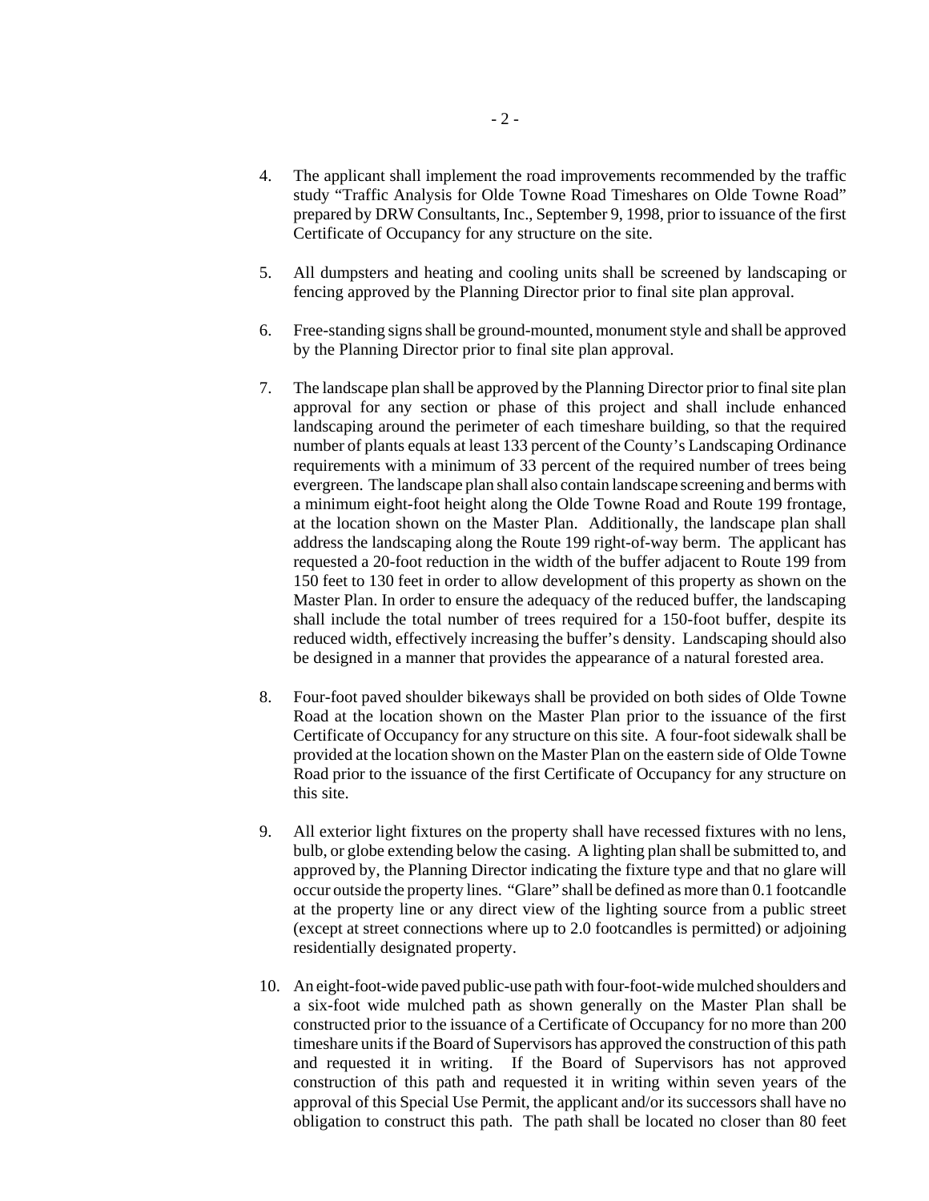4. The applicant shall implement the road improvements recommended by the traffic study "Traffic Analysis for Olde Towne Road Timeshares on Olde Towne Road" prepared by DRW Consultants, Inc., September 9, 1998, prior to issuance of the first Certificate of Occupancy for any structure on the site.

5. All dumpsters and heating and cooling units shall be screened by landscaping or fencing approved by the Planning Director prior to final site plan approval.

6. Free-standing signs shall be ground-mounted, monument style and shall be approved by the Planning Director prior to final site plan approval.

7. The landscape plan shall be approved by the Planning Director prior to final site plan approval for any section or phase of this project and shall include enhanced landscaping around the perimeter of each timeshare building, so that the required number of plants equals at least 133 percent of the County's Landscaping Ordinance requirements with a minimum of 33 percent of the required number of trees being evergreen. The landscape plan shall also contain landscape screening and berms with a minimum eight-foot height along the Olde Towne Road and Route 199 frontage, at the location shown on the Master Plan. Additionally, the landscape plan shall address the landscaping along the Route 199 right-of-way berm. The applicant has requested a 20-foot reduction in the width of the buffer adjacent to Route 199 from 150 feet to 130 feet in order to allow development of this property as shown on the Master Plan. In order to ensure the adequacy of the reduced buffer, the landscaping shall include the total number of trees required for a 150-foot buffer, despite its reduced width, effectively increasing the buffer's density. Landscaping should also be designed in a manner that provides the appearance of a natural forested area.

8. Four-foot paved shoulder bikeways shall be provided on both sides of Olde Towne Road at the location shown on the Master Plan prior to the issuance of the first Certificate of Occupancy for any structure on this site. A four-foot sidewalk shall be provided at the location shown on the Master Plan on the eastern side of Olde Towne Road prior to the issuance of the first Certificate of Occupancy for any structure on this site.

9. All exterior light fixtures on the property shall have recessed fixtures with no lens, bulb, or globe extending below the casing. A lighting plan shall be submitted to, and approved by, the Planning Director indicating the fixture type and that no glare will occur outside the property lines. "Glare" shall be defined as more than 0.1 footcandle at the property line or any direct view of the lighting source from a public street (except at street connections where up to 2.0 footcandles is permitted) or adjoining residentially designated property.

10. An eight-foot-wide paved public-use path with four-foot-wide mulched shoulders and a six-foot wide mulched path as shown generally on the Master Plan shall be constructed prior to the issuance of a Certificate of Occupancy for no more than 200 timeshare units if the Board of Supervisors has approved the construction of this path and requested it in writing. If the Board of Supervisors has not approved construction of this path and requested it in writing within seven years of the approval of this Special Use Permit, the applicant and/or its successors shall have no obligation to construct this path. The path shall be located no closer than 80 feet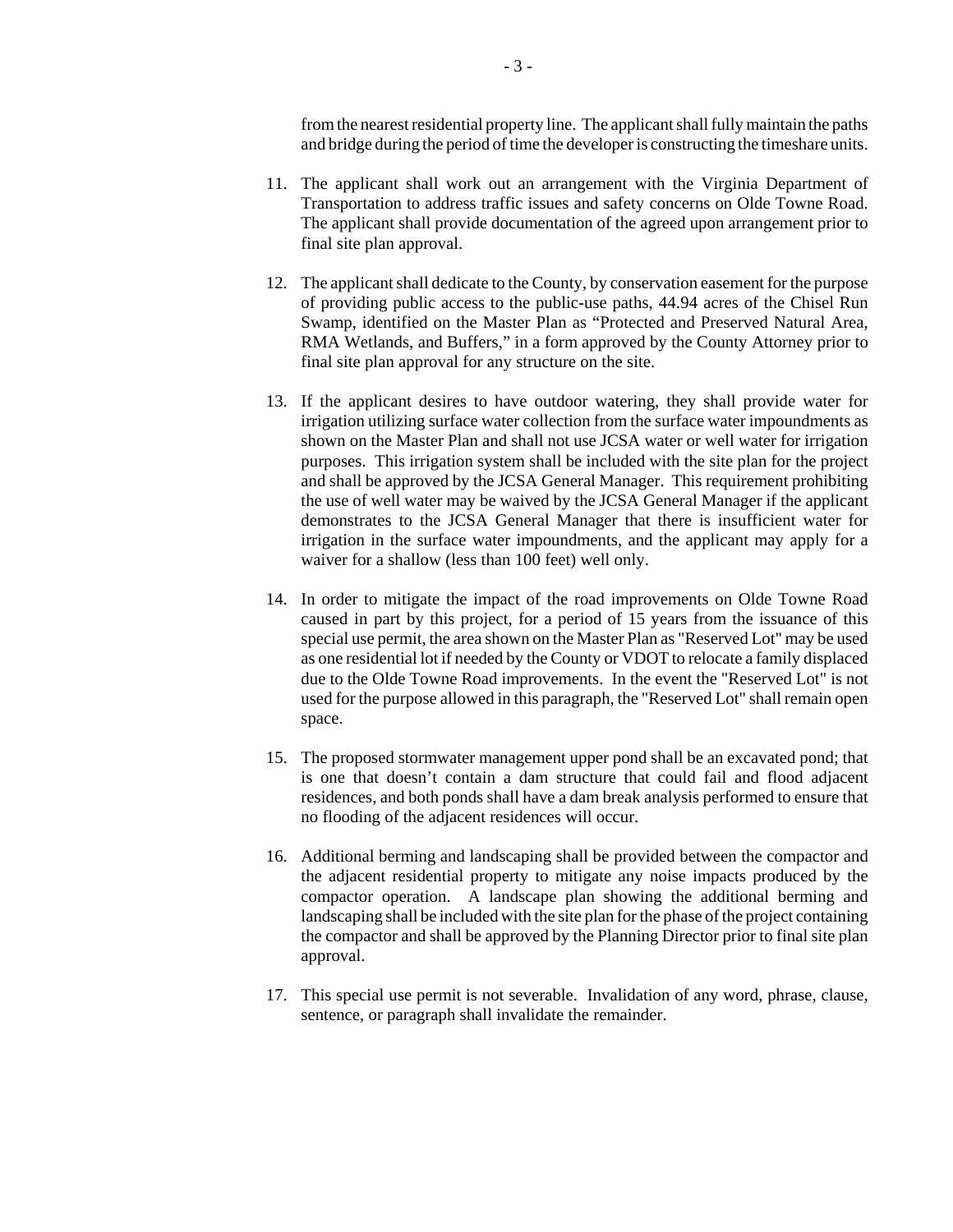from the nearest residential property line. The applicant shall fully maintain the paths and bridge during the period of time the developer is constructing the timeshare units.

11. The applicant shall work out an arrangement with the Virginia Department of Transportation to address traffic issues and safety concerns on Olde Towne Road. The applicant shall provide documentation of the agreed upon arrangement prior to final site plan approval.

12. The applicant shall dedicate to the County, by conservation easement for the purpose of providing public access to the public-use paths, 44.94 acres of the Chisel Run Swamp, identified on the Master Plan as "Protected and Preserved Natural Area, RMA Wetlands, and Buffers," in a form approved by the County Attorney prior to final site plan approval for any structure on the site.

13. If the applicant desires to have outdoor watering, they shall provide water for irrigation utilizing surface water collection from the surface water impoundments as shown on the Master Plan and shall not use JCSA water or well water for irrigation purposes. This irrigation system shall be included with the site plan for the project and shall be approved by the JCSA General Manager. This requirement prohibiting the use of well water may be waived by the JCSA General Manager if the applicant demonstrates to the JCSA General Manager that there is insufficient water for irrigation in the surface water impoundments, and the applicant may apply for a waiver for a shallow (less than 100 feet) well only.

14. In order to mitigate the impact of the road improvements on Olde Towne Road caused in part by this project, for a period of 15 years from the issuance of this special use permit, the area shown on the Master Plan as "Reserved Lot" may be used as one residential lot if needed by the County or VDOT to relocate a family displaced due to the Olde Towne Road improvements. In the event the "Reserved Lot" is not used for the purpose allowed in this paragraph, the "Reserved Lot" shall remain open space.

15. The proposed stormwater management upper pond shall be an excavated pond; that is one that doesn't contain a dam structure that could fail and flood adjacent residences, and both ponds shall have a dam break analysis performed to ensure that no flooding of the adjacent residences will occur.

16. Additional berming and landscaping shall be provided between the compactor and the adjacent residential property to mitigate any noise impacts produced by the compactor operation. A landscape plan showing the additional berming and landscaping shall be included with the site plan for the phase of the project containing the compactor and shall be approved by the Planning Director prior to final site plan approval.

17. This special use permit is not severable. Invalidation of any word, phrase, clause, sentence, or paragraph shall invalidate the remainder.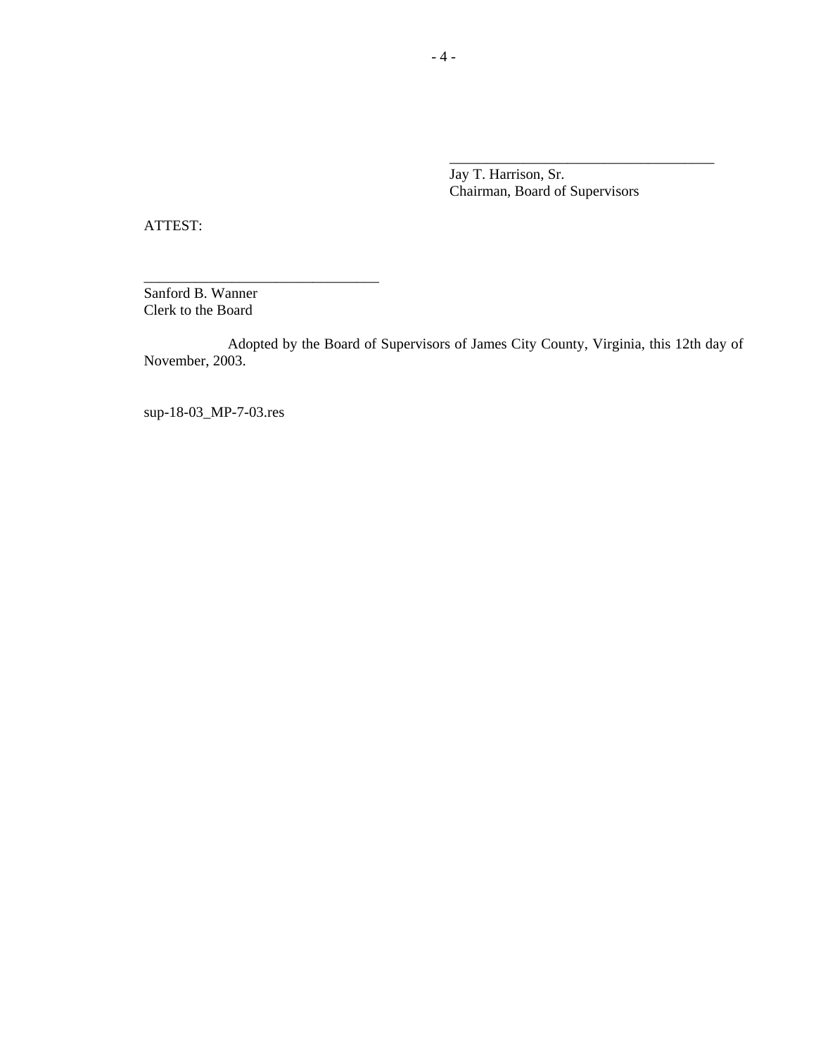\_\_\_\_\_\_\_\_\_\_\_\_\_\_\_\_\_\_\_\_\_\_\_\_\_\_\_\_\_\_\_\_\_\_\_\_\_\_

Jay T. Harrison, Sr.
Chairman, Board of Supervisors

ATTEST:

\_\_\_\_\_\_\_\_\_\_\_\_\_\_\_\_\_\_\_\_\_\_\_\_\_\_\_\_\_\_\_\_\_\_

Sanford B. Wanner
Clerk to the Board

Adopted by the Board of Supervisors of James City County, Virginia, this 12th day of November, 2003.

sup-18-03_MP-7-03.res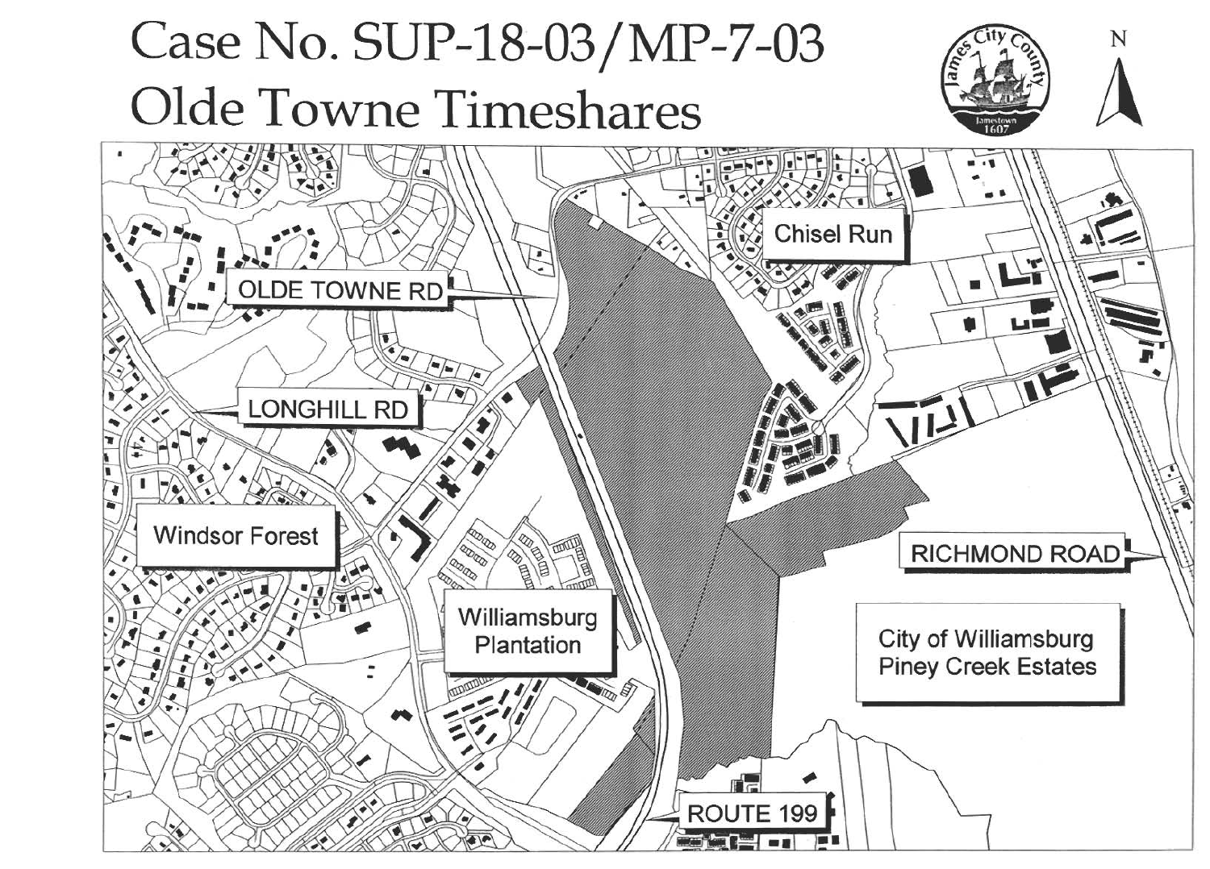# Case No. SUP-18-03/MP-7-03
# Olde Towne Timeshares

N

OLDE TOWNE RD

Chisel Run

LONGHILL RD

Windsor Forest

RICHMOND ROAD

Williamsburg Plantation

City of Williamsburg Piney Creek Estates

ROUTE 199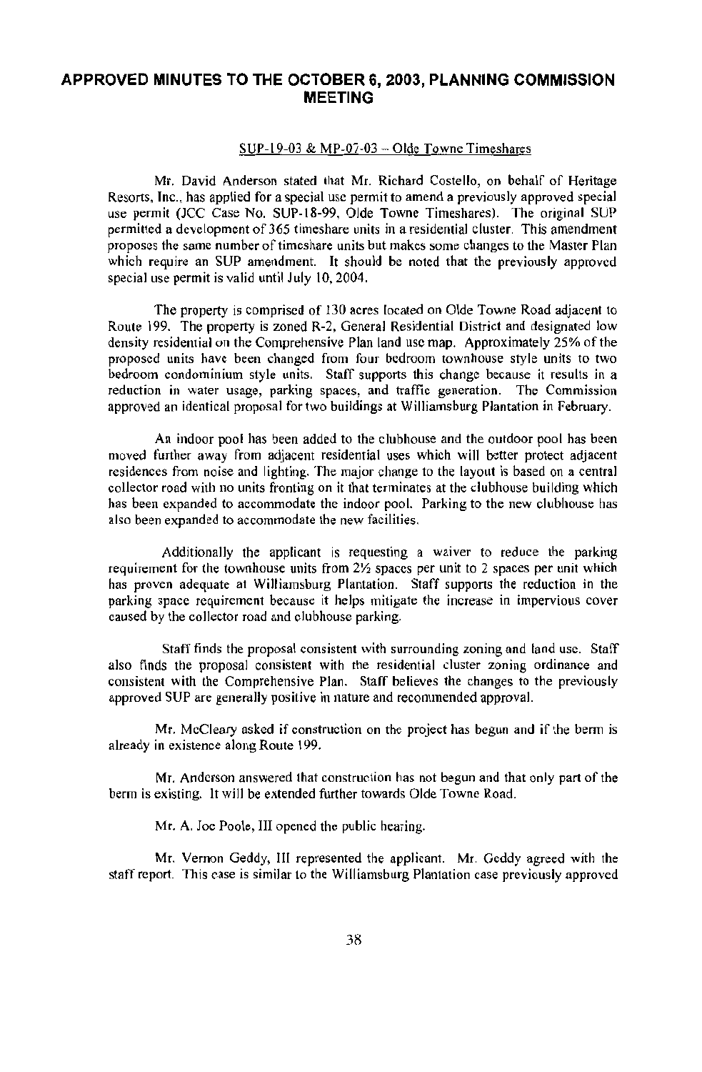# APPROVED MINUTES TO THE OCTOBER 6, 2003, PLANNING COMMISSION MEETING

SUP-19-03 & MP-07-03 – Olde Towne Timeshares

Mr. David Anderson stated that Mr. Richard Costello, on behalf of Heritage Resorts, Inc., has applied for a special use permit to amend a previously approved special use permit (JCC Case No. SUP-18-99, Olde Towne Timeshares). The original SUP permitted a development of 365 timeshare units in a residential cluster. This amendment proposes the same number of timeshare units but makes some changes to the Master Plan which require an SUP amendment. It should be noted that the previously approved special use permit is valid until July 10, 2004.

The property is comprised of 130 acres located on Olde Towne Road adjacent to Route 199. The property is zoned R-2, General Residential District and designated low density residential on the Comprehensive Plan land use map. Approximately 25% of the proposed units have been changed from four bedroom townhouse style units to two bedroom condominium style units. Staff supports this change because it results in a reduction in water usage, parking spaces, and traffic generation. The Commission approved an identical proposal for two buildings at Williamsburg Plantation in February.

An indoor pool has been added to the clubhouse and the outdoor pool has been moved further away from adjacent residential uses which will better protect adjacent residences from noise and lighting. The major change to the layout is based on a central collector road with no units fronting on it that terminates at the clubhouse building which has been expanded to accommodate the indoor pool. Parking to the new clubhouse has also been expanded to accommodate the new facilities.

Additionally the applicant is requesting a waiver to reduce the parking requirement for the townhouse units from 2½ spaces per unit to 2 spaces per unit which has proven adequate at Williamsburg Plantation. Staff supports the reduction in the parking space requirement because it helps mitigate the increase in impervious cover caused by the collector road and clubhouse parking.

Staff finds the proposal consistent with surrounding zoning and land use. Staff also finds the proposal consistent with the residential cluster zoning ordinance and consistent with the Comprehensive Plan. Staff believes the changes to the previously approved SUP are generally positive in nature and recommended approval.

Mr. McCleary asked if construction on the project has begun and if the berm is already in existence along Route 199.

Mr. Anderson answered that construction has not begun and that only part of the berm is existing. It will be extended further towards Olde Towne Road.

Mr. A. Joe Poole, III opened the public hearing.

Mr. Vernon Geddy, III represented the applicant. Mr. Geddy agreed with the staff report. This case is similar to the Williamsburg Plantation case previously approved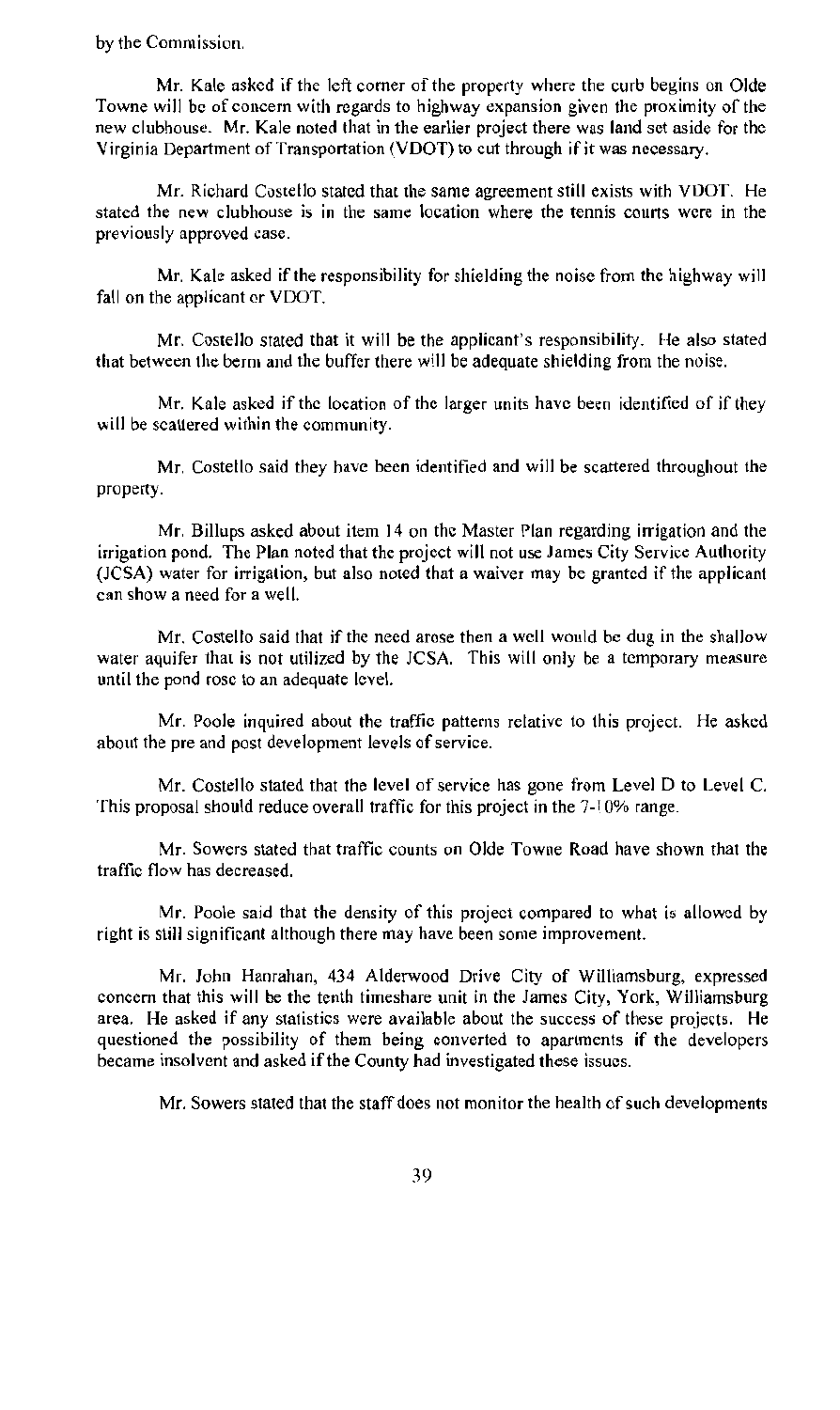by the Commission.

Mr. Kale asked if the left corner of the property where the curb begins on Olde Towne will be of concern with regards to highway expansion given the proximity of the new clubhouse. Mr. Kale noted that in the earlier project there was land set aside for the Virginia Department of Transportation (VDOT) to cut through if it was necessary.

Mr. Richard Costello stated that the same agreement still exists with VDOT. He stated the new clubhouse is in the same location where the tennis courts were in the previously approved case.

Mr. Kale asked if the responsibility for shielding the noise from the highway will fall on the applicant or VDOT.

Mr. Costello stated that it will be the applicant's responsibility. He also stated that between the berm and the buffer there will be adequate shielding from the noise.

Mr. Kale asked if the location of the larger units have been identified of if they will be scattered within the community.

Mr. Costello said they have been identified and will be scattered throughout the property.

Mr. Billups asked about item 14 on the Master Plan regarding irrigation and the irrigation pond. The Plan noted that the project will not use James City Service Authority (JCSA) water for irrigation, but also noted that a waiver may be granted if the applicant can show a need for a well.

Mr. Costello said that if the need arose then a well would be dug in the shallow water aquifer that is not utilized by the JCSA. This will only be a temporary measure until the pond rose to an adequate level.

Mr. Poole inquired about the traffic patterns relative to this project. He asked about the pre and post development levels of service.

Mr. Costello stated that the level of service has gone from Level D to Level C. This proposal should reduce overall traffic for this project in the 7-10% range.

Mr. Sowers stated that traffic counts on Olde Towne Road have shown that the traffic flow has decreased.

Mr. Poole said that the density of this project compared to what is allowed by right is still significant although there may have been some improvement.

Mr. John Hanrahan, 434 Alderwood Drive City of Williamsburg, expressed concern that this will be the tenth timeshare unit in the James City, York, Williamsburg area. He asked if any statistics were available about the success of these projects. He questioned the possibility of them being converted to apartments if the developers became insolvent and asked if the County had investigated these issues.

Mr. Sowers stated that the staff does not monitor the health of such developments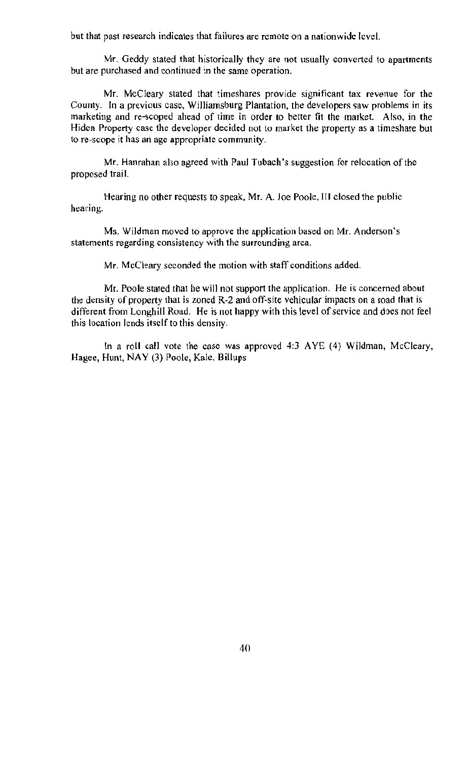but that past research indicates that failures are remote on a nationwide level.

Mr. Geddy stated that historically they are not usually converted to apartments but are purchased and continued in the same operation.

Mr. McCleary stated that timeshares provide significant tax revenue for the County. In a previous case, Williamsburg Plantation, the developers saw problems in its marketing and re-scoped ahead of time in order to better fit the market. Also, in the Hiden Property case the developer decided not to market the property as a timeshare but to re-scope it has an age appropriate community.

Mr. Hanrahan also agreed with Paul Tubach's suggestion for relocation of the proposed trail.

Hearing no other requests to speak, Mr. A. Joe Poole, III closed the public hearing.

Ms. Wildman moved to approve the application based on Mr. Anderson's statements regarding consistency with the surrounding area.

Mr. McCleary seconded the motion with staff conditions added.

Mr. Poole stated that he will not support the application. He is concerned about the density of property that is zoned R-2 and off-site vehicular impacts on a road that is different from Longhill Road. He is not happy with this level of service and does not feel this location lends itself to this density.

In a roll call vote the case was approved 4:3 AYE (4) Wildman, McCleary, Hagee, Hunt, NAY (3) Poole, Kale, Billups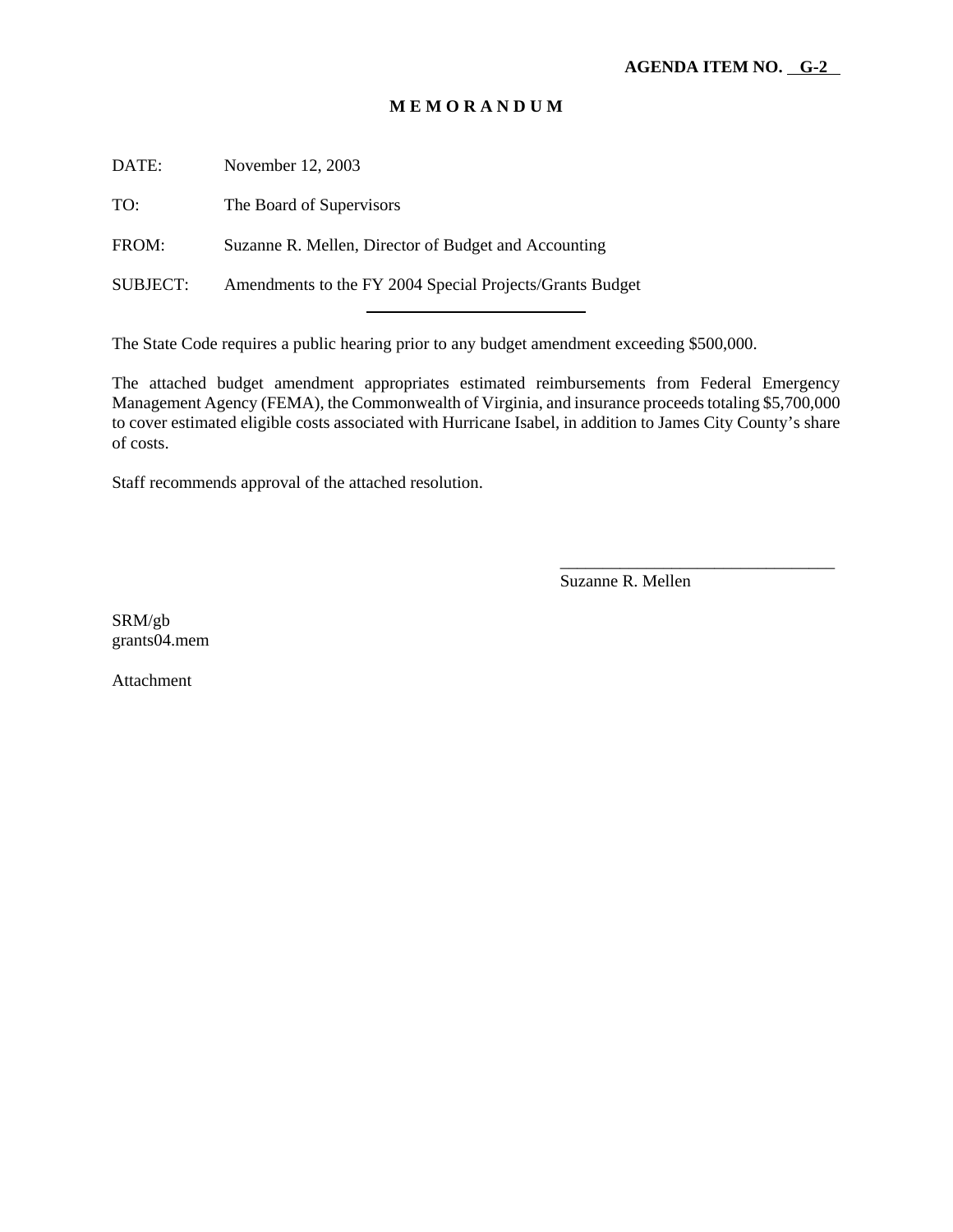**AGENDA ITEM NO. G-2**

**M E M O R A N D U M**

DATE: November 12, 2003

TO: The Board of Supervisors

FROM: Suzanne R. Mellen, Director of Budget and Accounting

SUBJECT: Amendments to the FY 2004 Special Projects/Grants Budget

---

The State Code requires a public hearing prior to any budget amendment exceeding $500,000.

The attached budget amendment appropriates estimated reimbursements from Federal Emergency Management Agency (FEMA), the Commonwealth of Virginia, and insurance proceeds totaling $5,700,000 to cover estimated eligible costs associated with Hurricane Isabel, in addition to James City County's share of costs.

Staff recommends approval of the attached resolution.

\_\_\_\_\_\_\_\_\_\_\_\_\_\_\_\_\_\_\_\_\_\_\_\_\_\_\_\_\_\_\_\_

Suzanne R. Mellen

SRM/gb
grants04.mem

Attachment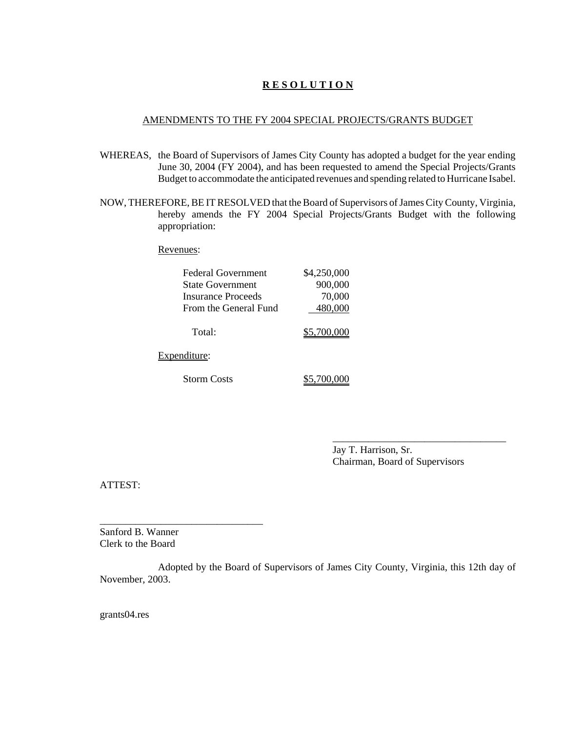# R E S O L U T I O N

## AMENDMENTS TO THE FY 2004 SPECIAL PROJECTS/GRANTS BUDGET

WHEREAS, the Board of Supervisors of James City County has adopted a budget for the year ending June 30, 2004 (FY 2004), and has been requested to amend the Special Projects/Grants Budget to accommodate the anticipated revenues and spending related to Hurricane Isabel.

NOW, THEREFORE, BE IT RESOLVED that the Board of Supervisors of James City County, Virginia, hereby amends the FY 2004 Special Projects/Grants Budget with the following appropriation:

Revenues:

| | |
|---|---|
| Federal Government | $4,250,000 |
| State Government | 900,000 |
| Insurance Proceeds | 70,000 |
| From the General Fund | 480,000 |
| Total: | $5,700,000 |

Expenditure:

| | |
|---|---|
| Storm Costs | $5,700,000 |

____________________________________
Jay T. Harrison, Sr.
Chairman, Board of Supervisors

ATTEST:

________________________________
Sanford B. Wanner
Clerk to the Board

Adopted by the Board of Supervisors of James City County, Virginia, this 12th day of November, 2003.

grants04.res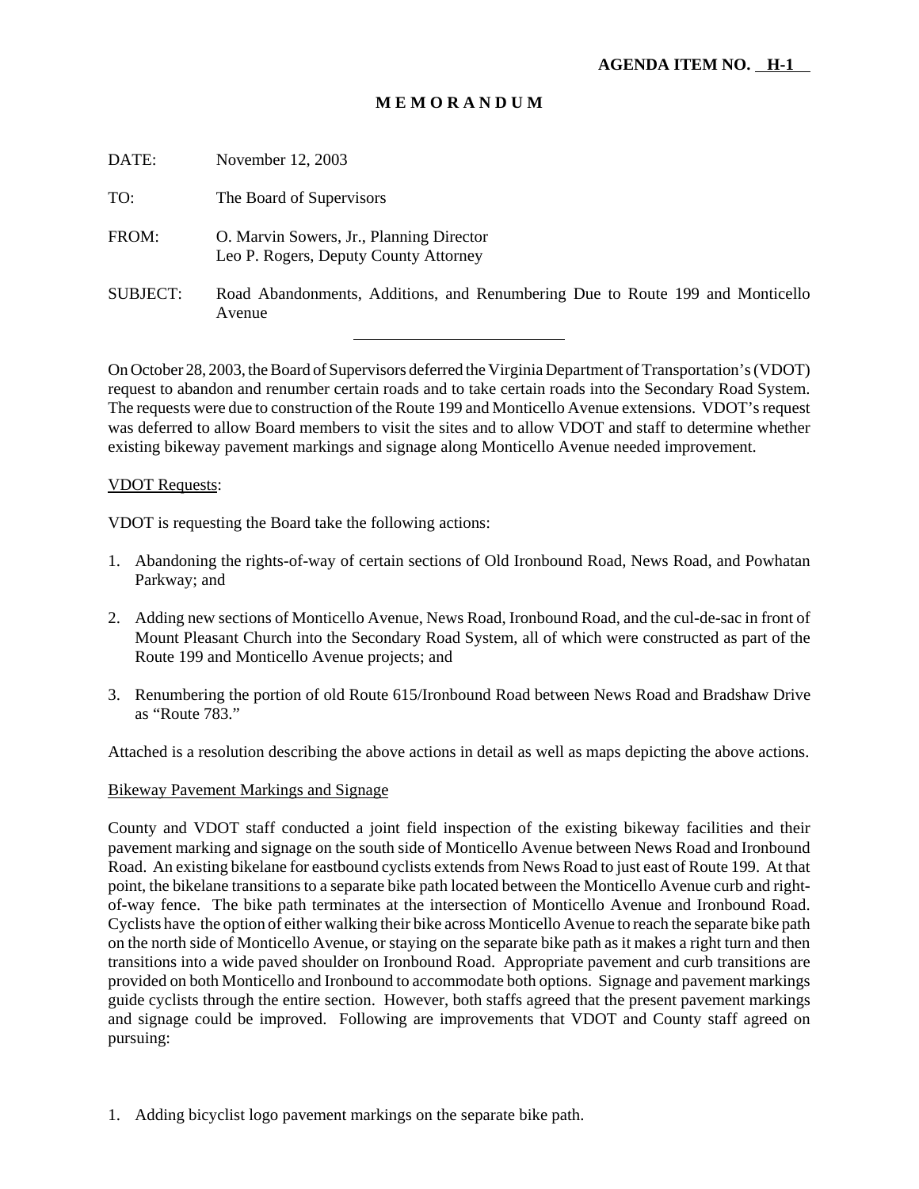**AGENDA ITEM NO. H-1**

**M E M O R A N D U M**

DATE: November 12, 2003

TO: The Board of Supervisors

FROM: O. Marvin Sowers, Jr., Planning Director
Leo P. Rogers, Deputy County Attorney

SUBJECT: Road Abandonments, Additions, and Renumbering Due to Route 199 and Monticello Avenue

---

On October 28, 2003, the Board of Supervisors deferred the Virginia Department of Transportation's (VDOT) request to abandon and renumber certain roads and to take certain roads into the Secondary Road System. The requests were due to construction of the Route 199 and Monticello Avenue extensions. VDOT's request was deferred to allow Board members to visit the sites and to allow VDOT and staff to determine whether existing bikeway pavement markings and signage along Monticello Avenue needed improvement.

VDOT Requests:

VDOT is requesting the Board take the following actions:

1. Abandoning the rights-of-way of certain sections of Old Ironbound Road, News Road, and Powhatan Parkway; and

2. Adding new sections of Monticello Avenue, News Road, Ironbound Road, and the cul-de-sac in front of Mount Pleasant Church into the Secondary Road System, all of which were constructed as part of the Route 199 and Monticello Avenue projects; and

3. Renumbering the portion of old Route 615/Ironbound Road between News Road and Bradshaw Drive as "Route 783."

Attached is a resolution describing the above actions in detail as well as maps depicting the above actions.

Bikeway Pavement Markings and Signage

County and VDOT staff conducted a joint field inspection of the existing bikeway facilities and their pavement marking and signage on the south side of Monticello Avenue between News Road and Ironbound Road. An existing bikelane for eastbound cyclists extends from News Road to just east of Route 199. At that point, the bikelane transitions to a separate bike path located between the Monticello Avenue curb and right-of-way fence. The bike path terminates at the intersection of Monticello Avenue and Ironbound Road. Cyclists have the option of either walking their bike across Monticello Avenue to reach the separate bike path on the north side of Monticello Avenue, or staying on the separate bike path as it makes a right turn and then transitions into a wide paved shoulder on Ironbound Road. Appropriate pavement and curb transitions are provided on both Monticello and Ironbound to accommodate both options. Signage and pavement markings guide cyclists through the entire section. However, both staffs agreed that the present pavement markings and signage could be improved. Following are improvements that VDOT and County staff agreed on pursuing:

1. Adding bicyclist logo pavement markings on the separate bike path.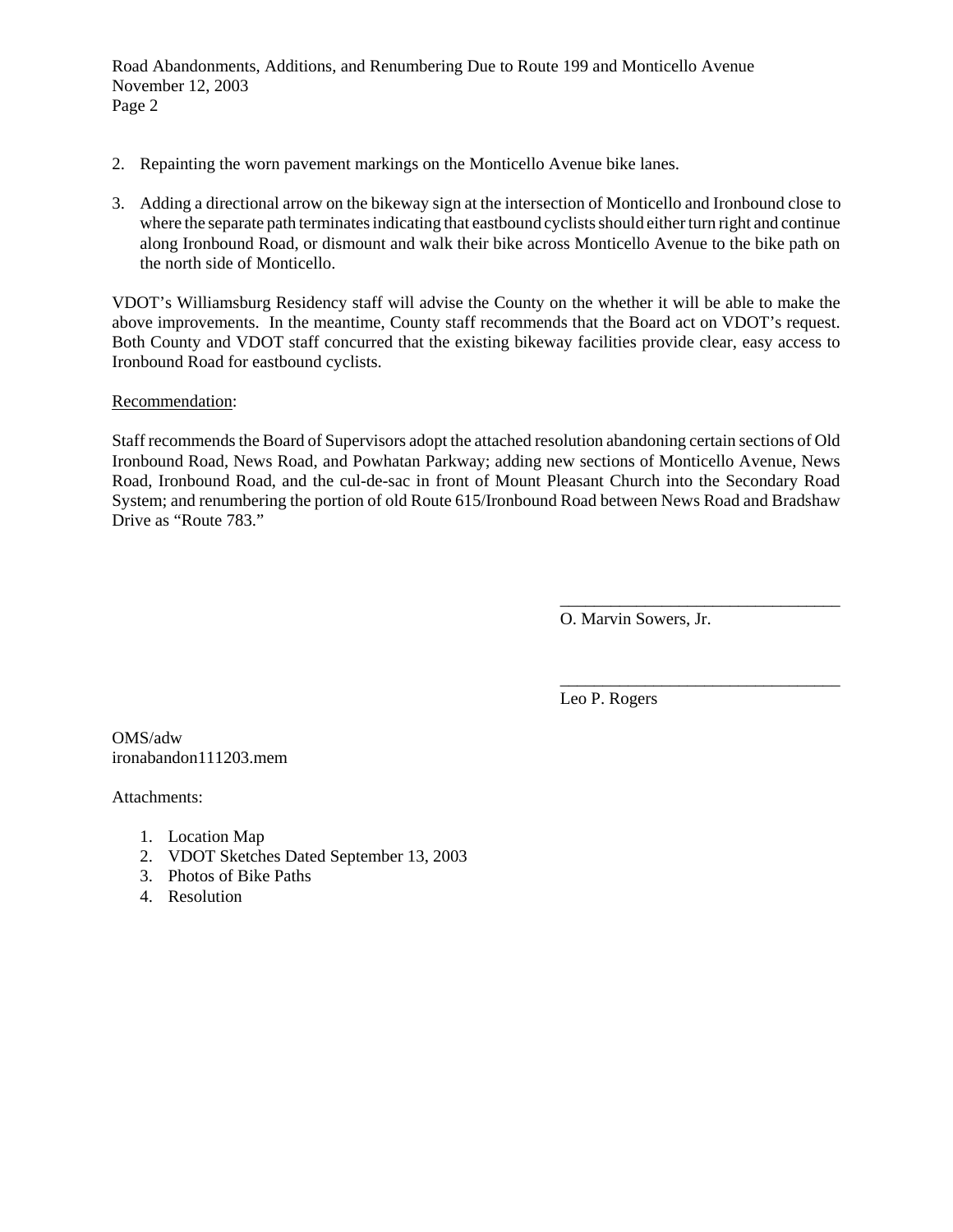2. Repainting the worn pavement markings on the Monticello Avenue bike lanes.

3. Adding a directional arrow on the bikeway sign at the intersection of Monticello and Ironbound close to where the separate path terminates indicating that eastbound cyclists should either turn right and continue along Ironbound Road, or dismount and walk their bike across Monticello Avenue to the bike path on the north side of Monticello.

VDOT's Williamsburg Residency staff will advise the County on the whether it will be able to make the above improvements. In the meantime, County staff recommends that the Board act on VDOT's request. Both County and VDOT staff concurred that the existing bikeway facilities provide clear, easy access to Ironbound Road for eastbound cyclists.

Recommendation:

Staff recommends the Board of Supervisors adopt the attached resolution abandoning certain sections of Old Ironbound Road, News Road, and Powhatan Parkway; adding new sections of Monticello Avenue, News Road, Ironbound Road, and the cul-de-sac in front of Mount Pleasant Church into the Secondary Road System; and renumbering the portion of old Route 615/Ironbound Road between News Road and Bradshaw Drive as "Route 783."

\_\_\_\_\_\_\_\_\_\_\_\_\_\_\_\_\_\_\_\_\_\_\_\_\_\_\_\_\_\_\_\_\_\_

O. Marvin Sowers, Jr.

\_\_\_\_\_\_\_\_\_\_\_\_\_\_\_\_\_\_\_\_\_\_\_\_\_\_\_\_\_\_\_\_\_\_

Leo P. Rogers

OMS/adw
ironabandon111203.mem

Attachments:

1. Location Map
2. VDOT Sketches Dated September 13, 2003
3. Photos of Bike Paths
4. Resolution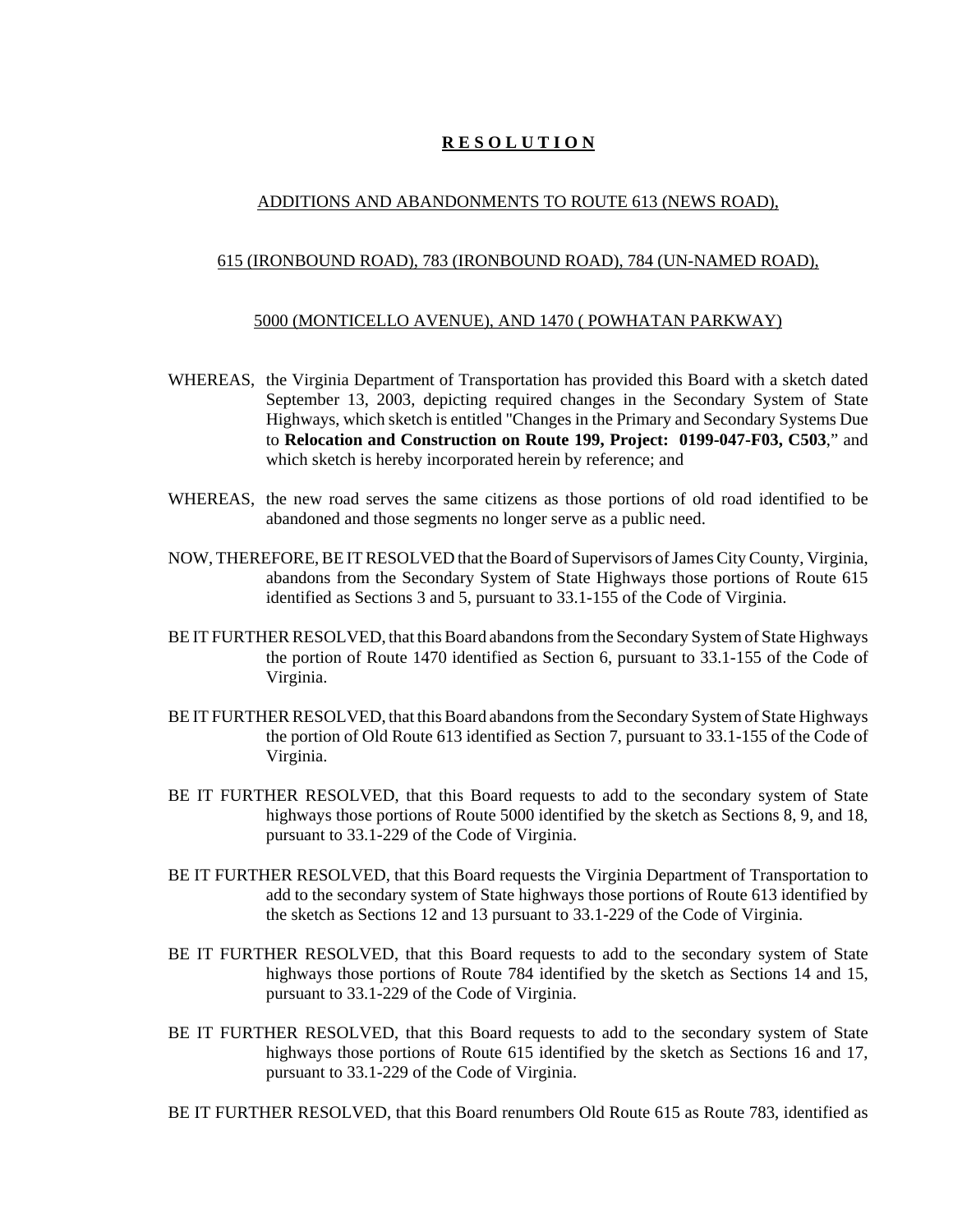# **R E S O L U T I O N**

ADDITIONS AND ABANDONMENTS TO ROUTE 613 (NEWS ROAD),

615 (IRONBOUND ROAD), 783 (IRONBOUND ROAD), 784 (UN-NAMED ROAD),

5000 (MONTICELLO AVENUE), AND 1470 ( POWHATAN PARKWAY)

WHEREAS, the Virginia Department of Transportation has provided this Board with a sketch dated September 13, 2003, depicting required changes in the Secondary System of State Highways, which sketch is entitled "Changes in the Primary and Secondary Systems Due to **Relocation and Construction on Route 199, Project: 0199-047-F03, C503**," and which sketch is hereby incorporated herein by reference; and

WHEREAS, the new road serves the same citizens as those portions of old road identified to be abandoned and those segments no longer serve as a public need.

NOW, THEREFORE, BE IT RESOLVED that the Board of Supervisors of James City County, Virginia, abandons from the Secondary System of State Highways those portions of Route 615 identified as Sections 3 and 5, pursuant to 33.1-155 of the Code of Virginia.

BE IT FURTHER RESOLVED, that this Board abandons from the Secondary System of State Highways the portion of Route 1470 identified as Section 6, pursuant to 33.1-155 of the Code of Virginia.

BE IT FURTHER RESOLVED, that this Board abandons from the Secondary System of State Highways the portion of Old Route 613 identified as Section 7, pursuant to 33.1-155 of the Code of Virginia.

BE IT FURTHER RESOLVED, that this Board requests to add to the secondary system of State highways those portions of Route 5000 identified by the sketch as Sections 8, 9, and 18, pursuant to 33.1-229 of the Code of Virginia.

BE IT FURTHER RESOLVED, that this Board requests the Virginia Department of Transportation to add to the secondary system of State highways those portions of Route 613 identified by the sketch as Sections 12 and 13 pursuant to 33.1-229 of the Code of Virginia.

BE IT FURTHER RESOLVED, that this Board requests to add to the secondary system of State highways those portions of Route 784 identified by the sketch as Sections 14 and 15, pursuant to 33.1-229 of the Code of Virginia.

BE IT FURTHER RESOLVED, that this Board requests to add to the secondary system of State highways those portions of Route 615 identified by the sketch as Sections 16 and 17, pursuant to 33.1-229 of the Code of Virginia.

BE IT FURTHER RESOLVED, that this Board renumbers Old Route 615 as Route 783, identified as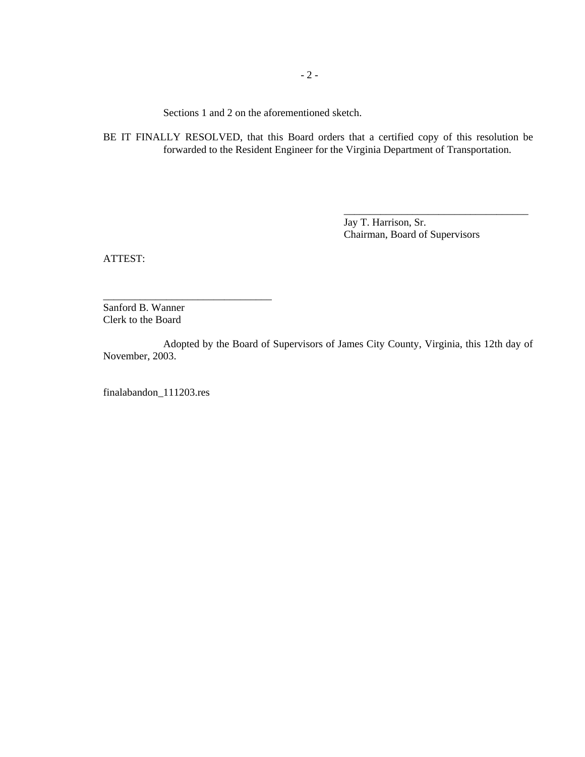Sections 1 and 2 on the aforementioned sketch.

BE IT FINALLY RESOLVED, that this Board orders that a certified copy of this resolution be forwarded to the Resident Engineer for the Virginia Department of Transportation.

\_\_\_\_\_\_\_\_\_\_\_\_\_\_\_\_\_\_\_\_\_\_\_\_\_\_\_\_\_\_\_\_\_\_\_\_

Jay T. Harrison, Sr.
Chairman, Board of Supervisors

ATTEST:

\_\_\_\_\_\_\_\_\_\_\_\_\_\_\_\_\_\_\_\_\_\_\_\_\_\_\_\_\_\_\_\_\_

Sanford B. Wanner
Clerk to the Board

Adopted by the Board of Supervisors of James City County, Virginia, this 12th day of November, 2003.

finalabandon_111203.res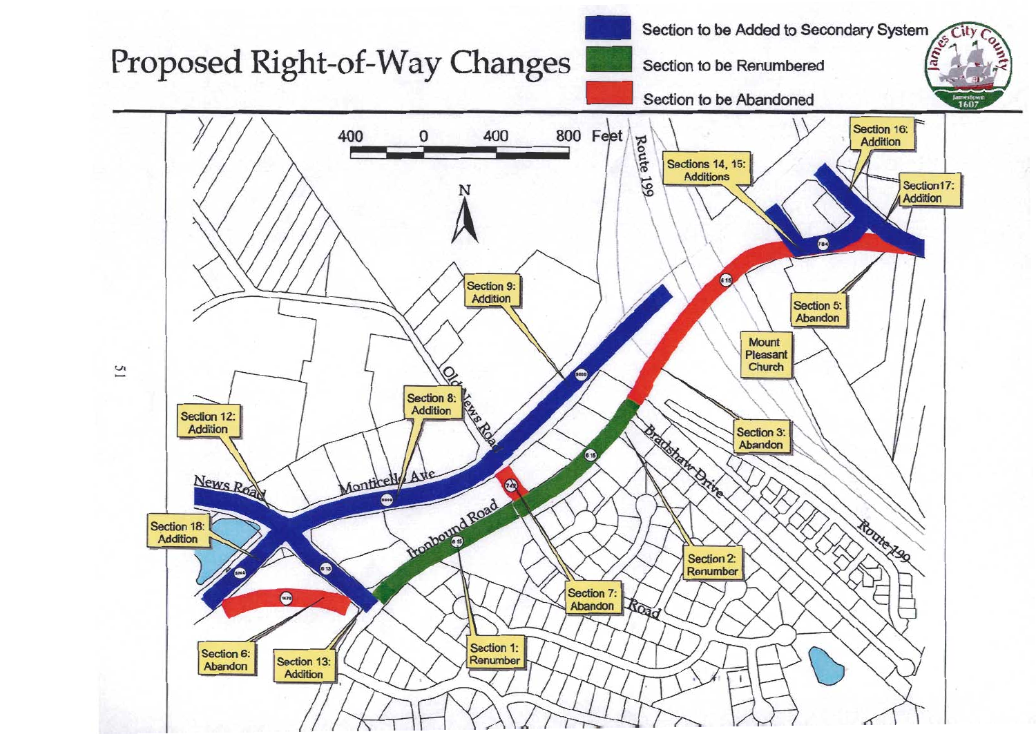# Proposed Right-of-Way Changes

- Section to be Added to Secondary System
- Section to be Renumbered
- Section to be Abandoned

James City County — Jamestown 1607

400 0 400 800 Feet

N

- Section 1: Renumber
- Section 2: Renumber
- Section 3: Abandon
- Section 5: Abandon
- Section 6: Abandon
- Section 7: Abandon
- Section 8: Addition
- Section 9: Addition
- Section 12: Addition
- Section 13: Addition
- Sections 14, 15: Additions
- Section 16: Addition
- Section 17: Addition
- Section 18: Addition

News Road, Monticello Ave, Old News Road, Ironbound Road, Bradshaw Drive, Route 199, Mount Pleasant Church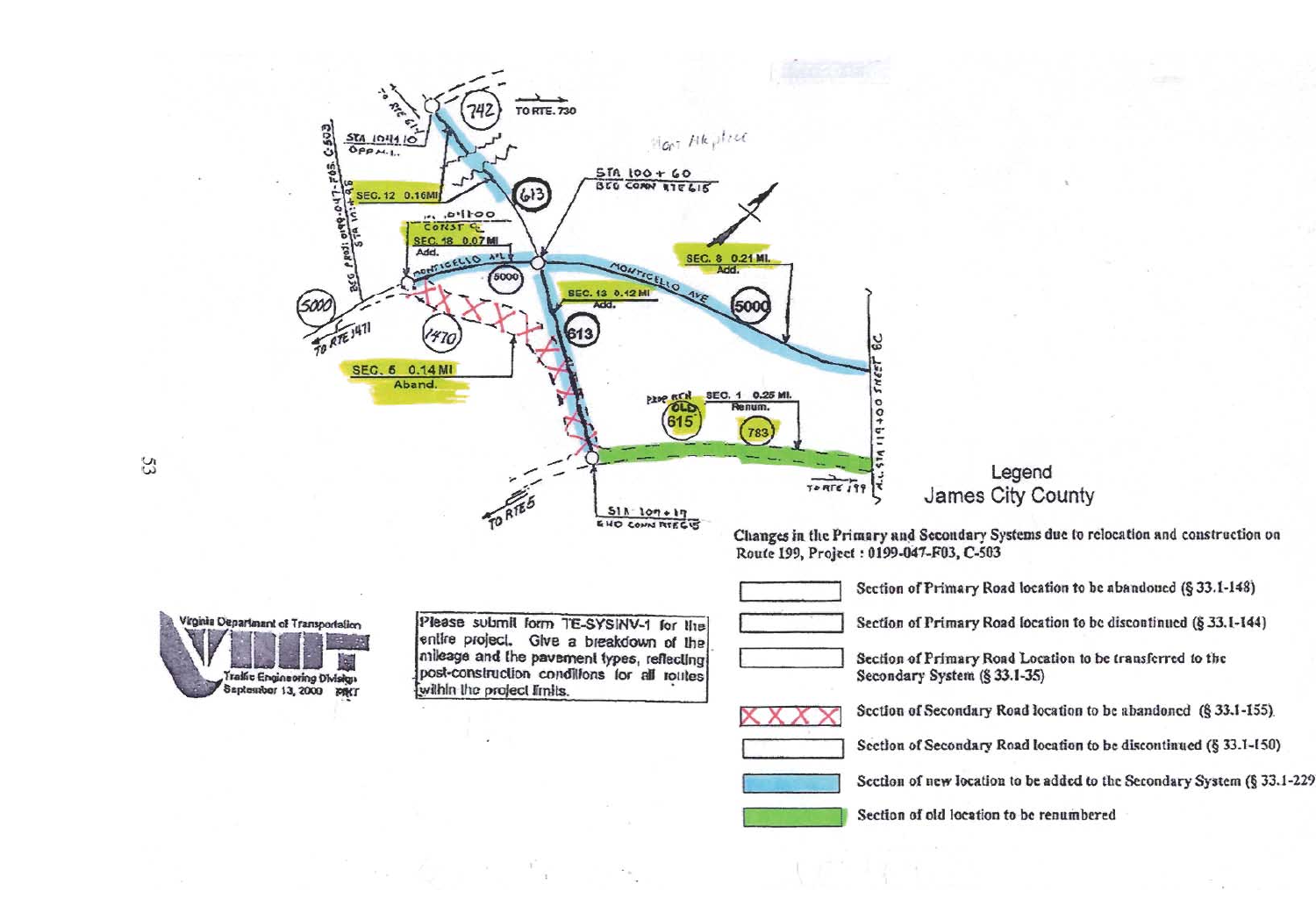Legend
James City County

**Changes in the Primary and Secondary Systems due to relocation and construction on Route 199, Project : 0199-047-F03, C-503**

| Symbol | Description |
| --- | --- |
| (blank box) | Section of Primary Road location to be abandoned (§ 33.1-148) |
| (blank box) | Section of Primary Road location to be discontinued (§ 33.1-144) |
| (blank box) | Section of Primary Road Location to be transferred to the Secondary System (§ 33.1-35) |
| XXXX (red) | Section of Secondary Road location to be abandoned (§ 33.1-155) |
| (blank box) | Section of Secondary Road location to be discontinued (§ 33.1-150) |
| (blue) | Section of new location to be added to the Secondary System (§ 33.1-229 |
| (green) | Section of old location to be renumbered |

SEC. 12 0.16MI

SEC. 18 0.07 MI Add.

SEC. 8 0.21 MI. Add.

SEC. 13 0.12 MI Add.

SEC. 6 0.14 MI Aband.

SEC. 1 0.25 MI. Renum.

STA 1044.10 OPP M.L.

BEG PROJ. 0199-047-F03, C-503 STA 11+96

STA 100+60 BEG CONN RTE 615

STA 109+17 END CONN RTE 615

E.L. STA 119+00 STREET "BC"

742 — TO RTE 730

TO RTE 614

613

5000 — MONTICELLO AVE

TO RTE 1471

1470

PROP REN OLD 615 — 783

TO RTE 199

TO RTE 5

Virginia Department of Transportation
Traffic Engineering Division
September 13, 2000

Please submit form TE-SYSINV-1 for the entire project. Give a breakdown of the mileage and the pavement types, reflecting post-construction conditions for all routes within the project limits.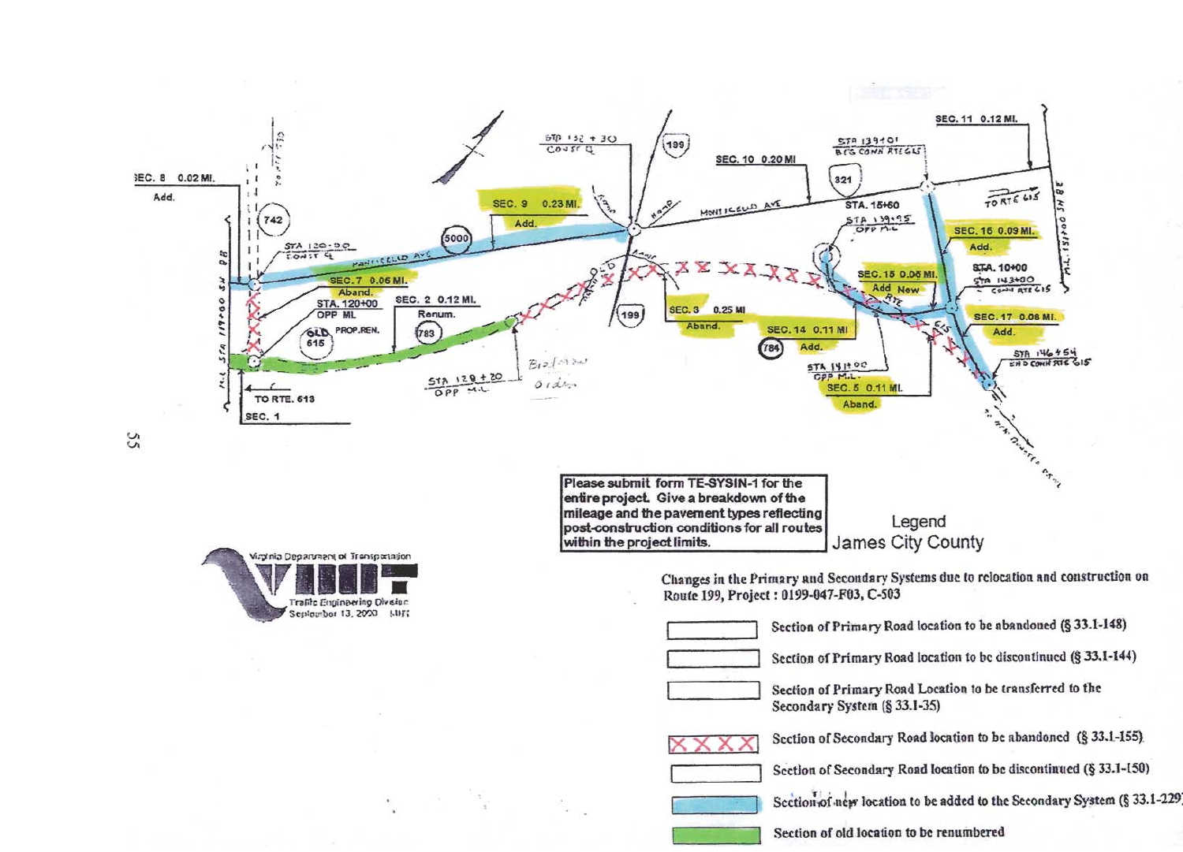SEC. 8 0.02 MI.
Add.

SEC. 9 0.23 MI.
Add.

SEC. 7 0.06 MI.
Aband.

STA. 120+00
OPP ML

OLD 615 PROP.REN.

SEC. 2 0.12 MI.
Renum.

TO RTE. 613

SEC. 1

SEC. 3 0.25 MI
Aband.

SEC. 10 0.20 MI

SEC. 11 0.12 MI.

STA. 15+60

SEC. 15 0.05 MI.
Add New

SEC. 14 0.11 MI
Add.

SEC. 5 0.11 MI.
Aband.

SEC. 16 0.09 MI.
Add.

STA. 10+00

SEC. 17 0.08 MI.
Add.

Please submit form TE-SYSIN-1 for the entire project. Give a breakdown of the mileage and the pavement types reflecting post-construction conditions for all routes within the project limits.

Virginia Department of Transportation
VDOT
Traffic Engineering Division
September 13, 2000

Legend
James City County

Changes in the Primary and Secondary Systems due to relocation and construction on Route 199, Project : 0199-047-F03, C-503

- Section of Primary Road location to be abandoned (§ 33.1-148)
- Section of Primary Road location to be discontinued (§ 33.1-144)
- Section of Primary Road Location to be transferred to the Secondary System (§ 33.1-35)
- Section of Secondary Road location to be abandoned (§ 33.1-155)
- Section of Secondary Road location to be discontinued (§ 33.1-150)
- Section of new location to be added to the Secondary System (§ 33.1-229)
- Section of old location to be renumbered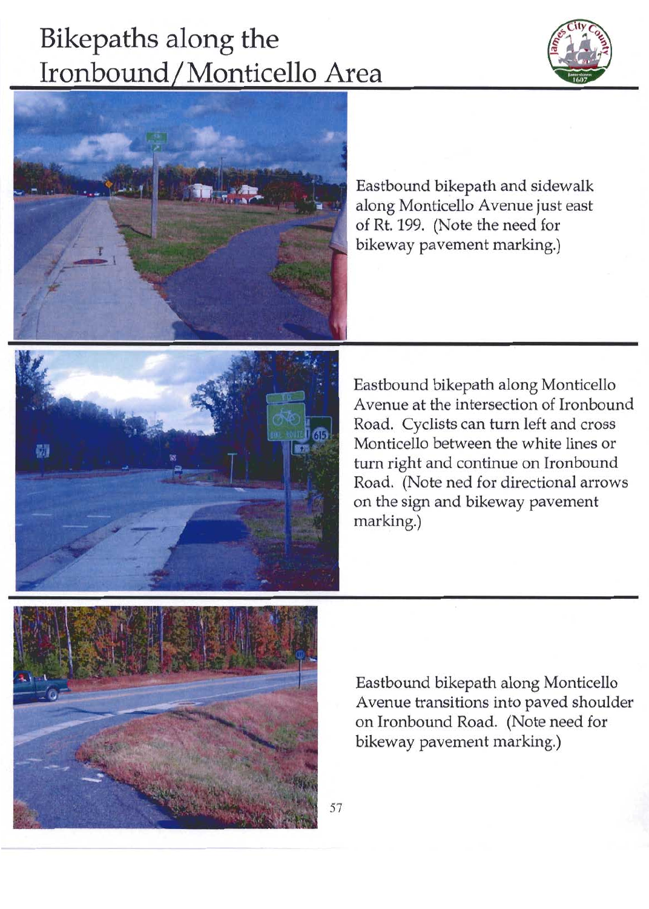# Bikepaths along the Ironbound/Monticello Area

Eastbound bikepath and sidewalk along Monticello Avenue just east of Rt. 199. (Note the need for bikeway pavement marking.)

Eastbound bikepath along Monticello Avenue at the intersection of Ironbound Road. Cyclists can turn left and cross Monticello between the white lines or turn right and continue on Ironbound Road. (Note ned for directional arrows on the sign and bikeway pavement marking.)

Eastbound bikepath along Monticello Avenue transitions into paved shoulder on Ironbound Road. (Note need for bikeway pavement marking.)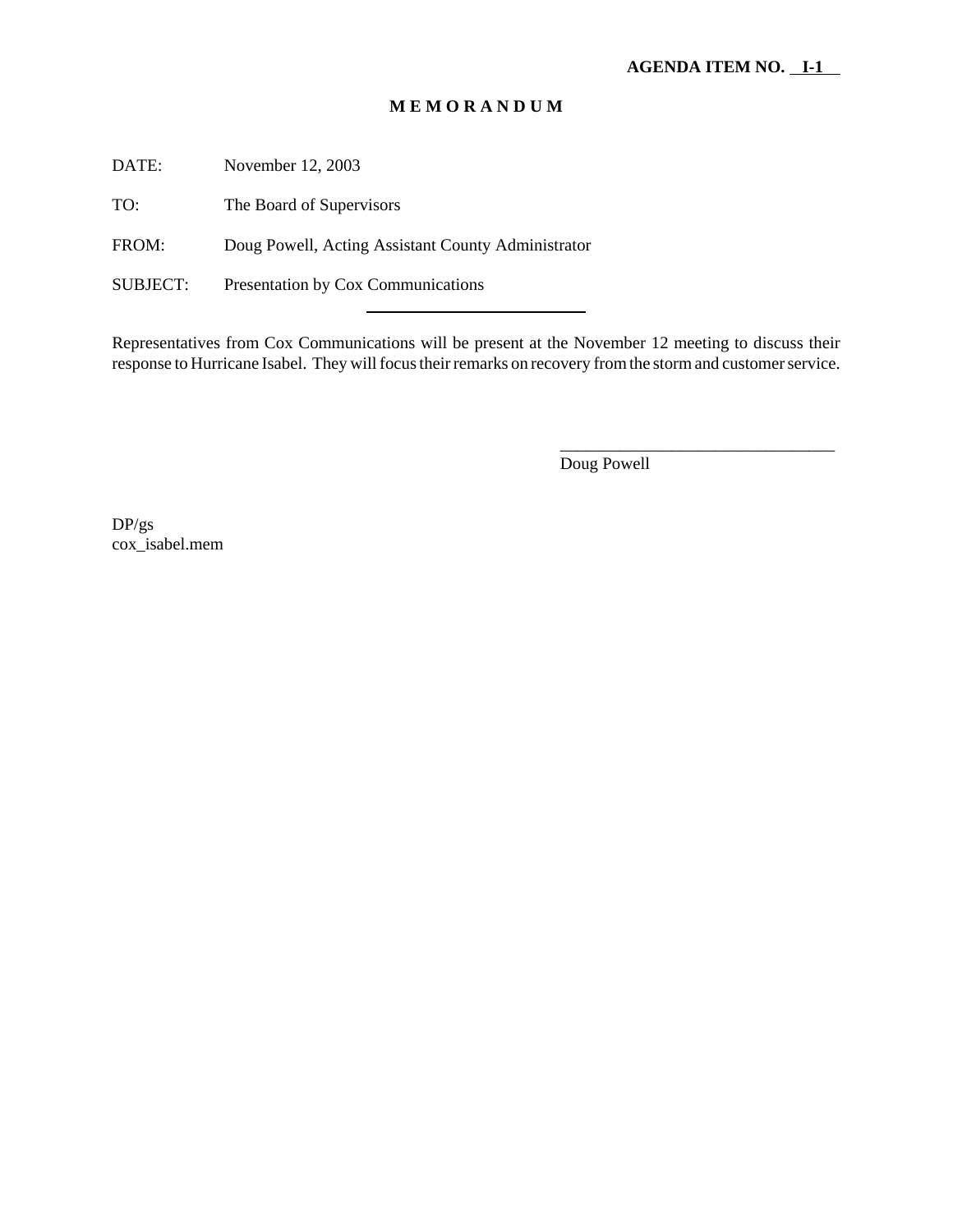**AGENDA ITEM NO. I-1**

## M E M O R A N D U M

DATE: November 12, 2003

TO: The Board of Supervisors

FROM: Doug Powell, Acting Assistant County Administrator

SUBJECT: Presentation by Cox Communications

---

Representatives from Cox Communications will be present at the November 12 meeting to discuss their response to Hurricane Isabel. They will focus their remarks on recovery from the storm and customer service.

_________________________________
Doug Powell

DP/gs
cox_isabel.mem